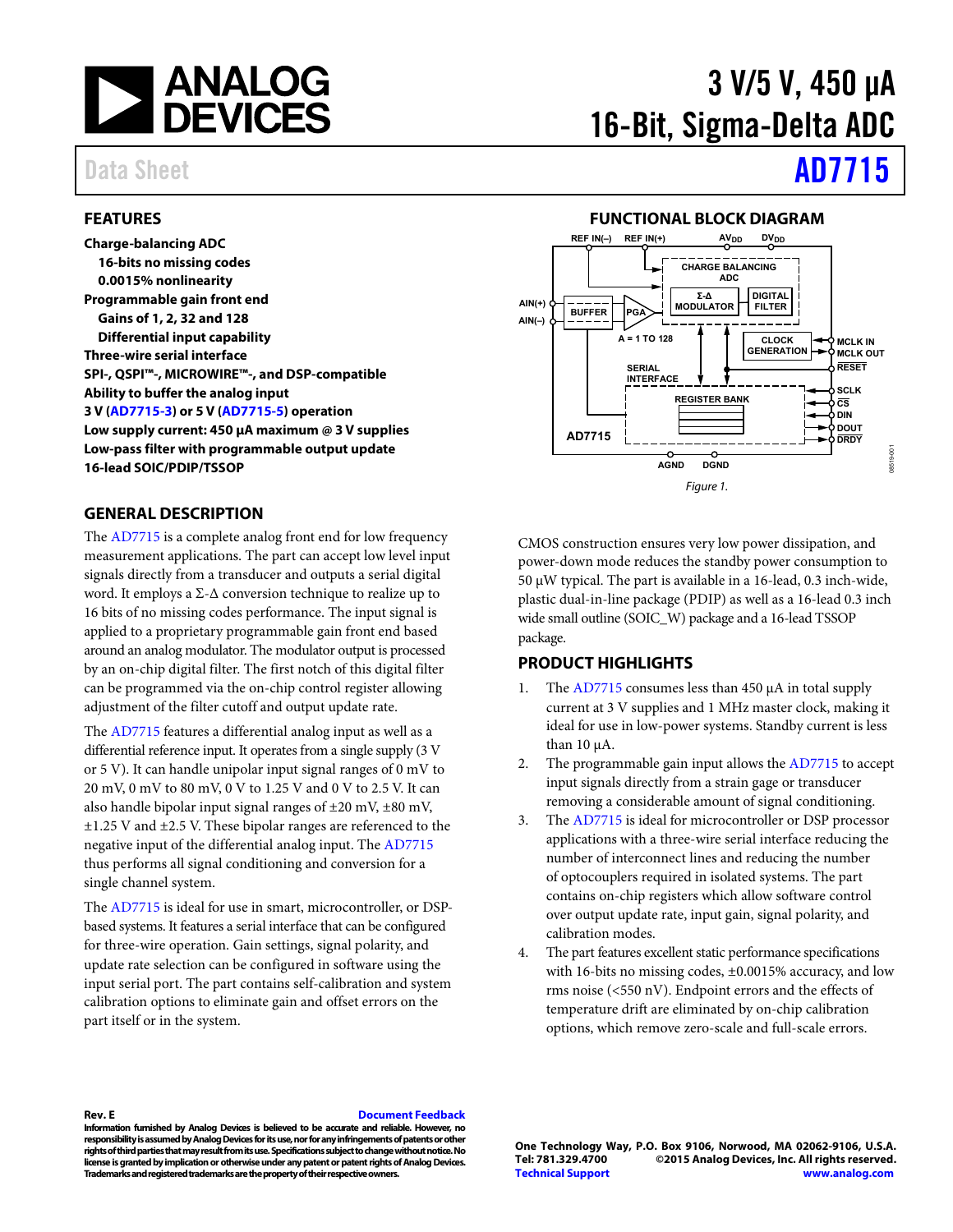# 3 V/5 V, 450 µA 16-Bit, Sigma-Delta ADC

Data Sheet **AD7715**

## FEATURES

**Charge-balancing ADC**
- **16-bits no missing codes**
- **0.0015% nonlinearity**

**Programmable gain front end**
- **Gains of 1, 2, 32 and 128**
- **Differential input capability**

**Three-wire serial interface**

**SPI™-, QSPI™-, MICROWIRE™-, and DSP-compatible**

**Ability to buffer the analog input**

**3 V (AD7715-3) or 5 V (AD7715-5) operation**

**Low supply current: 450 µA maximum @ 3 V supplies**

**Low-pass filter with programmable output update**

**16-lead SOIC/PDIP/TSSOP**

## FUNCTIONAL BLOCK DIAGRAM

Figure 1.

## GENERAL DESCRIPTION

The AD7715 is a complete analog front end for low frequency measurement applications. The part can accept low level input signals directly from a transducer and outputs a serial digital word. It employs a Σ-Δ conversion technique to realize up to 16 bits of no missing codes performance. The input signal is applied to a proprietary programmable gain front end based around an analog modulator. The modulator output is processed by an on-chip digital filter. The first notch of this digital filter can be programmed via the on-chip control register allowing adjustment of the filter cutoff and output update rate.

The AD7715 features a differential analog input as well as a differential reference input. It operates from a single supply (3 V or 5 V). It can handle unipolar input signal ranges of 0 mV to 20 mV, 0 mV to 80 mV, 0 V to 1.25 V and 0 V to 2.5 V. It can also handle bipolar input signal ranges of ±20 mV, ±80 mV, ±1.25 V and ±2.5 V. These bipolar ranges are referenced to the negative input of the differential analog input. The AD7715 thus performs all signal conditioning and conversion for a single channel system.

The AD7715 is ideal for use in smart, microcontroller, or DSP-based systems. It features a serial interface that can be configured for three-wire operation. Gain settings, signal polarity, and update rate selection can be configured in software using the input serial port. The part contains self-calibration and system calibration options to eliminate gain and offset errors on the part itself or in the system.

CMOS construction ensures very low power dissipation, and power-down mode reduces the standby power consumption to 50 µW typical. The part is available in a 16-lead, 0.3 inch-wide, plastic dual-in-line package (PDIP) as well as a 16-lead 0.3 inch wide small outline (SOIC_W) package and a 16-lead TSSOP package.

## PRODUCT HIGHLIGHTS

1. The AD7715 consumes less than 450 µA in total supply current at 3 V supplies and 1 MHz master clock, making it ideal for use in low-power systems. Standby current is less than 10 µA.
2. The programmable gain input allows the AD7715 to accept input signals directly from a strain gage or transducer removing a considerable amount of signal conditioning.
3. The AD7715 is ideal for microcontroller or DSP processor applications with a three-wire serial interface reducing the number of interconnect lines and reducing the number of optocouplers required in isolated systems. The part contains on-chip registers which allow software control over output update rate, input gain, signal polarity, and calibration modes.
4. The part features excellent static performance specifications with 16-bits no missing codes, ±0.0015% accuracy, and low rms noise (<550 nV). Endpoint errors and the effects of temperature drift are eliminated by on-chip calibration options, which remove zero-scale and full-scale errors.

**Rev. E** Document Feedback

**Information furnished by Analog Devices is believed to be accurate and reliable. However, no responsibility is assumed by Analog Devices for its use, nor for any infringements of patents or other rights of third parties that may result from its use. Specifications subject to change without notice. No license is granted by implication or otherwise under any patent or patent rights of Analog Devices. Trademarks and registered trademarks are the property of their respective owners.**

**One Technology Way, P.O. Box 9106, Norwood, MA 02062-9106, U.S.A.**
**Tel: 781.329.4700 ©2015 Analog Devices, Inc. All rights reserved.**
**Technical Support www.analog.com**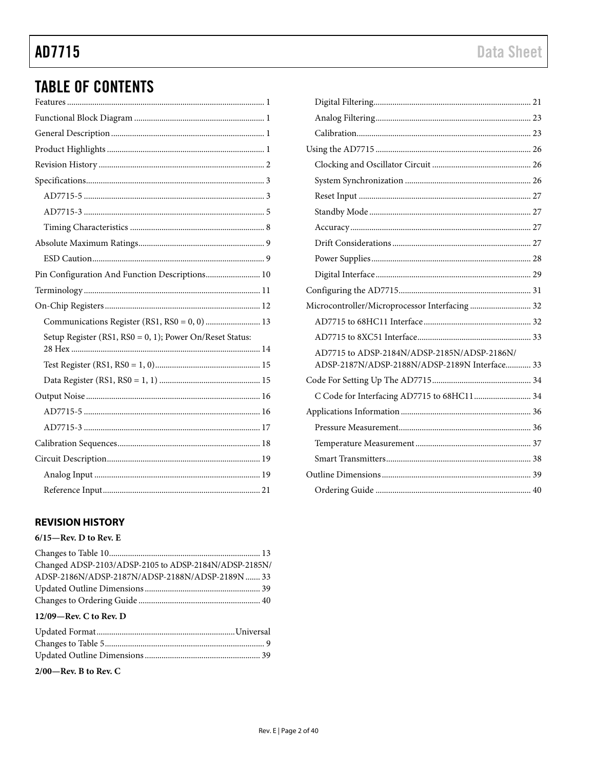# TABLE OF CONTENTS

Features ............................................................................................ 1
Functional Block Diagram ............................................................. 1
General Description ........................................................................ 1
Product Highlights .......................................................................... 1
Revision History ............................................................................. 2
Specifications................................................................................... 3
    AD7715-5 .................................................................................... 3
    AD7715-3 .................................................................................... 5
    Timing Characteristics ............................................................... 8
Absolute Maximum Ratings........................................................... 9
    ESD Caution................................................................................ 9
Pin Configuration And Function Descriptions.......................... 10
Terminology .................................................................................. 11
On-Chip Registers ......................................................................... 12
    Communications Register (RS1, RS0 = 0, 0) .......................... 13
    Setup Register (RS1, RS0 = 0, 1); Power On/Reset Status: 28 Hex ......................................................................................... 14
    Test Register (RS1, RS0 = 1, 0)................................................. 15
    Data Register (RS1, RS0 = 1, 1) ............................................... 15
Output Noise .................................................................................. 16
    AD7715-5 .................................................................................. 16
    AD7715-3 .................................................................................. 17
Calibration Sequences................................................................... 18
Circuit Description........................................................................ 19
    Analog Input ............................................................................. 19
    Reference Input......................................................................... 21
    Digital Filtering......................................................................... 21
    Analog Filtering........................................................................ 23
    Calibration................................................................................. 23
Using the AD7715 ......................................................................... 26
    Clocking and Oscillator Circuit .............................................. 26
    System Synchronization .......................................................... 26
    Reset Input ................................................................................ 27
    Standby Mode ........................................................................... 27
    Accuracy .................................................................................... 27
    Drift Considerations ................................................................ 27
    Power Supplies .......................................................................... 28
    Digital Interface ........................................................................ 29
Configuring the AD7715.............................................................. 31
Microcontroller/Microprocessor Interfacing ............................ 32
    AD7715 to 68HC11 Interface .................................................. 32
    AD7715 to 8XC51 Interface..................................................... 33
    AD7715 to ADSP-2184N/ADSP-2185N/ADSP-2186N/ ADSP-2187N/ADSP-2188N/ADSP-2189N Interface............ 33
Code For Setting Up The AD7715.............................................. 34
    C Code for Interfacing AD7715 to 68HC11........................... 34
Applications Information ............................................................. 36
    Pressure Measurement.............................................................. 36
    Temperature Measurement ...................................................... 37
    Smart Transmitters.................................................................... 38
Outline Dimensions ...................................................................... 39
    Ordering Guide ......................................................................... 40

## REVISION HISTORY

**6/15—Rev. D to Rev. E**

Changes to Table 10....................................................................... 13
Changed ADSP-2103/ADSP-2105 to ADSP-2184N/ADSP-2185N/ ADSP-2186N/ADSP-2187N/ADSP-2188N/ADSP-2189N ....... 33
Updated Outline Dimensions ...................................................... 39
Changes to Ordering Guide .......................................................... 40

**12/09—Rev. C to Rev. D**

Updated Format.................................................................Universal
Changes to Table 5........................................................................... 9
Updated Outline Dimensions ...................................................... 39

**2/00—Rev. B to Rev. C**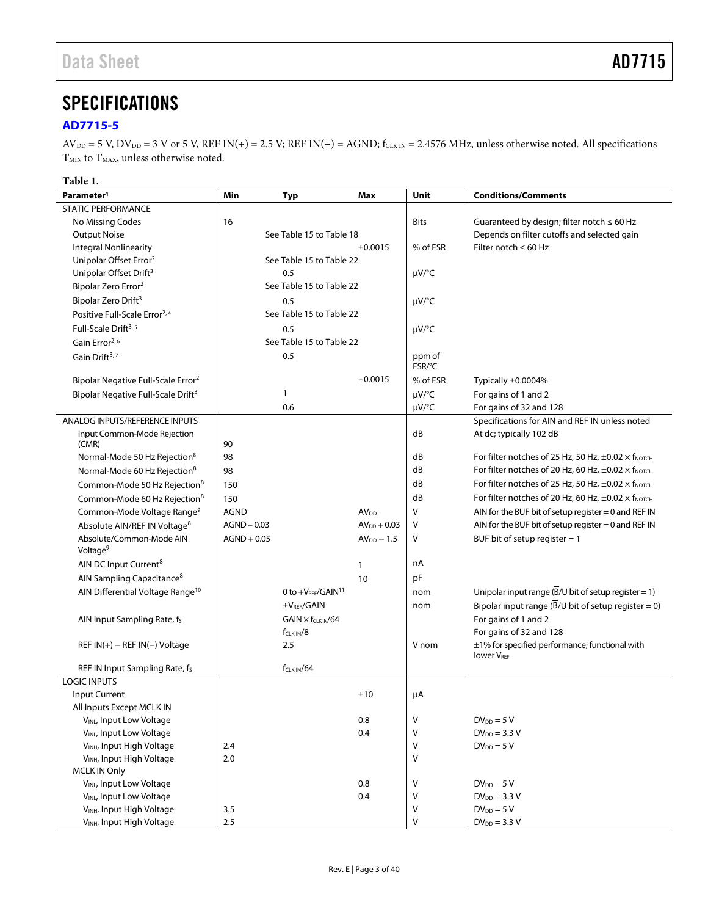# SPECIFICATIONS

## AD7715-5

$AV_{DD}$ = 5 V, $DV_{DD}$ = 3 V or 5 V, REF IN(+) = 2.5 V; REF IN(−) = AGND; $f_{CLK\ IN}$ = 2.4576 MHz, unless otherwise noted. All specifications $T_{MIN}$ to $T_{MAX}$, unless otherwise noted.

**Table 1.**

| Parameter[1] | Min | Typ | Max | Unit | Conditions/Comments |
|---|---|---|---|---|---|
| STATIC PERFORMANCE | | | | | |
| No Missing Codes | 16 | | | Bits | Guaranteed by design; filter notch ≤ 60 Hz |
| Output Noise | | See Table 15 to Table 18 | | | Depends on filter cutoffs and selected gain |
| Integral Nonlinearity | | | ±0.0015 | % of FSR | Filter notch ≤ 60 Hz |
| Unipolar Offset Error[2] | | See Table 15 to Table 22 | | | |
| Unipolar Offset Drift[3] | | 0.5 | | μV/°C | |
| Bipolar Zero Error[2] | | See Table 15 to Table 22 | | | |
| Bipolar Zero Drift[3] | | 0.5 | | μV/°C | |
| Positive Full-Scale Error[2, 4] | | See Table 15 to Table 22 | | | |
| Full-Scale Drift[3, 5] | | 0.5 | | μV/°C | |
| Gain Error[2, 6] | | See Table 15 to Table 22 | | | |
| Gain Drift[3, 7] | | 0.5 | | ppm of FSR/°C | |
| Bipolar Negative Full-Scale Error[2] | | | ±0.0015 | % of FSR | Typically ±0.0004% |
| Bipolar Negative Full-Scale Drift[3] | | 1 | | μV/°C | For gains of 1 and 2 |
| | | 0.6 | | μV/°C | For gains of 32 and 128 |
| ANALOG INPUTS/REFERENCE INPUTS | | | | | Specifications for AIN and REF IN unless noted |
| Input Common-Mode Rejection (CMR) | 90 | | | dB | At dc; typically 102 dB |
| Normal-Mode 50 Hz Rejection[8] | 98 | | | dB | For filter notches of 25 Hz, 50 Hz, ±0.02 × $f_{NOTCH}$ |
| Normal-Mode 60 Hz Rejection[8] | 98 | | | dB | For filter notches of 20 Hz, 60 Hz, ±0.02 × $f_{NOTCH}$ |
| Common-Mode 50 Hz Rejection[8] | 150 | | | dB | For filter notches of 25 Hz, 50 Hz, ±0.02 × $f_{NOTCH}$ |
| Common-Mode 60 Hz Rejection[8] | 150 | | | dB | For filter notches of 20 Hz, 60 Hz, ±0.02 × $f_{NOTCH}$ |
| Common-Mode Voltage Range[9] | AGND | | $AV_{DD}$ | V | AIN for the BUF bit of setup register = 0 and REF IN |
| Absolute AIN/REF IN Voltage[8] | AGND − 0.03 | | $AV_{DD}$ + 0.03 | V | AIN for the BUF bit of setup register = 0 and REF IN |
| Absolute/Common-Mode AIN Voltage[9] | AGND + 0.05 | | $AV_{DD}$ − 1.5 | V | BUF bit of setup register = 1 |
| AIN DC Input Current[8] | | | 1 | nA | |
| AIN Sampling Capacitance[8] | | | 10 | pF | |
| AIN Differential Voltage Range[10] | | 0 to $+V_{REF}$/GAIN[11] | | nom | Unipolar input range ($\overline{B}$/U bit of setup register = 1) |
| | | $\pm V_{REF}$/GAIN | | nom | Bipolar input range ($\overline{B}$/U bit of setup register = 0) |
| AIN Input Sampling Rate, $f_S$ | | GAIN × $f_{CLK\ IN}$/64 | | | For gains of 1 and 2 |
| | | $f_{CLK\ IN}$/8 | | | For gains of 32 and 128 |
| REF IN(+) − REF IN(−) Voltage | | 2.5 | | V nom | ±1% for specified performance; functional with lower $V_{REF}$ |
| REF IN Input Sampling Rate, $f_S$ | | $f_{CLK\ IN}$/64 | | | |
| LOGIC INPUTS | | | | | |
| Input Current | | | ±10 | μA | |
| All Inputs Except MCLK IN | | | | | |
| $V_{INL}$, Input Low Voltage | | | 0.8 | V | $DV_{DD}$ = 5 V |
| $V_{INL}$, Input Low Voltage | | | 0.4 | V | $DV_{DD}$ = 3.3 V |
| $V_{INH}$, Input High Voltage | 2.4 | | | V | $DV_{DD}$ = 5 V |
| $V_{INH}$, Input High Voltage | 2.0 | | | V | |
| MCLK IN Only | | | | | |
| $V_{INL}$, Input Low Voltage | | | 0.8 | V | $DV_{DD}$ = 5 V |
| $V_{INL}$, Input Low Voltage | | | 0.4 | V | $DV_{DD}$ = 3.3 V |
| $V_{INH}$, Input High Voltage | 3.5 | | | V | $DV_{DD}$ = 5 V |
| $V_{INH}$, Input High Voltage | 2.5 | | | V | $DV_{DD}$ = 3.3 V |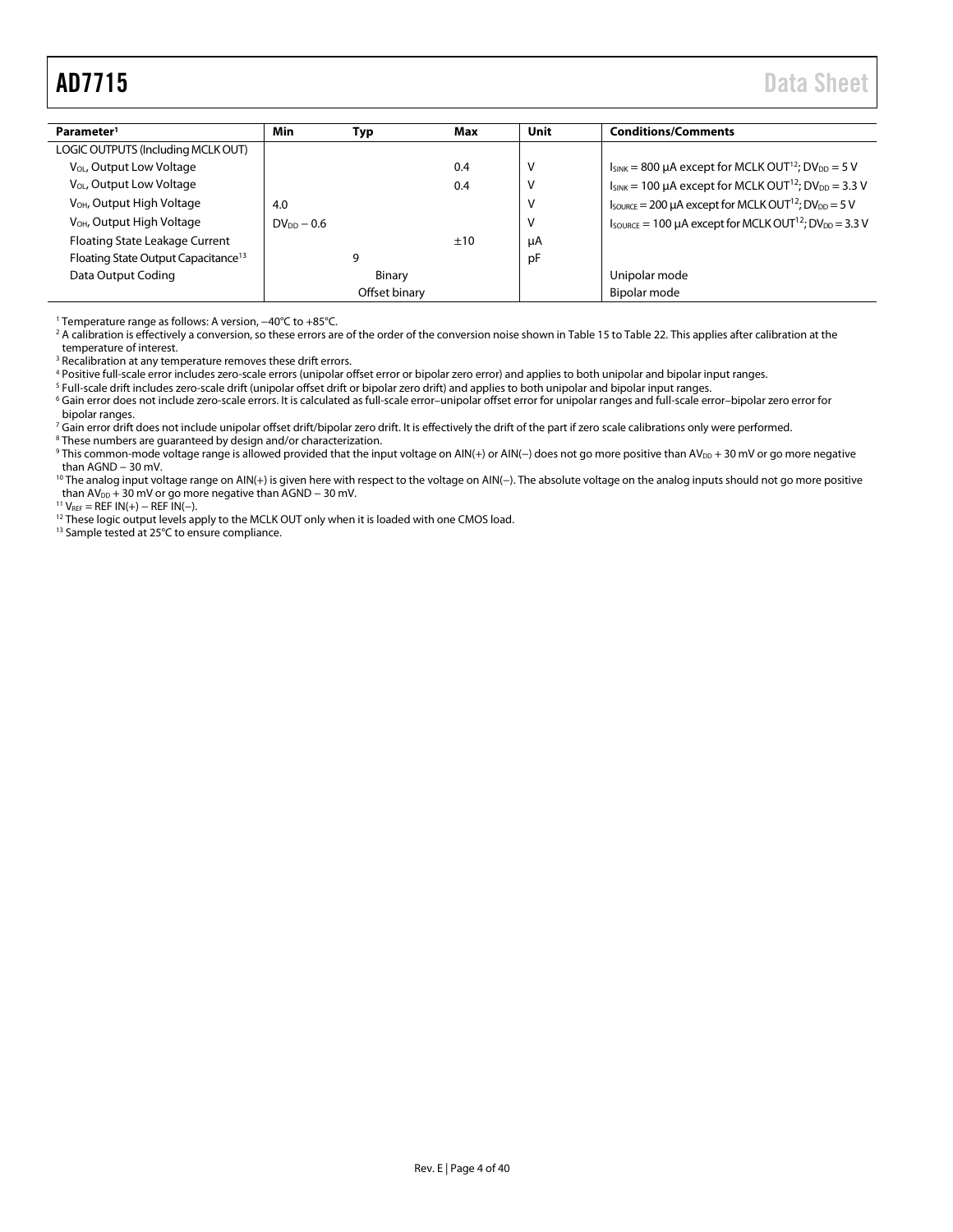| Parameter[1] | Min | Typ | Max | Unit | Conditions/Comments |
|---|---|---|---|---|---|
| LOGIC OUTPUTS (Including MCLK OUT) | | | | | |
| $V_{OL}$, Output Low Voltage | | | 0.4 | V | $I_{SINK}$ = 800 µA except for MCLK OUT[12]; $DV_{DD}$ = 5 V |
| $V_{OL}$, Output Low Voltage | | | 0.4 | V | $I_{SINK}$ = 100 µA except for MCLK OUT[12]; $DV_{DD}$ = 3.3 V |
| $V_{OH}$, Output High Voltage | 4.0 | | | V | $I_{SOURCE}$ = 200 µA except for MCLK OUT[12]; $DV_{DD}$ = 5 V |
| $V_{OH}$, Output High Voltage | $DV_{DD}$ − 0.6 | | | V | $I_{SOURCE}$ = 100 µA except for MCLK OUT[12]; $DV_{DD}$ = 3.3 V |
| Floating State Leakage Current | | | ±10 | µA | |
| Floating State Output Capacitance[13] | | 9 | | pF | |
| Data Output Coding | | Binary | | | Unipolar mode |
| | | Offset binary | | | Bipolar mode |

[1] Temperature range as follows: A version, −40°C to +85°C.

[2] A calibration is effectively a conversion, so these errors are of the order of the conversion noise shown in Table 15 to Table 22. This applies after calibration at the temperature of interest.

[3] Recalibration at any temperature removes these drift errors.

[4] Positive full-scale error includes zero-scale errors (unipolar offset error or bipolar zero error) and applies to both unipolar and bipolar input ranges.

[5] Full-scale drift includes zero-scale drift (unipolar offset drift or bipolar zero drift) and applies to both unipolar and bipolar input ranges.

[6] Gain error does not include zero-scale errors. It is calculated as full-scale error–unipolar offset error for unipolar ranges and full-scale error–bipolar zero error for bipolar ranges.

[7] Gain error drift does not include unipolar offset drift/bipolar zero drift. It is effectively the drift of the part if zero scale calibrations only were performed.

[8] These numbers are guaranteed by design and/or characterization.

[9] This common-mode voltage range is allowed provided that the input voltage on AIN(+) or AIN(−) does not go more positive than $AV_{DD}$ + 30 mV or go more negative than AGND − 30 mV.

[10] The analog input voltage range on AIN(+) is given here with respect to the voltage on AIN(−). The absolute voltage on the analog inputs should not go more positive than $AV_{DD}$ + 30 mV or go more negative than AGND − 30 mV.

[11] $V_{REF}$ = REF IN(+) − REF IN(−).

[12] These logic output levels apply to the MCLK OUT only when it is loaded with one CMOS load.

[13] Sample tested at 25°C to ensure compliance.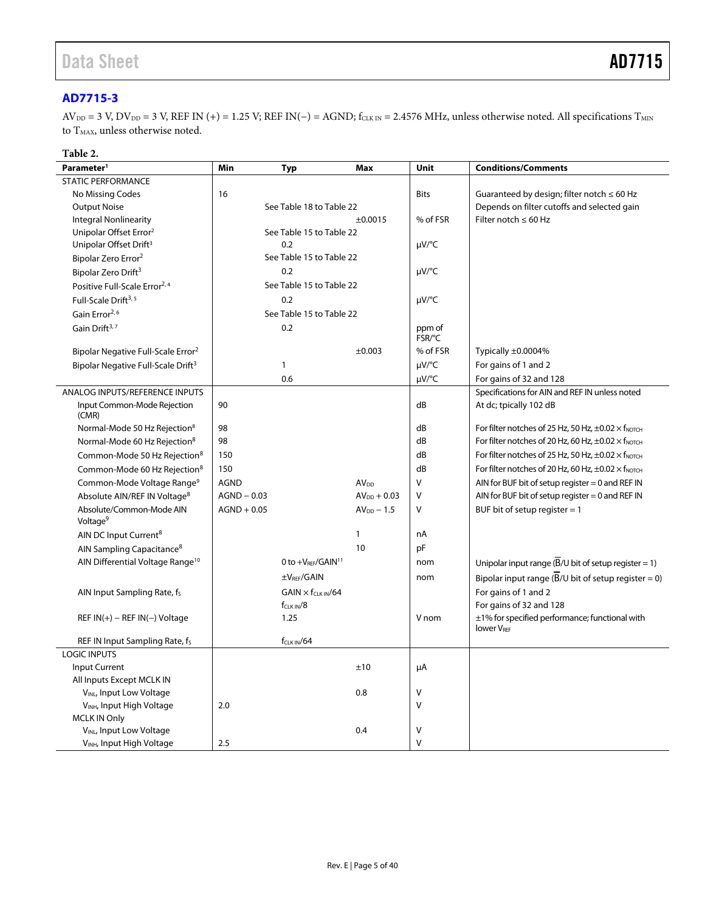## AD7715-3

$AV_{DD}$ = 3 V, $DV_{DD}$ = 3 V, REF IN (+) = 1.25 V; REF IN(−) = AGND; $f_{CLK\ IN}$ = 2.4576 MHz, unless otherwise noted. All specifications $T_{MIN}$ to $T_{MAX}$, unless otherwise noted.

**Table 2.**

| Parameter[1] | Min | Typ | Max | Unit | Conditions/Comments |
|---|---|---|---|---|---|
| STATIC PERFORMANCE | | | | | |
| No Missing Codes | 16 | | | Bits | Guaranteed by design; filter notch ≤ 60 Hz |
| Output Noise | | See Table 18 to Table 22 | | | Depends on filter cutoffs and selected gain |
| Integral Nonlinearity | | | ±0.0015 | % of FSR | Filter notch ≤ 60 Hz |
| Unipolar Offset Error[2] | | See Table 15 to Table 22 | | | |
| Unipolar Offset Drift[3] | | 0.2 | | μV/°C | |
| Bipolar Zero Error[2] | | See Table 15 to Table 22 | | | |
| Bipolar Zero Drift[3] | | 0.2 | | μV/°C | |
| Positive Full-Scale Error[2, 4] | | See Table 15 to Table 22 | | | |
| Full-Scale Drift[3, 5] | | 0.2 | | μV/°C | |
| Gain Error[2, 6] | | See Table 15 to Table 22 | | | |
| Gain Drift[3, 7] | | 0.2 | | ppm of FSR/°C | |
| Bipolar Negative Full-Scale Error[2] | | | ±0.003 | % of FSR | Typically ±0.0004% |
| Bipolar Negative Full-Scale Drift[3] | | 1 | | μV/°C | For gains of 1 and 2 |
| | | 0.6 | | μV/°C | For gains of 32 and 128 |
| ANALOG INPUTS/REFERENCE INPUTS | | | | | Specifications for AIN and REF IN unless noted |
| Input Common-Mode Rejection (CMR) | 90 | | | dB | At dc; tpically 102 dB |
| Normal-Mode 50 Hz Rejection[8] | 98 | | | dB | For filter notches of 25 Hz, 50 Hz, ±0.02 × $f_{NOTCH}$ |
| Normal-Mode 60 Hz Rejection[8] | 98 | | | dB | For filter notches of 20 Hz, 60 Hz, ±0.02 × $f_{NOTCH}$ |
| Common-Mode 50 Hz Rejection[8] | 150 | | | dB | For filter notches of 25 Hz, 50 Hz, ±0.02 × $f_{NOTCH}$ |
| Common-Mode 60 Hz Rejection[8] | 150 | | | dB | For filter notches of 20 Hz, 60 Hz, ±0.02 × $f_{NOTCH}$ |
| Common-Mode Voltage Range[9] | AGND | | $AV_{DD}$ | V | AIN for BUF bit of setup register = 0 and REF IN |
| Absolute AIN/REF IN Voltage[8] | AGND − 0.03 | | $AV_{DD}$ + 0.03 | V | AIN for BUF bit of setup register = 0 and REF IN |
| Absolute/Common-Mode AIN Voltage[9] | AGND + 0.05 | | $AV_{DD}$ − 1.5 | V | BUF bit of setup register = 1 |
| AIN DC Input Current[8] | | | 1 | nA | |
| AIN Sampling Capacitance[8] | | | 10 | pF | |
| AIN Differential Voltage Range[10] | | 0 to +$V_{REF}$/GAIN[11] | | nom | Unipolar input range ($\overline{B}$/U bit of setup register = 1) |
| | | ±$V_{REF}$/GAIN | | nom | Bipolar input range ($\overline{B}$/U bit of setup register = 0) |
| AIN Input Sampling Rate, $f_S$ | | GAIN × $f_{CLK\ IN}$/64 | | | For gains of 1 and 2 |
| | | $f_{CLK\ IN}$/8 | | | For gains of 32 and 128 |
| REF IN(+) − REF IN(−) Voltage | | 1.25 | | V nom | ±1% for specified performance; functional with lower $V_{REF}$ |
| REF IN Input Sampling Rate, $f_S$ | | $f_{CLK\ IN}$/64 | | | |
| LOGIC INPUTS | | | | | |
| Input Current | | | ±10 | μA | |
| All Inputs Except MCLK IN | | | | | |
| $V_{INL}$, Input Low Voltage | | | 0.8 | V | |
| $V_{INH}$, Input High Voltage | 2.0 | | | V | |
| MCLK IN Only | | | | | |
| $V_{INL}$, Input Low Voltage | | | 0.4 | V | |
| $V_{INH}$, Input High Voltage | 2.5 | | | V | |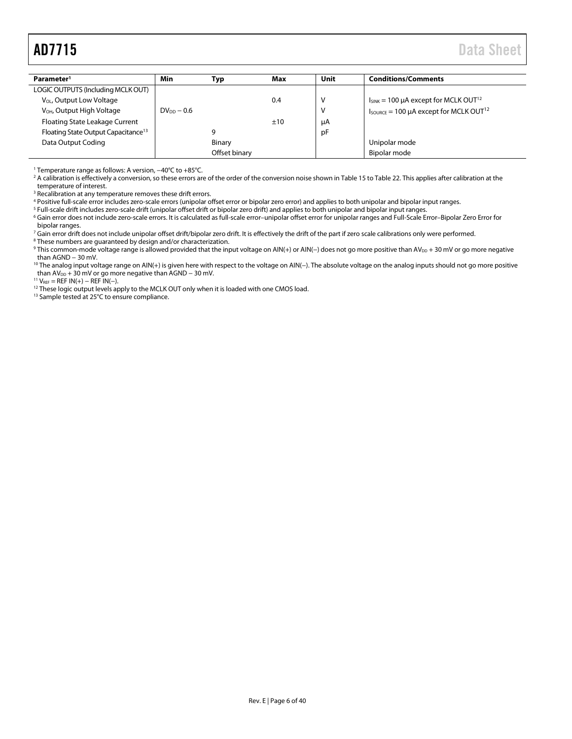| Parameter[1] | Min | Typ | Max | Unit | Conditions/Comments |
|---|---|---|---|---|---|
| LOGIC OUTPUTS (Including MCLK OUT) | | | | | |
| $V_{OL}$, Output Low Voltage | | | 0.4 | V | $I_{SINK}$ = 100 μA except for MCLK OUT[12] |
| $V_{OH}$, Output High Voltage | $DV_{DD}$ − 0.6 | | | V | $I_{SOURCE}$ = 100 μA except for MCLK OUT[12] |
| Floating State Leakage Current | | | ±10 | μA | |
| Floating State Output Capacitance[13] | | 9 | | pF | |
| Data Output Coding | | Binary | | | Unipolar mode |
| | | Offset binary | | | Bipolar mode |

[1] Temperature range as follows: A version, −40°C to +85°C.
[2] A calibration is effectively a conversion, so these errors are of the order of the conversion noise shown in Table 15 to Table 22. This applies after calibration at the temperature of interest.
[3] Recalibration at any temperature removes these drift errors.
[4] Positive full-scale error includes zero-scale errors (unipolar offset error or bipolar zero error) and applies to both unipolar and bipolar input ranges.
[5] Full-scale drift includes zero-scale drift (unipolar offset drift or bipolar zero drift) and applies to both unipolar and bipolar input ranges.
[6] Gain error does not include zero-scale errors. It is calculated as full-scale error–unipolar offset error for unipolar ranges and Full-Scale Error–Bipolar Zero Error for bipolar ranges.
[7] Gain error drift does not include unipolar offset drift/bipolar zero drift. It is effectively the drift of the part if zero scale calibrations only were performed.
[8] These numbers are guaranteed by design and/or characterization.
[9] This common-mode voltage range is allowed provided that the input voltage on AIN(+) or AIN(−) does not go more positive than $AV_{DD}$ + 30 mV or go more negative than AGND − 30 mV.
[10] The analog input voltage range on AIN(+) is given here with respect to the voltage on AIN(−). The absolute voltage on the analog inputs should not go more positive than $AV_{DD}$ + 30 mV or go more negative than AGND − 30 mV.
[11] $V_{REF}$ = REF IN(+) − REF IN(−).
[12] These logic output levels apply to the MCLK OUT only when it is loaded with one CMOS load.
[13] Sample tested at 25°C to ensure compliance.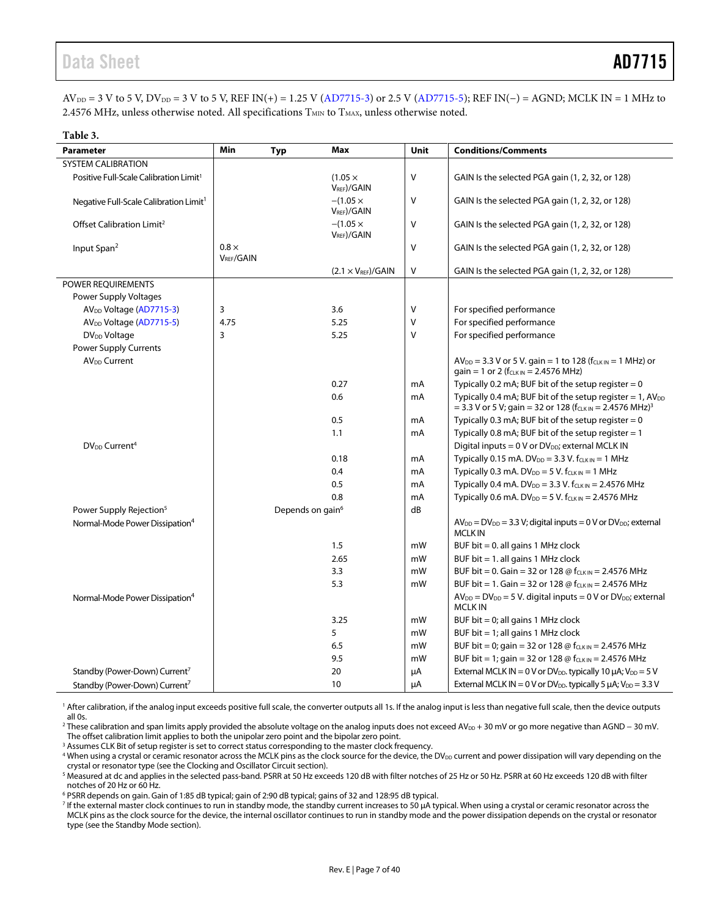$AV_{DD}$ = 3 V to 5 V, $DV_{DD}$ = 3 V to 5 V, REF IN(+) = 1.25 V (AD7715-3) or 2.5 V (AD7715-5); REF IN(−) = AGND; MCLK IN = 1 MHz to 2.4576 MHz, unless otherwise noted. All specifications $T_{MIN}$ to $T_{MAX}$, unless otherwise noted.

**Table 3.**

| Parameter | Min | Typ | Max | Unit | Conditions/Comments |
|---|---|---|---|---|---|
| SYSTEM CALIBRATION | | | | | |
| Positive Full-Scale Calibration Limit[1] | | | $(1.05 \times V_{REF})/GAIN$ | V | GAIN Is the selected PGA gain (1, 2, 32, or 128) |
| Negative Full-Scale Calibration Limit[1] | | | $-(1.05 \times V_{REF})/GAIN$ | V | GAIN Is the selected PGA gain (1, 2, 32, or 128) |
| Offset Calibration Limit[2] | | | $-(1.05 \times V_{REF})/GAIN$ | V | GAIN Is the selected PGA gain (1, 2, 32, or 128) |
| Input Span[2] | $0.8 \times V_{REF}/GAIN$ | | | V | GAIN Is the selected PGA gain (1, 2, 32, or 128) |
| | | | $(2.1 \times V_{REF})/GAIN$ | V | GAIN Is the selected PGA gain (1, 2, 32, or 128) |
| POWER REQUIREMENTS | | | | | |
| Power Supply Voltages | | | | | |
| $AV_{DD}$ Voltage (AD7715-3) | 3 | | 3.6 | V | For specified performance |
| $AV_{DD}$ Voltage (AD7715-5) | 4.75 | | 5.25 | V | For specified performance |
| $DV_{DD}$ Voltage | 3 | | 5.25 | V | For specified performance |
| Power Supply Currents | | | | | |
| $AV_{DD}$ Current | | | | | $AV_{DD}$ = 3.3 V or 5 V. gain = 1 to 128 ($f_{CLK IN}$ = 1 MHz) or gain = 1 or 2 ($f_{CLK IN}$ = 2.4576 MHz) |
| | | | 0.27 | mA | Typically 0.2 mA; BUF bit of the setup register = 0 |
| | | | 0.6 | mA | Typically 0.4 mA; BUF bit of the setup register = 1, $AV_{DD}$ = 3.3 V or 5 V; gain = 32 or 128 ($f_{CLK IN}$ = 2.4576 MHz)[3] |
| | | | 0.5 | mA | Typically 0.3 mA; BUF bit of the setup register = 0 |
| | | | 1.1 | mA | Typically 0.8 mA; BUF bit of the setup register = 1 |
| $DV_{DD}$ Current[4] | | | | | Digital inputs = 0 V or $DV_{DD}$; external MCLK IN |
| | | | 0.18 | mA | Typically 0.15 mA. $DV_{DD}$ = 3.3 V. $f_{CLK IN}$ = 1 MHz |
| | | | 0.4 | mA | Typically 0.3 mA. $DV_{DD}$ = 5 V. $f_{CLK IN}$ = 1 MHz |
| | | | 0.5 | mA | Typically 0.4 mA. $DV_{DD}$ = 3.3 V. $f_{CLK IN}$ = 2.4576 MHz |
| | | | 0.8 | mA | Typically 0.6 mA. $DV_{DD}$ = 5 V. $f_{CLK IN}$ = 2.4576 MHz |
| Power Supply Rejection[5] | | Depends on gain[6] | | dB | |
| Normal-Mode Power Dissipation[4] | | | | | $AV_{DD}$ = $DV_{DD}$ = 3.3 V; digital inputs = 0 V or $DV_{DD}$; external MCLK IN |
| | | | 1.5 | mW | BUF bit = 0. all gains 1 MHz clock |
| | | | 2.65 | mW | BUF bit = 1. all gains 1 MHz clock |
| | | | 3.3 | mW | BUF bit = 0. Gain = 32 or 128 @ $f_{CLK IN}$ = 2.4576 MHz |
| | | | 5.3 | mW | BUF bit = 1. Gain = 32 or 128 @ $f_{CLK IN}$ = 2.4576 MHz |
| Normal-Mode Power Dissipation[4] | | | | | $AV_{DD}$ = $DV_{DD}$ = 5 V. digital inputs = 0 V or $DV_{DD}$; external MCLK IN |
| | | | 3.25 | mW | BUF bit = 0; all gains 1 MHz clock |
| | | | 5 | mW | BUF bit = 1; all gains 1 MHz clock |
| | | | 6.5 | mW | BUF bit = 0; gain = 32 or 128 @ $f_{CLK IN}$ = 2.4576 MHz |
| | | | 9.5 | mW | BUF bit = 1; gain = 32 or 128 @ $f_{CLK IN}$ = 2.4576 MHz |
| Standby (Power-Down) Current[7] | | | 20 | µA | External MCLK IN = 0 V or $DV_{DD}$. typically 10 µA; $V_{DD}$ = 5 V |
| Standby (Power-Down) Current[7] | | | 10 | µA | External MCLK IN = 0 V or $DV_{DD}$. typically 5 µA; $V_{DD}$ = 3.3 V |

[1] After calibration, if the analog input exceeds positive full scale, the converter outputs all 1s. If the analog input is less than negative full scale, then the device outputs all 0s.

[2] These calibration and span limits apply provided the absolute voltage on the analog inputs does not exceed $AV_{DD}$ + 30 mV or go more negative than AGND − 30 mV. The offset calibration limit applies to both the unipolar zero point and the bipolar zero point.

[3] Assumes CLK Bit of setup register is set to correct status corresponding to the master clock frequency.

[4] When using a crystal or ceramic resonator across the MCLK pins as the clock source for the device, the $DV_{DD}$ current and power dissipation will vary depending on the crystal or resonator type (see the Clocking and Oscillator Circuit section).

[5] Measured at dc and applies in the selected pass-band. PSRR at 50 Hz exceeds 120 dB with filter notches of 25 Hz or 50 Hz. PSRR at 60 Hz exceeds 120 dB with filter notches of 20 Hz or 60 Hz.

[6] PSRR depends on gain. Gain of 1:85 dB typical; gain of 2:90 dB typical; gains of 32 and 128:95 dB typical.

[7] If the external master clock continues to run in standby mode, the standby current increases to 50 µA typical. When using a crystal or ceramic resonator across the MCLK pins as the clock source for the device, the internal oscillator continues to run in standby mode and the power dissipation depends on the crystal or resonator type (see the Standby Mode section).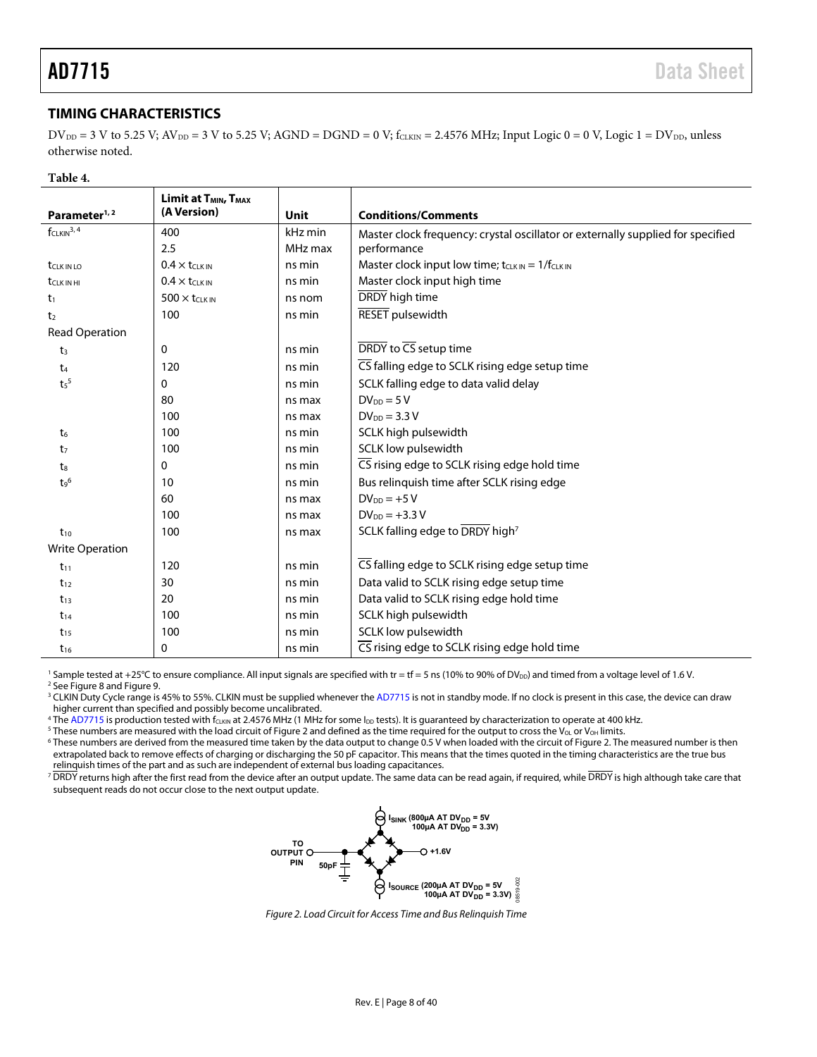## TIMING CHARACTERISTICS

$DV_{DD}$ = 3 V to 5.25 V; $AV_{DD}$ = 3 V to 5.25 V; AGND = DGND = 0 V; $f_{CLKIN}$ = 2.4576 MHz; Input Logic 0 = 0 V, Logic 1 = $DV_{DD}$, unless otherwise noted.

**Table 4.**

| Parameter[1, 2] | Limit at $T_{MIN}$, $T_{MAX}$ (A Version) | Unit | Conditions/Comments |
|---|---|---|---|
| $f_{CLKIN}$[3, 4] | 400 | kHz min | Master clock frequency: crystal oscillator or externally supplied for specified performance |
| | 2.5 | MHz max | |
| $t_{CLK IN LO}$ | $0.4 \times t_{CLK IN}$ | ns min | Master clock input low time; $t_{CLK IN} = 1/f_{CLK IN}$ |
| $t_{CLK IN HI}$ | $0.4 \times t_{CLK IN}$ | ns min | Master clock input high time |
| $t_1$ | $500 \times t_{CLK IN}$ | ns nom | $\overline{DRDY}$ high time |
| $t_2$ | 100 | ns min | $\overline{RESET}$ pulsewidth |
| Read Operation | | | |
| $t_3$ | 0 | ns min | $\overline{DRDY}$ to $\overline{CS}$ setup time |
| $t_4$ | 120 | ns min | $\overline{CS}$ falling edge to SCLK rising edge setup time |
| $t_5$[5] | 0 | ns min | SCLK falling edge to data valid delay |
| | 80 | ns max | $DV_{DD}$ = 5 V |
| | 100 | ns max | $DV_{DD}$ = 3.3 V |
| $t_6$ | 100 | ns min | SCLK high pulsewidth |
| $t_7$ | 100 | ns min | SCLK low pulsewidth |
| $t_8$ | 0 | ns min | $\overline{CS}$ rising edge to SCLK rising edge hold time |
| $t_9$[6] | 10 | ns min | Bus relinquish time after SCLK rising edge |
| | 60 | ns max | $DV_{DD}$ = +5 V |
| | 100 | ns max | $DV_{DD}$ = +3.3 V |
| $t_{10}$ | 100 | ns max | SCLK falling edge to $\overline{DRDY}$ high[7] |
| Write Operation | | | |
| $t_{11}$ | 120 | ns min | $\overline{CS}$ falling edge to SCLK rising edge setup time |
| $t_{12}$ | 30 | ns min | Data valid to SCLK rising edge setup time |
| $t_{13}$ | 20 | ns min | Data valid to SCLK rising edge hold time |
| $t_{14}$ | 100 | ns min | SCLK high pulsewidth |
| $t_{15}$ | 100 | ns min | SCLK low pulsewidth |
| $t_{16}$ | 0 | ns min | $\overline{CS}$ rising edge to SCLK rising edge hold time |

[1] Sample tested at +25°C to ensure compliance. All input signals are specified with tr = tf = 5 ns (10% to 90% of $DV_{DD}$) and timed from a voltage level of 1.6 V.
[2] See Figure 8 and Figure 9.
[3] CLKIN Duty Cycle range is 45% to 55%. CLKIN must be supplied whenever the AD7715 is not in standby mode. If no clock is present in this case, the device can draw higher current than specified and possibly become uncalibrated.
[4] The AD7715 is production tested with $f_{CLKIN}$ at 2.4576 MHz (1 MHz for some $I_{DD}$ tests). It is guaranteed by characterization to operate at 400 kHz.
[5] These numbers are measured with the load circuit of Figure 2 and defined as the time required for the output to cross the $V_{OL}$ or $V_{OH}$ limits.
[6] These numbers are derived from the measured time taken by the data output to change 0.5 V when loaded with the circuit of Figure 2. The measured number is then extrapolated back to remove effects of charging or discharging the 50 pF capacitor. This means that the times quoted in the timing characteristics are the true bus relinquish times of the part and as such are independent of external bus loading capacitances.
[7] $\overline{DRDY}$ returns high after the first read from the device after an output update. The same data can be read again, if required, while $\overline{DRDY}$ is high although take care that subsequent reads do not occur close to the next output update.

TO OUTPUT PIN — 50pF — $I_{SINK}$ (800µA AT $DV_{DD}$ = 5V, 100µA AT $DV_{DD}$ = 3.3V) — +1.6V — $I_{SOURCE}$ (200µA AT $DV_{DD}$ = 5V, 100µA AT $DV_{DD}$ = 3.3V)

*Figure 2. Load Circuit for Access Time and Bus Relinquish Time*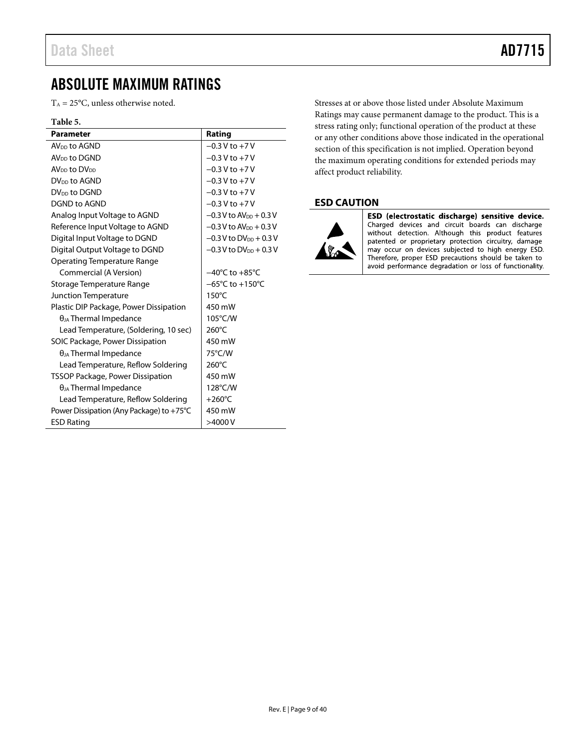# ABSOLUTE MAXIMUM RATINGS

$T_A$ = 25°C, unless otherwise noted.

**Table 5.**

| Parameter | Rating |
|---|---|
| $AV_{DD}$ to AGND | −0.3 V to +7 V |
| $AV_{DD}$ to DGND | −0.3 V to +7 V |
| $AV_{DD}$ to $DV_{DD}$ | −0.3 V to +7 V |
| $DV_{DD}$ to AGND | −0.3 V to +7 V |
| $DV_{DD}$ to DGND | −0.3 V to +7 V |
| DGND to AGND | −0.3 V to +7 V |
| Analog Input Voltage to AGND | −0.3 V to $AV_{DD}$ + 0.3 V |
| Reference Input Voltage to AGND | −0.3 V to $AV_{DD}$ + 0.3 V |
| Digital Input Voltage to DGND | −0.3 V to $DV_{DD}$ + 0.3 V |
| Digital Output Voltage to DGND | −0.3 V to $DV_{DD}$ + 0.3 V |
| Operating Temperature Range | |
| Commercial (A Version) | −40°C to +85°C |
| Storage Temperature Range | −65°C to +150°C |
| Junction Temperature | 150°C |
| Plastic DIP Package, Power Dissipation | 450 mW |
| $\theta_{JA}$ Thermal Impedance | 105°C/W |
| Lead Temperature, (Soldering, 10 sec) | 260°C |
| SOIC Package, Power Dissipation | 450 mW |
| $\theta_{JA}$ Thermal Impedance | 75°C/W |
| Lead Temperature, Reflow Soldering | 260°C |
| TSSOP Package, Power Dissipation | 450 mW |
| $\theta_{JA}$ Thermal Impedance | 128°C/W |
| Lead Temperature, Reflow Soldering | +260°C |
| Power Dissipation (Any Package) to +75°C | 450 mW |
| ESD Rating | >4000 V |

Stresses at or above those listed under Absolute Maximum Ratings may cause permanent damage to the product. This is a stress rating only; functional operation of the product at these or any other conditions above those indicated in the operational section of this specification is not implied. Operation beyond the maximum operating conditions for extended periods may affect product reliability.

## ESD CAUTION

**ESD (electrostatic discharge) sensitive device.** Charged devices and circuit boards can discharge without detection. Although this product features patented or proprietary protection circuitry, damage may occur on devices subjected to high energy ESD. Therefore, proper ESD precautions should be taken to avoid performance degradation or loss of functionality.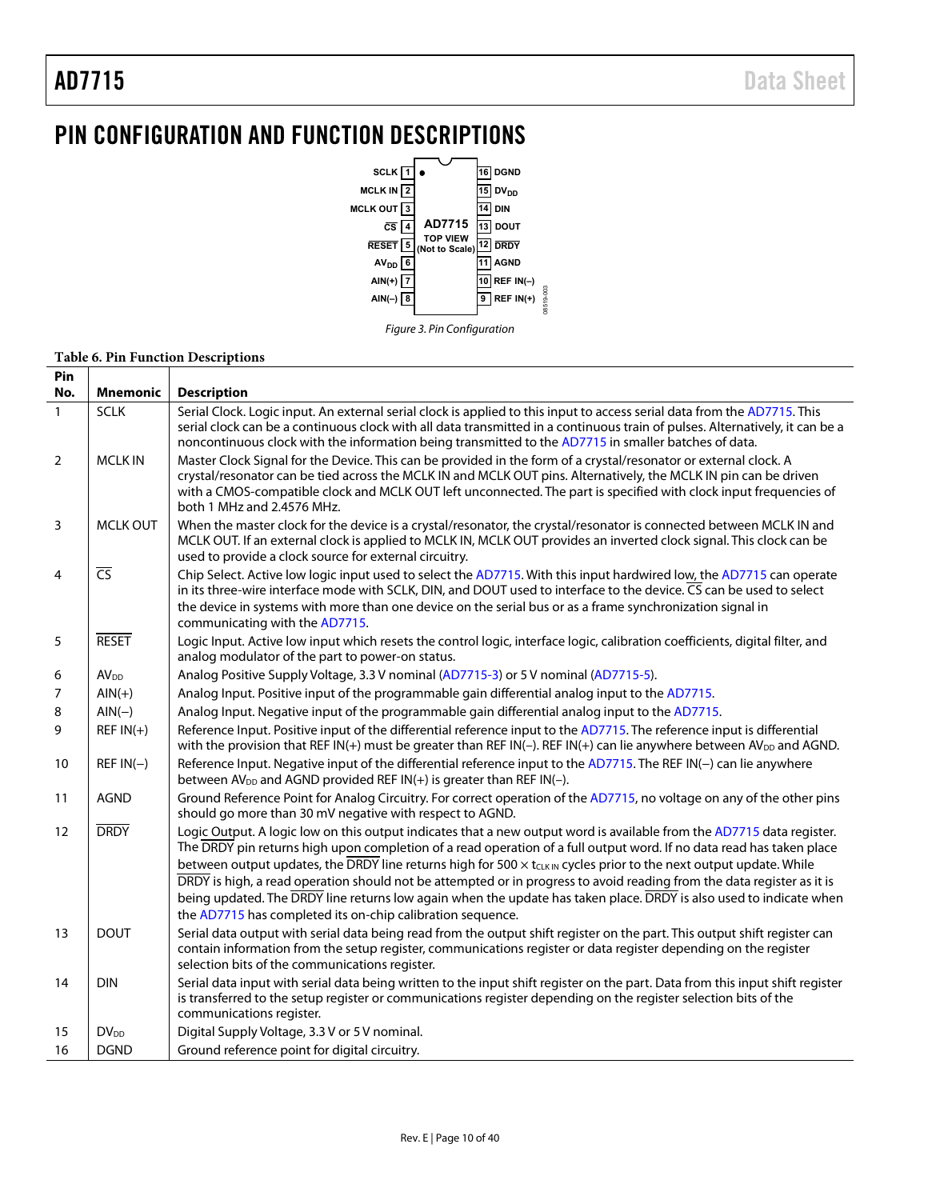# PIN CONFIGURATION AND FUNCTION DESCRIPTIONS

| Pin | Left | Right | Pin |
|---|---|---|---|
| 1 | SCLK | DGND | 16 |
| 2 | MCLK IN | $DV_{DD}$ | 15 |
| 3 | MCLK OUT | DIN | 14 |
| 4 | $\overline{CS}$ | DOUT | 13 |
| 5 | $\overline{RESET}$ | $\overline{DRDY}$ | 12 |
| 6 | $AV_{DD}$ | AGND | 11 |
| 7 | AIN(+) | REF IN(–) | 10 |
| 8 | AIN(–) | REF IN(+) | 9 |

AD7715 TOP VIEW (Not to Scale)

*Figure 3. Pin Configuration*

**Table 6. Pin Function Descriptions**

| Pin No. | Mnemonic | Description |
|---|---|---|
| 1 | SCLK | Serial Clock. Logic input. An external serial clock is applied to this input to access serial data from the AD7715. This serial clock can be a continuous clock with all data transmitted in a continuous train of pulses. Alternatively, it can be a noncontinuous clock with the information being transmitted to the AD7715 in smaller batches of data. |
| 2 | MCLK IN | Master Clock Signal for the Device. This can be provided in the form of a crystal/resonator or external clock. A crystal/resonator can be tied across the MCLK IN and MCLK OUT pins. Alternatively, the MCLK IN pin can be driven with a CMOS-compatible clock and MCLK OUT left unconnected. The part is specified with clock input frequencies of both 1 MHz and 2.4576 MHz. |
| 3 | MCLK OUT | When the master clock for the device is a crystal/resonator, the crystal/resonator is connected between MCLK IN and MCLK OUT. If an external clock is applied to MCLK IN, MCLK OUT provides an inverted clock signal. This clock can be used to provide a clock source for external circuitry. |
| 4 | $\overline{CS}$ | Chip Select. Active low logic input used to select the AD7715. With this input hardwired low, the AD7715 can operate in its three-wire interface mode with SCLK, DIN, and DOUT used to interface to the device. $\overline{CS}$ can be used to select the device in systems with more than one device on the serial bus or as a frame synchronization signal in communicating with the AD7715. |
| 5 | $\overline{RESET}$ | Logic Input. Active low input which resets the control logic, interface logic, calibration coefficients, digital filter, and analog modulator of the part to power-on status. |
| 6 | $AV_{DD}$ | Analog Positive Supply Voltage, 3.3 V nominal (AD7715-3) or 5 V nominal (AD7715-5). |
| 7 | AIN(+) | Analog Input. Positive input of the programmable gain differential analog input to the AD7715. |
| 8 | AIN(−) | Analog Input. Negative input of the programmable gain differential analog input to the AD7715. |
| 9 | REF IN(+) | Reference Input. Positive input of the differential reference input to the AD7715. The reference input is differential with the provision that REF IN(+) must be greater than REF IN(−). REF IN(+) can lie anywhere between $AV_{DD}$ and AGND. |
| 10 | REF IN(−) | Reference Input. Negative input of the differential reference input to the AD7715. The REF IN(−) can lie anywhere between $AV_{DD}$ and AGND provided REF IN(+) is greater than REF IN(−). |
| 11 | AGND | Ground Reference Point for Analog Circuitry. For correct operation of the AD7715, no voltage on any of the other pins should go more than 30 mV negative with respect to AGND. |
| 12 | $\overline{DRDY}$ | Logic Output. A logic low on this output indicates that a new output word is available from the AD7715 data register. The $\overline{DRDY}$ pin returns high upon completion of a read operation of a full output word. If no data read has taken place between output updates, the $\overline{DRDY}$ line returns high for $500 \times t_{CLK IN}$ cycles prior to the next output update. While $\overline{DRDY}$ is high, a read operation should not be attempted or in progress to avoid reading from the data register as it is being updated. The $\overline{DRDY}$ line returns low again when the update has taken place. $\overline{DRDY}$ is also used to indicate when the AD7715 has completed its on-chip calibration sequence. |
| 13 | DOUT | Serial data output with serial data being read from the output shift register on the part. This output shift register can contain information from the setup register, communications register or data register depending on the register selection bits of the communications register. |
| 14 | DIN | Serial data input with serial data being written to the input shift register on the part. Data from this input shift register is transferred to the setup register or communications register depending on the register selection bits of the communications register. |
| 15 | $DV_{DD}$ | Digital Supply Voltage, 3.3 V or 5 V nominal. |
| 16 | DGND | Ground reference point for digital circuitry. |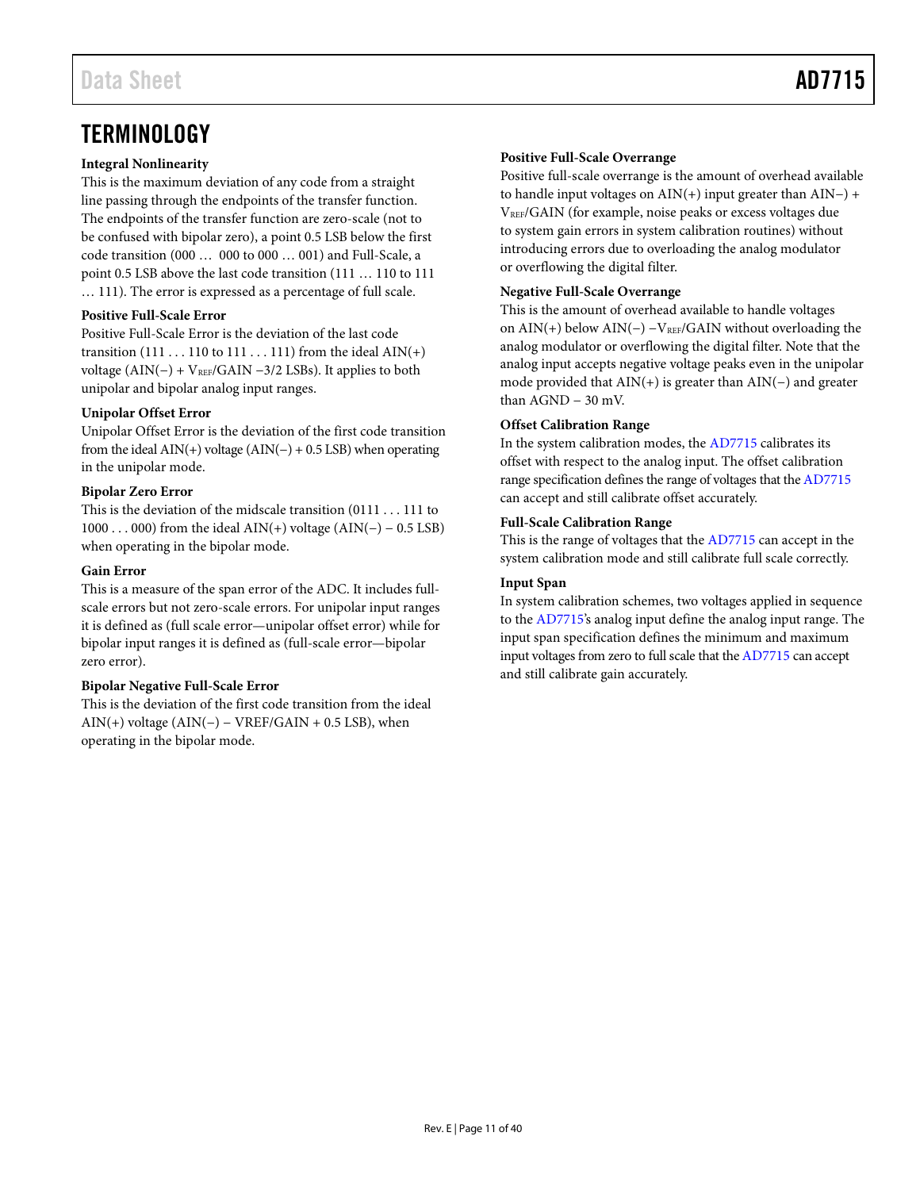# TERMINOLOGY

### Integral Nonlinearity

This is the maximum deviation of any code from a straight line passing through the endpoints of the transfer function. The endpoints of the transfer function are zero-scale (not to be confused with bipolar zero), a point 0.5 LSB below the first code transition (000 … 000 to 000 … 001) and Full-Scale, a point 0.5 LSB above the last code transition (111 … 110 to 111 … 111). The error is expressed as a percentage of full scale.

### Positive Full-Scale Error

Positive Full-Scale Error is the deviation of the last code transition (111 . . . 110 to 111 . . . 111) from the ideal AIN(+) voltage (AIN(−) + $V_{REF}$/GAIN −3/2 LSBs). It applies to both unipolar and bipolar analog input ranges.

### Unipolar Offset Error

Unipolar Offset Error is the deviation of the first code transition from the ideal AIN(+) voltage (AIN(−) + 0.5 LSB) when operating in the unipolar mode.

### Bipolar Zero Error

This is the deviation of the midscale transition (0111 . . . 111 to 1000 . . . 000) from the ideal AIN(+) voltage (AIN(−) − 0.5 LSB) when operating in the bipolar mode.

### Gain Error

This is a measure of the span error of the ADC. It includes full-scale errors but not zero-scale errors. For unipolar input ranges it is defined as (full scale error—unipolar offset error) while for bipolar input ranges it is defined as (full-scale error—bipolar zero error).

### Bipolar Negative Full-Scale Error

This is the deviation of the first code transition from the ideal AIN(+) voltage (AIN(−) − VREF/GAIN + 0.5 LSB), when operating in the bipolar mode.

### Positive Full-Scale Overrange

Positive full-scale overrange is the amount of overhead available to handle input voltages on AIN(+) input greater than AIN−) + $V_{REF}$/GAIN (for example, noise peaks or excess voltages due to system gain errors in system calibration routines) without introducing errors due to overloading the analog modulator or overflowing the digital filter.

### Negative Full-Scale Overrange

This is the amount of overhead available to handle voltages on AIN(+) below AIN(−) −$V_{REF}$/GAIN without overloading the analog modulator or overflowing the digital filter. Note that the analog input accepts negative voltage peaks even in the unipolar mode provided that AIN(+) is greater than AIN(−) and greater than AGND − 30 mV.

### Offset Calibration Range

In the system calibration modes, the AD7715 calibrates its offset with respect to the analog input. The offset calibration range specification defines the range of voltages that the AD7715 can accept and still calibrate offset accurately.

### Full-Scale Calibration Range

This is the range of voltages that the AD7715 can accept in the system calibration mode and still calibrate full scale correctly.

### Input Span

In system calibration schemes, two voltages applied in sequence to the AD7715's analog input define the analog input range. The input span specification defines the minimum and maximum input voltages from zero to full scale that the AD7715 can accept and still calibrate gain accurately.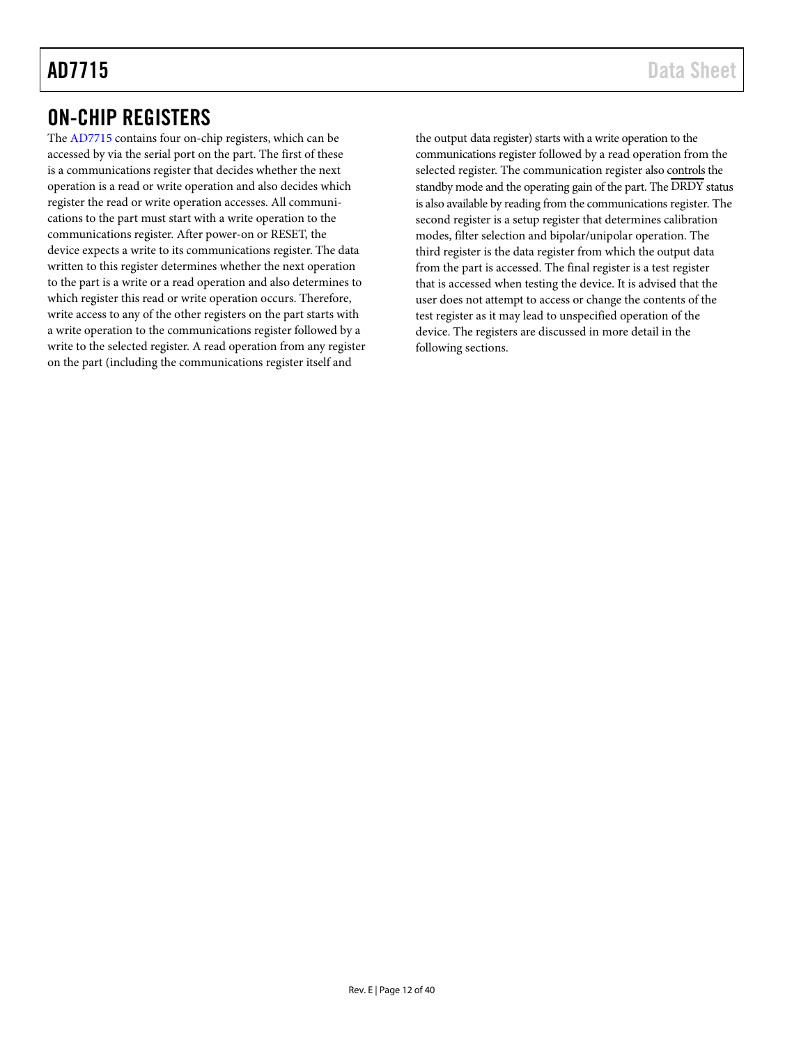## ON-CHIP REGISTERS

The AD7715 contains four on-chip registers, which can be accessed by via the serial port on the part. The first of these is a communications register that decides whether the next operation is a read or write operation and also decides which register the read or write operation accesses. All communications to the part must start with a write operation to the communications register. After power-on or RESET, the device expects a write to its communications register. The data written to this register determines whether the next operation to the part is a write or a read operation and also determines to which register this read or write operation occurs. Therefore, write access to any of the other registers on the part starts with a write operation to the communications register followed by a write to the selected register. A read operation from any register on the part (including the communications register itself and the output data register) starts with a write operation to the communications register followed by a read operation from the selected register. The communication register also controls the standby mode and the operating gain of the part. The $\overline{\text{DRDY}}$ status is also available by reading from the communications register. The second register is a setup register that determines calibration modes, filter selection and bipolar/unipolar operation. The third register is the data register from which the output data from the part is accessed. The final register is a test register that is accessed when testing the device. It is advised that the user does not attempt to access or change the contents of the test register as it may lead to unspecified operation of the device. The registers are discussed in more detail in the following sections.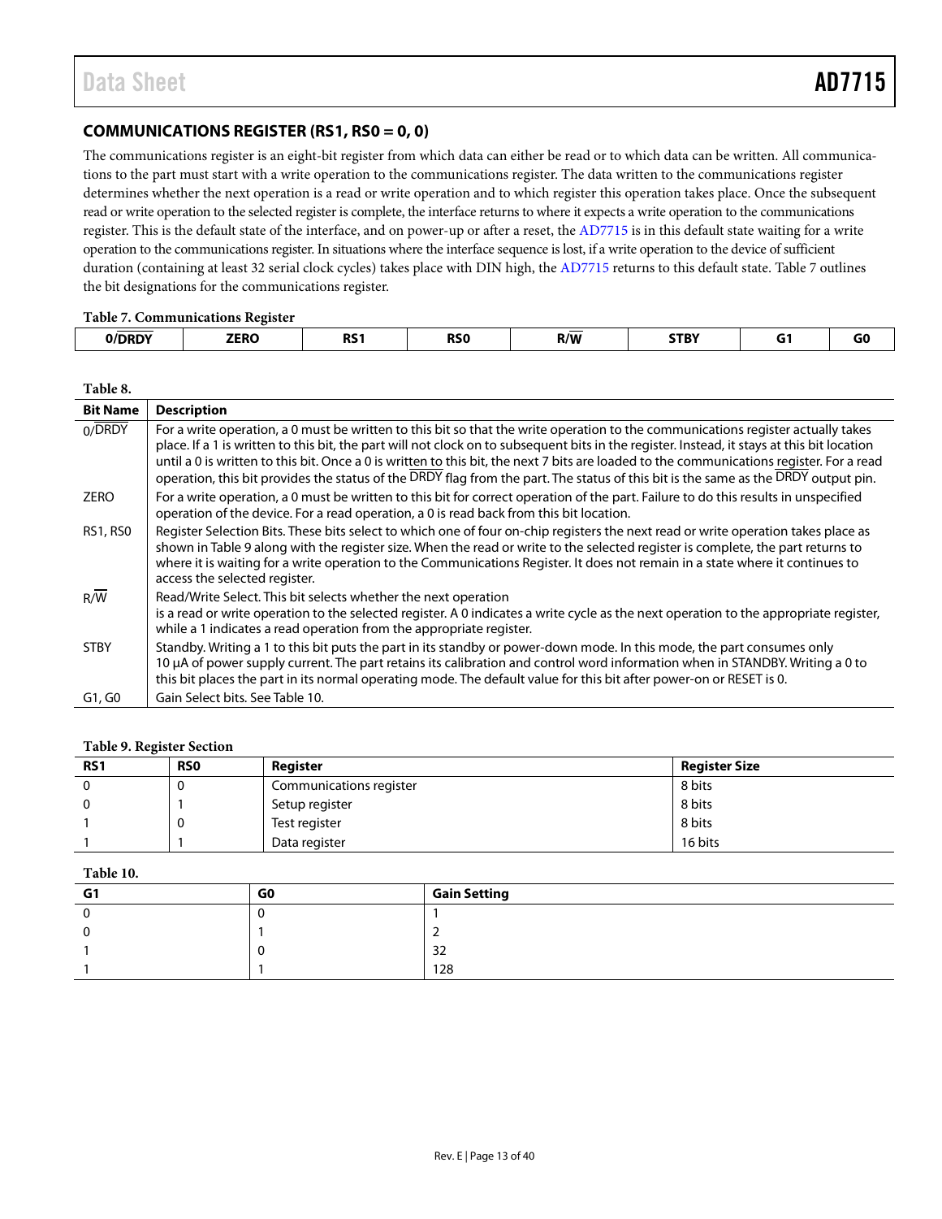## COMMUNICATIONS REGISTER (RS1, RS0 = 0, 0)

The communications register is an eight-bit register from which data can either be read or to which data can be written. All communications to the part must start with a write operation to the communications register. The data written to the communications register determines whether the next operation is a read or write operation and to which register this operation takes place. Once the subsequent read or write operation to the selected register is complete, the interface returns to where it expects a write operation to the communications register. This is the default state of the interface, and on power-up or after a reset, the AD7715 is in this default state waiting for a write operation to the communications register. In situations where the interface sequence is lost, if a write operation to the device of sufficient duration (containing at least 32 serial clock cycles) takes place with DIN high, the AD7715 returns to this default state. Table 7 outlines the bit designations for the communications register.

**Table 7. Communications Register**

| 0/$\overline{\text{DRDY}}$ | ZERO | RS1 | RS0 | R/$\overline{\text{W}}$ | STBY | G1 | G0 |
|---|---|---|---|---|---|---|---|

**Table 8.**

| Bit Name | Description |
|---|---|
| 0/$\overline{\text{DRDY}}$ | For a write operation, a 0 must be written to this bit so that the write operation to the communications register actually takes place. If a 1 is written to this bit, the part will not clock on to subsequent bits in the register. Instead, it stays at this bit location until a 0 is written to this bit. Once a 0 is written to this bit, the next 7 bits are loaded to the communications register. For a read operation, this bit provides the status of the $\overline{\text{DRDY}}$ flag from the part. The status of this bit is the same as the $\overline{\text{DRDY}}$ output pin. |
| ZERO | For a write operation, a 0 must be written to this bit for correct operation of the part. Failure to do this results in unspecified operation of the device. For a read operation, a 0 is read back from this bit location. |
| RS1, RS0 | Register Selection Bits. These bits select to which one of four on-chip registers the next read or write operation takes place as shown in Table 9 along with the register size. When the read or write to the selected register is complete, the part returns to where it is waiting for a write operation to the Communications Register. It does not remain in a state where it continues to access the selected register. |
| R/$\overline{\text{W}}$ | Read/Write Select. This bit selects whether the next operation is a read or write operation to the selected register. A 0 indicates a write cycle as the next operation to the appropriate register, while a 1 indicates a read operation from the appropriate register. |
| STBY | Standby. Writing a 1 to this bit puts the part in its standby or power-down mode. In this mode, the part consumes only 10 µA of power supply current. The part retains its calibration and control word information when in STANDBY. Writing a 0 to this bit places the part in its normal operating mode. The default value for this bit after power-on or RESET is 0. |
| G1, G0 | Gain Select bits. See Table 10. |

**Table 9. Register Section**

| RS1 | RS0 | Register | Register Size |
|---|---|---|---|
| 0 | 0 | Communications register | 8 bits |
| 0 | 1 | Setup register | 8 bits |
| 1 | 0 | Test register | 8 bits |
| 1 | 1 | Data register | 16 bits |

**Table 10.**

| G1 | G0 | Gain Setting |
|---|---|---|
| 0 | 0 | 1 |
| 0 | 1 | 2 |
| 1 | 0 | 32 |
| 1 | 1 | 128 |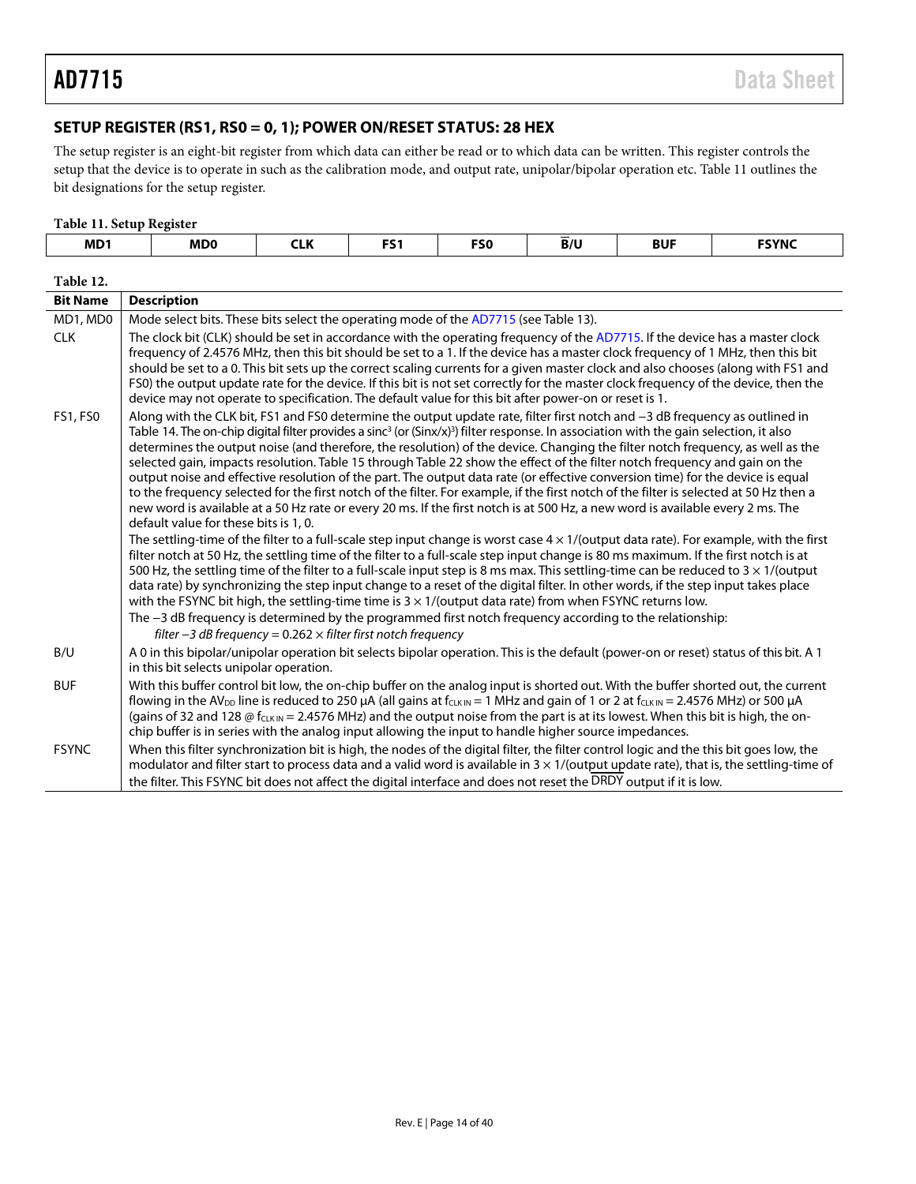## SETUP REGISTER (RS1, RS0 = 0, 1); POWER ON/RESET STATUS: 28 HEX

The setup register is an eight-bit register from which data can either be read or to which data can be written. This register controls the setup that the device is to operate in such as the calibration mode, and output rate, unipolar/bipolar operation etc. Table 11 outlines the bit designations for the setup register.

**Table 11. Setup Register**

| MD1 | MD0 | CLK | FS1 | FS0 | $\overline{B}$/U | BUF | FSYNC |
|---|---|---|---|---|---|---|---|

**Table 12.**

| Bit Name | Description |
|---|---|
| MD1, MD0 | Mode select bits. These bits select the operating mode of the AD7715 (see Table 13). |
| CLK | The clock bit (CLK) should be set in accordance with the operating frequency of the AD7715. If the device has a master clock frequency of 2.4576 MHz, then this bit should be set to a 1. If the device has a master clock frequency of 1 MHz, then this bit should be set to a 0. This bit sets up the correct scaling currents for a given master clock and also chooses (along with FS1 and FS0) the output update rate for the device. If this bit is not set correctly for the master clock frequency of the device, then the device may not operate to specification. The default value for this bit after power-on or reset is 1. |
| FS1, FS0 | Along with the CLK bit, FS1 and FS0 determine the output update rate, filter first notch and −3 dB frequency as outlined in Table 14. The on-chip digital filter provides a sinc[3] (or (Sinx/x)[3]) filter response. In association with the gain selection, it also determines the output noise (and therefore, the resolution) of the device. Changing the filter notch frequency, as well as the selected gain, impacts resolution. Table 15 through Table 22 show the effect of the filter notch frequency and gain on the output noise and effective resolution of the part. The output data rate (or effective conversion time) for the device is equal to the frequency selected for the first notch of the filter. For example, if the first notch of the filter is selected at 50 Hz then a new word is available at a 50 Hz rate or every 20 ms. If the first notch is at 500 Hz, a new word is available every 2 ms. The default value for these bits is 1, 0.<br><br>The settling-time of the filter to a full-scale step input change is worst case 4 × 1/(output data rate). For example, with the first filter notch at 50 Hz, the settling time of the filter to a full-scale step input change is 80 ms maximum. If the first notch is at 500 Hz, the settling time of the filter to a full-scale input step is 8 ms max. This settling-time can be reduced to 3 × 1/(output data rate) by synchronizing the step input change to a reset of the digital filter. In other words, if the step input takes place with the FSYNC bit high, the settling-time time is 3 × 1/(output data rate) from when FSYNC returns low.<br>The −3 dB frequency is determined by the programmed first notch frequency according to the relationship:<br>*filter −3 dB frequency* = 0.262 × *filter first notch frequency* |
| B/U | A 0 in this bipolar/unipolar operation bit selects bipolar operation. This is the default (power-on or reset) status of this bit. A 1 in this bit selects unipolar operation. |
| BUF | With this buffer control bit low, the on-chip buffer on the analog input is shorted out. With the buffer shorted out, the current flowing in the $AV_{DD}$ line is reduced to 250 μA (all gains at $f_{CLK IN}$ = 1 MHz and gain of 1 or 2 at $f_{CLK IN}$ = 2.4576 MHz) or 500 μA (gains of 32 and 128 @ $f_{CLK IN}$ = 2.4576 MHz) and the output noise from the part is at its lowest. When this bit is high, the on-chip buffer is in series with the analog input allowing the input to handle higher source impedances. |
| FSYNC | When this filter synchronization bit is high, the nodes of the digital filter, the filter control logic and the this bit goes low, the modulator and filter start to process data and a valid word is available in 3 × 1/(output update rate), that is, the settling-time of the filter. This FSYNC bit does not affect the digital interface and does not reset the $\overline{DRDY}$ output if it is low. |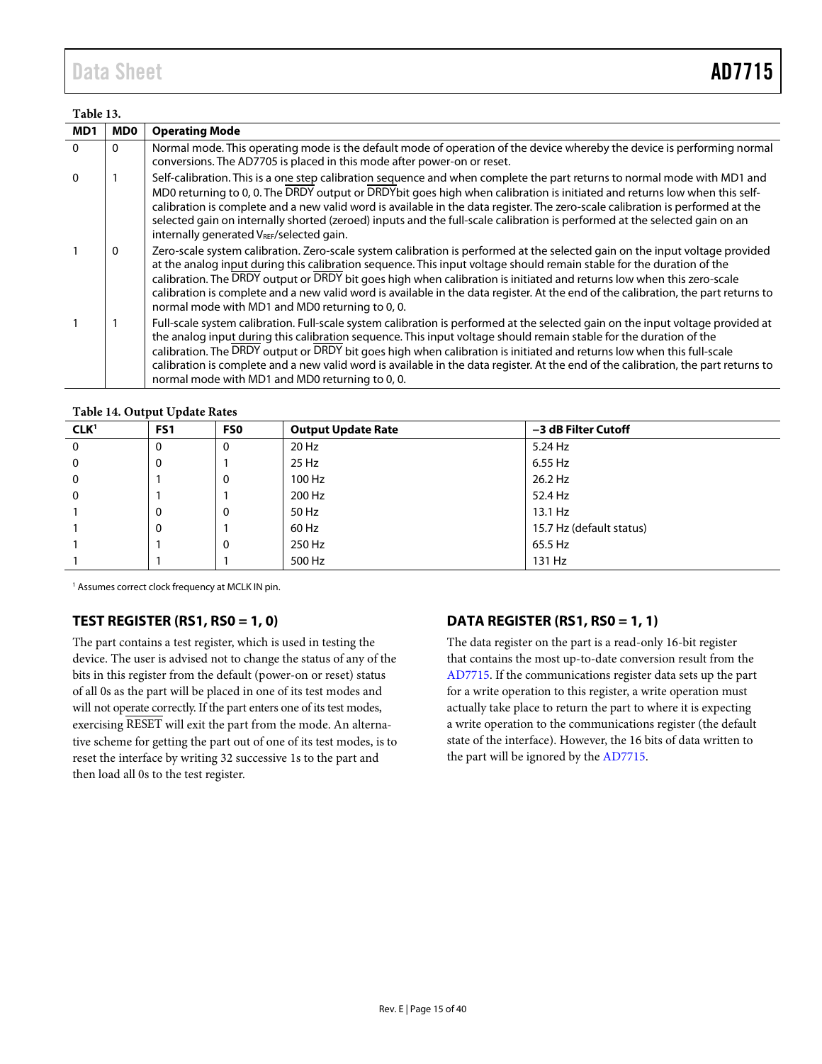Table 13.

| MD1 | MD0 | Operating Mode |
|---|---|---|
| 0 | 0 | Normal mode. This operating mode is the default mode of operation of the device whereby the device is performing normal conversions. The AD7705 is placed in this mode after power-on or reset. |
| 0 | 1 | Self-calibration. This is a one step calibration sequence and when complete the part returns to normal mode with MD1 and MD0 returning to 0, 0. The $\overline{\text{DRDY}}$ output or $\overline{\text{DRDY}}$bit goes high when calibration is initiated and returns low when this self-calibration is complete and a new valid word is available in the data register. The zero-scale calibration is performed at the selected gain on internally shorted (zeroed) inputs and the full-scale calibration is performed at the selected gain on an internally generated $V_{REF}$/selected gain. |
| 1 | 0 | Zero-scale system calibration. Zero-scale system calibration is performed at the selected gain on the input voltage provided at the analog input during this calibration sequence. This input voltage should remain stable for the duration of the calibration. The $\overline{\text{DRDY}}$ output or $\overline{\text{DRDY}}$ bit goes high when calibration is initiated and returns low when this zero-scale calibration is complete and a new valid word is available in the data register. At the end of the calibration, the part returns to normal mode with MD1 and MD0 returning to 0, 0. |
| 1 | 1 | Full-scale system calibration. Full-scale system calibration is performed at the selected gain on the input voltage provided at the analog input during this calibration sequence. This input voltage should remain stable for the duration of the calibration. The $\overline{\text{DRDY}}$ output or $\overline{\text{DRDY}}$ bit goes high when calibration is initiated and returns low when this full-scale calibration is complete and a new valid word is available in the data register. At the end of the calibration, the part returns to normal mode with MD1 and MD0 returning to 0, 0. |

Table 14. Output Update Rates

| CLK[1] | FS1 | FS0 | Output Update Rate | −3 dB Filter Cutoff |
|---|---|---|---|---|
| 0 | 0 | 0 | 20 Hz | 5.24 Hz |
| 0 | 0 | 1 | 25 Hz | 6.55 Hz |
| 0 | 1 | 0 | 100 Hz | 26.2 Hz |
| 0 | 1 | 1 | 200 Hz | 52.4 Hz |
| 1 | 0 | 0 | 50 Hz | 13.1 Hz |
| 1 | 0 | 1 | 60 Hz | 15.7 Hz (default status) |
| 1 | 1 | 0 | 250 Hz | 65.5 Hz |
| 1 | 1 | 1 | 500 Hz | 131 Hz |

[1] Assumes correct clock frequency at MCLK IN pin.

## TEST REGISTER (RS1, RS0 = 1, 0)

The part contains a test register, which is used in testing the device. The user is advised not to change the status of any of the bits in this register from the default (power-on or reset) status of all 0s as the part will be placed in one of its test modes and will not operate correctly. If the part enters one of its test modes, exercising $\overline{\text{RESET}}$ will exit the part from the mode. An alternative scheme for getting the part out of one of its test modes, is to reset the interface by writing 32 successive 1s to the part and then load all 0s to the test register.

## DATA REGISTER (RS1, RS0 = 1, 1)

The data register on the part is a read-only 16-bit register that contains the most up-to-date conversion result from the AD7715. If the communications register data sets up the part for a write operation to this register, a write operation must actually take place to return the part to where it is expecting a write operation to the communications register (the default state of the interface). However, the 16 bits of data written to the part will be ignored by the AD7715.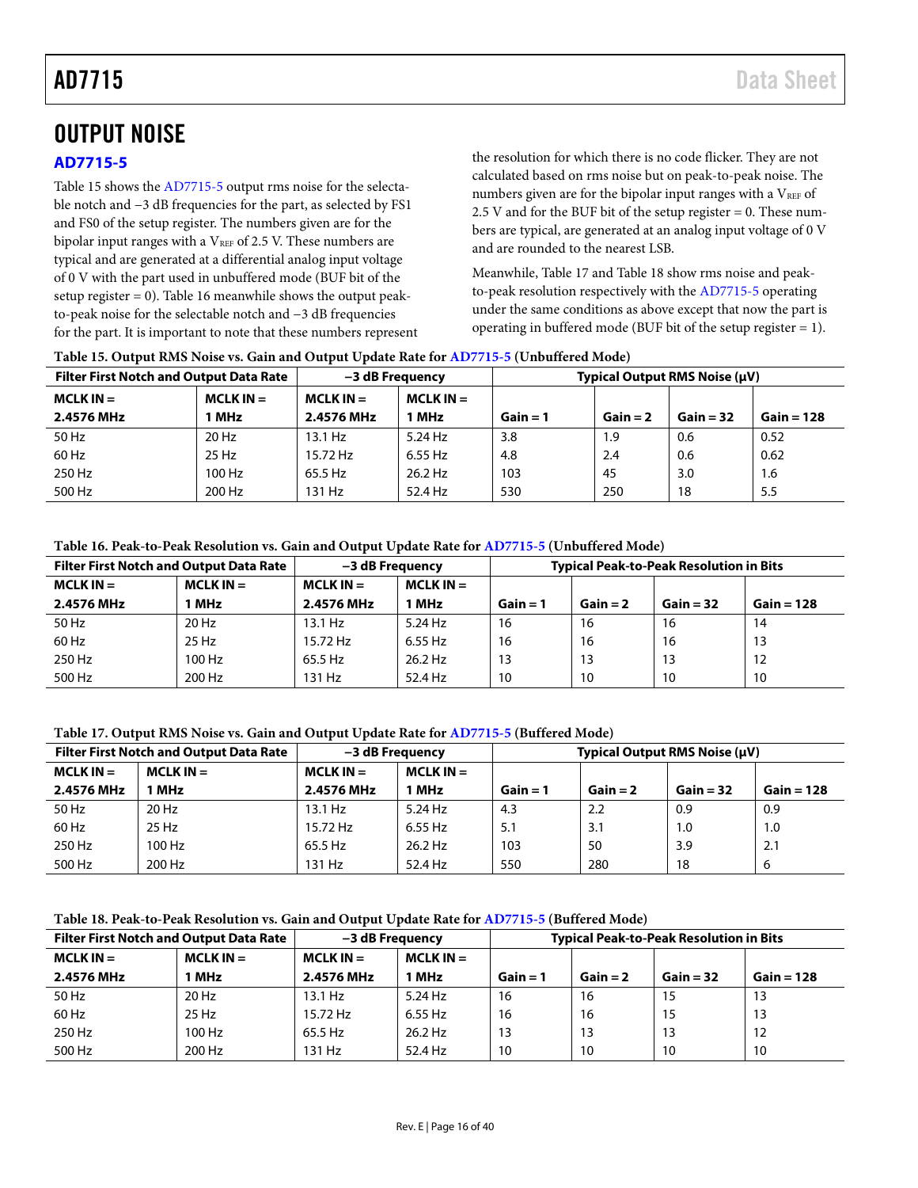# OUTPUT NOISE

## AD7715-5

Table 15 shows the AD7715-5 output rms noise for the selectable notch and −3 dB frequencies for the part, as selected by FS1 and FS0 of the setup register. The numbers given are for the bipolar input ranges with a $V_{REF}$ of 2.5 V. These numbers are typical and are generated at a differential analog input voltage of 0 V with the part used in unbuffered mode (BUF bit of the setup register = 0). Table 16 meanwhile shows the output peak-to-peak noise for the selectable notch and −3 dB frequencies for the part. It is important to note that these numbers represent the resolution for which there is no code flicker. They are not calculated based on rms noise but on peak-to-peak noise. The numbers given are for the bipolar input ranges with a $V_{REF}$ of 2.5 V and for the BUF bit of the setup register = 0. These numbers are typical, are generated at an analog input voltage of 0 V and are rounded to the nearest LSB.

Meanwhile, Table 17 and Table 18 show rms noise and peak-to-peak resolution respectively with the AD7715-5 operating under the same conditions as above except that now the part is operating in buffered mode (BUF bit of the setup register = 1).

**Table 15. Output RMS Noise vs. Gain and Output Update Rate for AD7715-5 (Unbuffered Mode)**

| Filter First Notch and Output Data Rate | | −3 dB Frequency | | Typical Output RMS Noise (µV) | | | |
|---|---|---|---|---|---|---|---|
| MCLK IN = 2.4576 MHz | MCLK IN = 1 MHz | MCLK IN = 2.4576 MHz | MCLK IN = 1 MHz | Gain = 1 | Gain = 2 | Gain = 32 | Gain = 128 |
| 50 Hz | 20 Hz | 13.1 Hz | 5.24 Hz | 3.8 | 1.9 | 0.6 | 0.52 |
| 60 Hz | 25 Hz | 15.72 Hz | 6.55 Hz | 4.8 | 2.4 | 0.6 | 0.62 |
| 250 Hz | 100 Hz | 65.5 Hz | 26.2 Hz | 103 | 45 | 3.0 | 1.6 |
| 500 Hz | 200 Hz | 131 Hz | 52.4 Hz | 530 | 250 | 18 | 5.5 |

**Table 16. Peak-to-Peak Resolution vs. Gain and Output Update Rate for AD7715-5 (Unbuffered Mode)**

| Filter First Notch and Output Data Rate | | −3 dB Frequency | | Typical Peak-to-Peak Resolution in Bits | | | |
|---|---|---|---|---|---|---|---|
| MCLK IN = 2.4576 MHz | MCLK IN = 1 MHz | MCLK IN = 2.4576 MHz | MCLK IN = 1 MHz | Gain = 1 | Gain = 2 | Gain = 32 | Gain = 128 |
| 50 Hz | 20 Hz | 13.1 Hz | 5.24 Hz | 16 | 16 | 16 | 14 |
| 60 Hz | 25 Hz | 15.72 Hz | 6.55 Hz | 16 | 16 | 16 | 13 |
| 250 Hz | 100 Hz | 65.5 Hz | 26.2 Hz | 13 | 13 | 13 | 12 |
| 500 Hz | 200 Hz | 131 Hz | 52.4 Hz | 10 | 10 | 10 | 10 |

**Table 17. Output RMS Noise vs. Gain and Output Update Rate for AD7715-5 (Buffered Mode)**

| Filter First Notch and Output Data Rate | | −3 dB Frequency | | Typical Output RMS Noise (µV) | | | |
|---|---|---|---|---|---|---|---|
| MCLK IN = 2.4576 MHz | MCLK IN = 1 MHz | MCLK IN = 2.4576 MHz | MCLK IN = 1 MHz | Gain = 1 | Gain = 2 | Gain = 32 | Gain = 128 |
| 50 Hz | 20 Hz | 13.1 Hz | 5.24 Hz | 4.3 | 2.2 | 0.9 | 0.9 |
| 60 Hz | 25 Hz | 15.72 Hz | 6.55 Hz | 5.1 | 3.1 | 1.0 | 1.0 |
| 250 Hz | 100 Hz | 65.5 Hz | 26.2 Hz | 103 | 50 | 3.9 | 2.1 |
| 500 Hz | 200 Hz | 131 Hz | 52.4 Hz | 550 | 280 | 18 | 6 |

**Table 18. Peak-to-Peak Resolution vs. Gain and Output Update Rate for AD7715-5 (Buffered Mode)**

| Filter First Notch and Output Data Rate | | −3 dB Frequency | | Typical Peak-to-Peak Resolution in Bits | | | |
|---|---|---|---|---|---|---|---|
| MCLK IN = 2.4576 MHz | MCLK IN = 1 MHz | MCLK IN = 2.4576 MHz | MCLK IN = 1 MHz | Gain = 1 | Gain = 2 | Gain = 32 | Gain = 128 |
| 50 Hz | 20 Hz | 13.1 Hz | 5.24 Hz | 16 | 16 | 15 | 13 |
| 60 Hz | 25 Hz | 15.72 Hz | 6.55 Hz | 16 | 16 | 15 | 13 |
| 250 Hz | 100 Hz | 65.5 Hz | 26.2 Hz | 13 | 13 | 13 | 12 |
| 500 Hz | 200 Hz | 131 Hz | 52.4 Hz | 10 | 10 | 10 | 10 |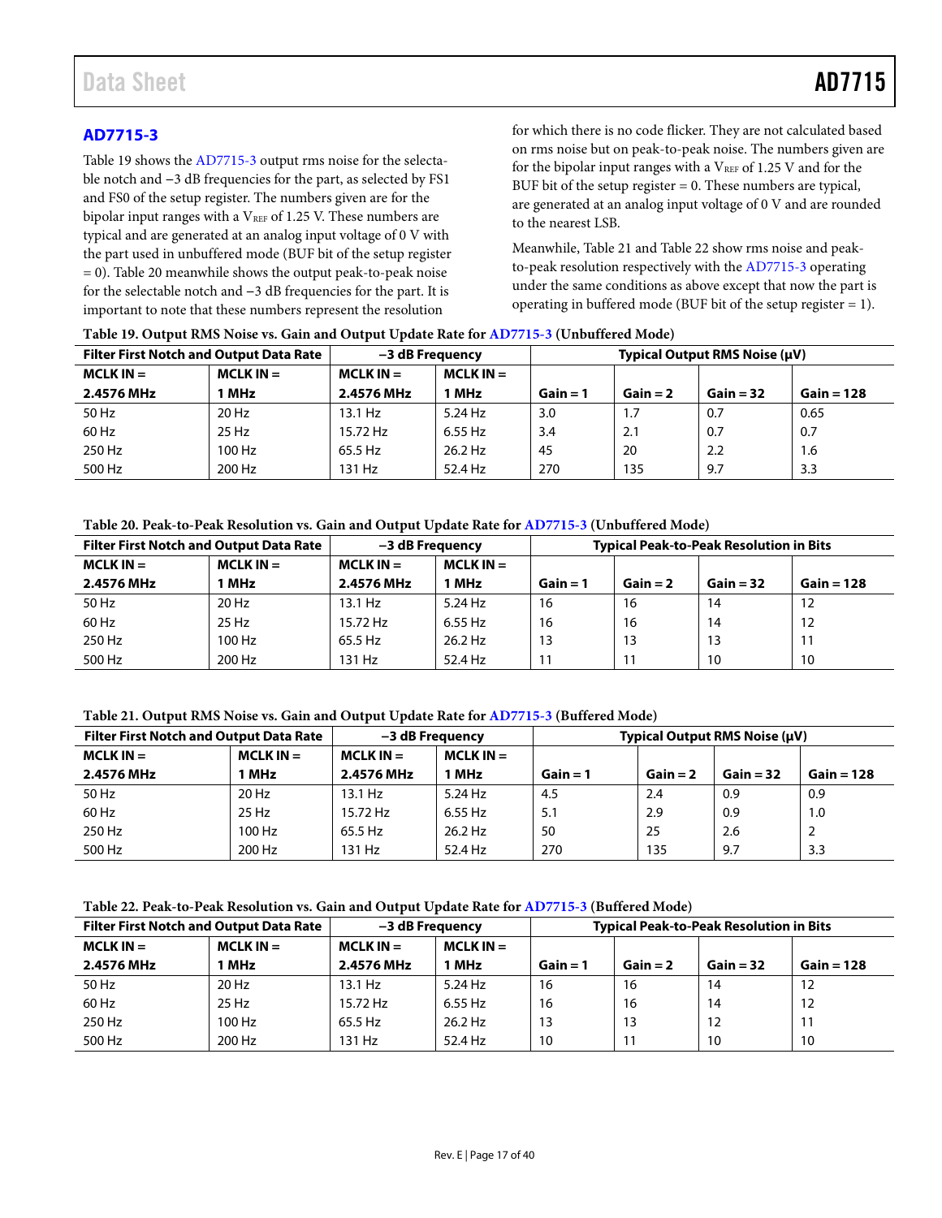## AD7715-3

Table 19 shows the AD7715-3 output rms noise for the selectable notch and −3 dB frequencies for the part, as selected by FS1 and FS0 of the setup register. The numbers given are for the bipolar input ranges with a $V_{REF}$ of 1.25 V. These numbers are typical and are generated at an analog input voltage of 0 V with the part used in unbuffered mode (BUF bit of the setup register = 0). Table 20 meanwhile shows the output peak-to-peak noise for the selectable notch and −3 dB frequencies for the part. It is important to note that these numbers represent the resolution for which there is no code flicker. They are not calculated based on rms noise but on peak-to-peak noise. The numbers given are for the bipolar input ranges with a $V_{REF}$ of 1.25 V and for the BUF bit of the setup register = 0. These numbers are typical, are generated at an analog input voltage of 0 V and are rounded to the nearest LSB.

Meanwhile, Table 21 and Table 22 show rms noise and peak-to-peak resolution respectively with the AD7715-3 operating under the same conditions as above except that now the part is operating in buffered mode (BUF bit of the setup register = 1).

**Table 19. Output RMS Noise vs. Gain and Output Update Rate for AD7715-3 (Unbuffered Mode)**

| Filter First Notch and Output Data Rate | | −3 dB Frequency | | Typical Output RMS Noise (μV) | | | |
|---|---|---|---|---|---|---|---|
| MCLK IN = 2.4576 MHz | MCLK IN = 1 MHz | MCLK IN = 2.4576 MHz | MCLK IN = 1 MHz | Gain = 1 | Gain = 2 | Gain = 32 | Gain = 128 |
| 50 Hz | 20 Hz | 13.1 Hz | 5.24 Hz | 3.0 | 1.7 | 0.7 | 0.65 |
| 60 Hz | 25 Hz | 15.72 Hz | 6.55 Hz | 3.4 | 2.1 | 0.7 | 0.7 |
| 250 Hz | 100 Hz | 65.5 Hz | 26.2 Hz | 45 | 20 | 2.2 | 1.6 |
| 500 Hz | 200 Hz | 131 Hz | 52.4 Hz | 270 | 135 | 9.7 | 3.3 |

**Table 20. Peak-to-Peak Resolution vs. Gain and Output Update Rate for AD7715-3 (Unbuffered Mode)**

| Filter First Notch and Output Data Rate | | −3 dB Frequency | | Typical Peak-to-Peak Resolution in Bits | | | |
|---|---|---|---|---|---|---|---|
| MCLK IN = 2.4576 MHz | MCLK IN = 1 MHz | MCLK IN = 2.4576 MHz | MCLK IN = 1 MHz | Gain = 1 | Gain = 2 | Gain = 32 | Gain = 128 |
| 50 Hz | 20 Hz | 13.1 Hz | 5.24 Hz | 16 | 16 | 14 | 12 |
| 60 Hz | 25 Hz | 15.72 Hz | 6.55 Hz | 16 | 16 | 14 | 12 |
| 250 Hz | 100 Hz | 65.5 Hz | 26.2 Hz | 13 | 13 | 13 | 11 |
| 500 Hz | 200 Hz | 131 Hz | 52.4 Hz | 11 | 11 | 10 | 10 |

**Table 21. Output RMS Noise vs. Gain and Output Update Rate for AD7715-3 (Buffered Mode)**

| Filter First Notch and Output Data Rate | | −3 dB Frequency | | Typical Output RMS Noise (μV) | | | |
|---|---|---|---|---|---|---|---|
| MCLK IN = 2.4576 MHz | MCLK IN = 1 MHz | MCLK IN = 2.4576 MHz | MCLK IN = 1 MHz | Gain = 1 | Gain = 2 | Gain = 32 | Gain = 128 |
| 50 Hz | 20 Hz | 13.1 Hz | 5.24 Hz | 4.5 | 2.4 | 0.9 | 0.9 |
| 60 Hz | 25 Hz | 15.72 Hz | 6.55 Hz | 5.1 | 2.9 | 0.9 | 1.0 |
| 250 Hz | 100 Hz | 65.5 Hz | 26.2 Hz | 50 | 25 | 2.6 | 2 |
| 500 Hz | 200 Hz | 131 Hz | 52.4 Hz | 270 | 135 | 9.7 | 3.3 |

**Table 22. Peak-to-Peak Resolution vs. Gain and Output Update Rate for AD7715-3 (Buffered Mode)**

| Filter First Notch and Output Data Rate | | −3 dB Frequency | | Typical Peak-to-Peak Resolution in Bits | | | |
|---|---|---|---|---|---|---|---|
| MCLK IN = 2.4576 MHz | MCLK IN = 1 MHz | MCLK IN = 2.4576 MHz | MCLK IN = 1 MHz | Gain = 1 | Gain = 2 | Gain = 32 | Gain = 128 |
| 50 Hz | 20 Hz | 13.1 Hz | 5.24 Hz | 16 | 16 | 14 | 12 |
| 60 Hz | 25 Hz | 15.72 Hz | 6.55 Hz | 16 | 16 | 14 | 12 |
| 250 Hz | 100 Hz | 65.5 Hz | 26.2 Hz | 13 | 13 | 12 | 11 |
| 500 Hz | 200 Hz | 131 Hz | 52.4 Hz | 10 | 11 | 10 | 10 |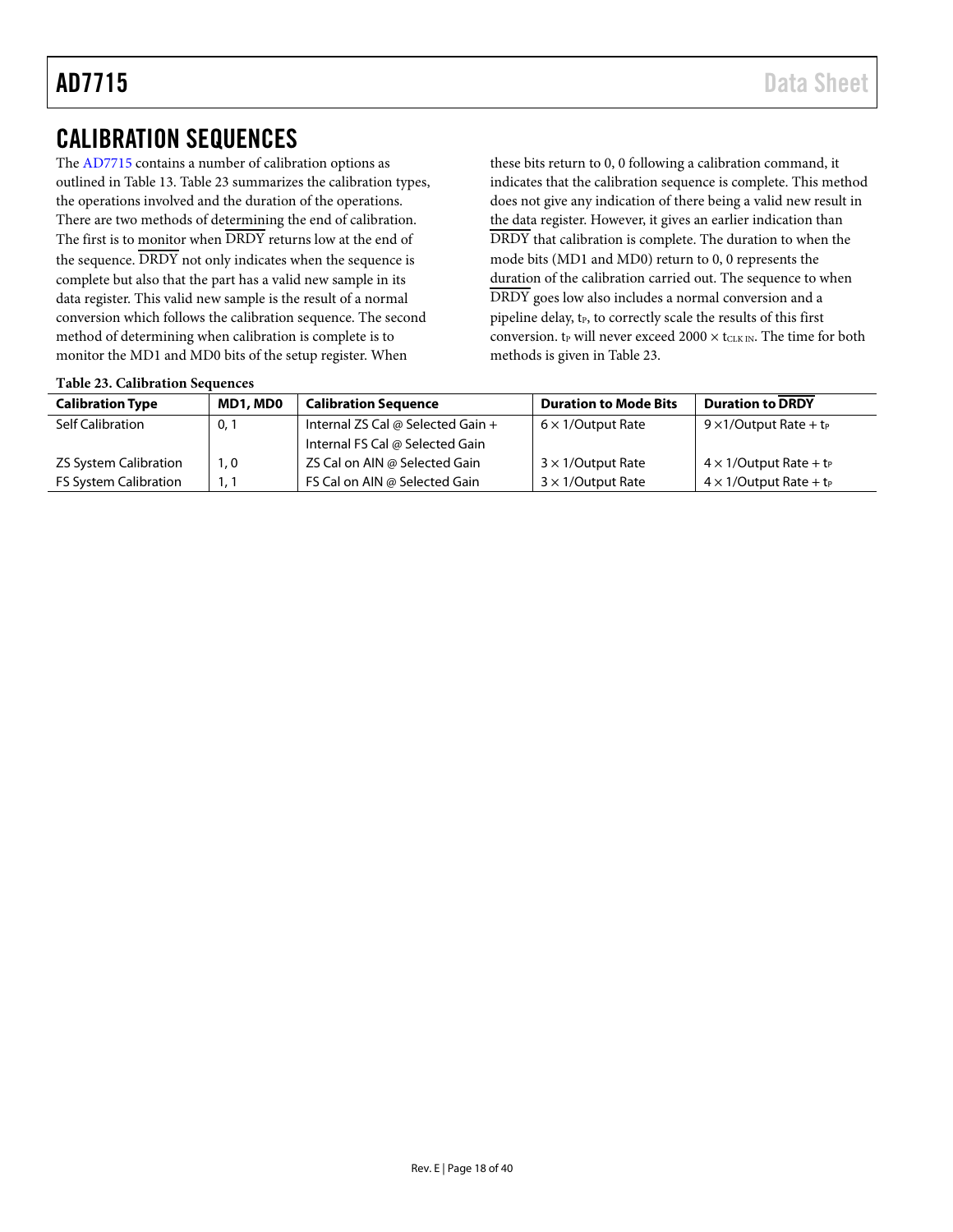## CALIBRATION SEQUENCES

The AD7715 contains a number of calibration options as outlined in Table 13. Table 23 summarizes the calibration types, the operations involved and the duration of the operations. There are two methods of determining the end of calibration. The first is to monitor when $\overline{\text{DRDY}}$ returns low at the end of the sequence. $\overline{\text{DRDY}}$ not only indicates when the sequence is complete but also that the part has a valid new sample in its data register. This valid new sample is the result of a normal conversion which follows the calibration sequence. The second method of determining when calibration is complete is to monitor the MD1 and MD0 bits of the setup register. When these bits return to 0, 0 following a calibration command, it indicates that the calibration sequence is complete. This method does not give any indication of there being a valid new result in the data register. However, it gives an earlier indication than $\overline{\text{DRDY}}$ that calibration is complete. The duration to when the mode bits (MD1 and MD0) return to 0, 0 represents the duration of the calibration carried out. The sequence to when $\overline{\text{DRDY}}$ goes low also includes a normal conversion and a pipeline delay, $t_P$, to correctly scale the results of this first conversion. $t_P$ will never exceed $2000 \times t_{CLK\ IN}$. The time for both methods is given in Table 23.

**Table 23. Calibration Sequences**

| Calibration Type | MD1, MD0 | Calibration Sequence | Duration to Mode Bits | Duration to $\overline{\text{DRDY}}$ |
|---|---|---|---|---|
| Self Calibration | 0, 1 | Internal ZS Cal @ Selected Gain + Internal FS Cal @ Selected Gain | 6 × 1/Output Rate | 9 ×1/Output Rate + $t_P$ |
| ZS System Calibration | 1, 0 | ZS Cal on AIN @ Selected Gain | 3 × 1/Output Rate | 4 × 1/Output Rate + $t_P$ |
| FS System Calibration | 1, 1 | FS Cal on AIN @ Selected Gain | 3 × 1/Output Rate | 4 × 1/Output Rate + $t_P$ |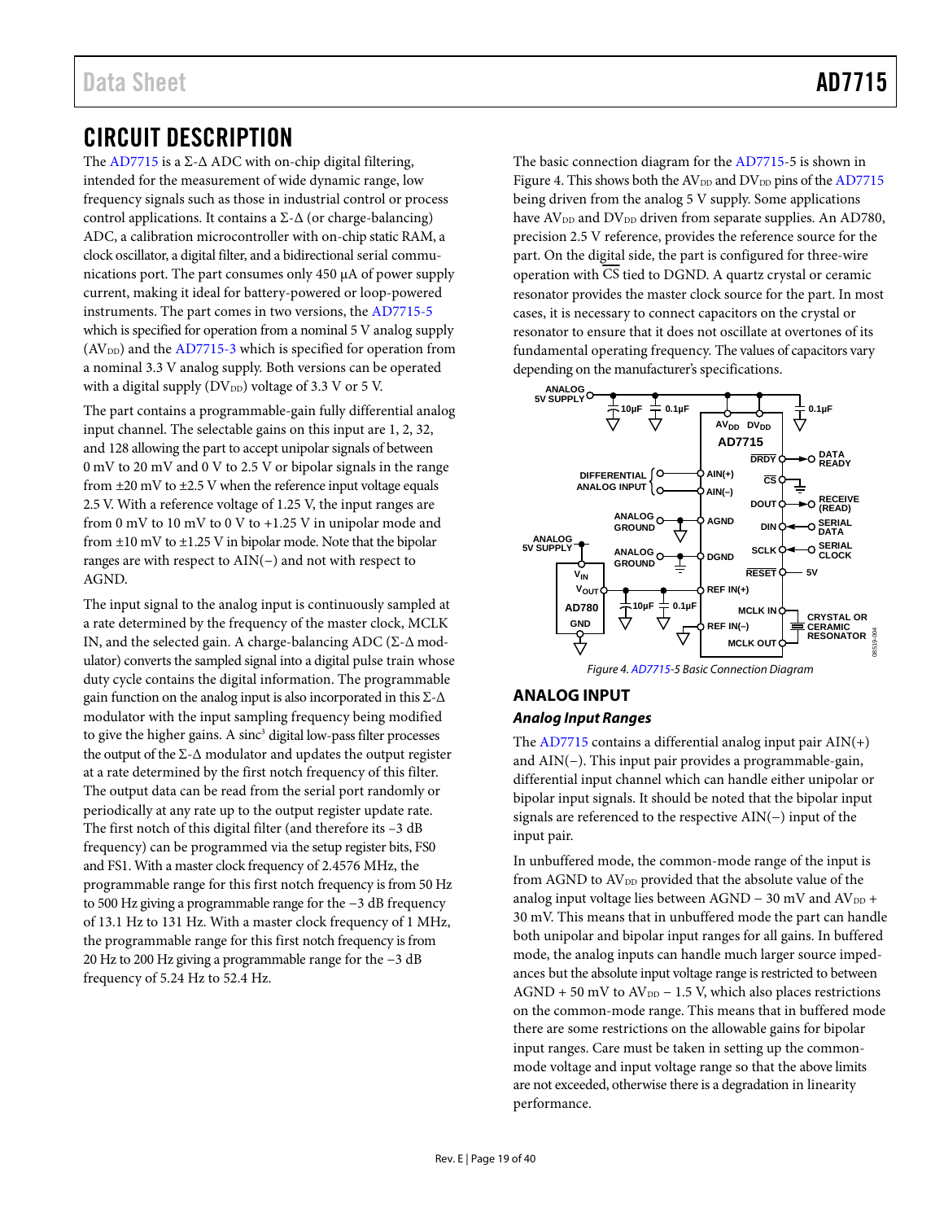# CIRCUIT DESCRIPTION

The AD7715 is a Σ-Δ ADC with on-chip digital filtering, intended for the measurement of wide dynamic range, low frequency signals such as those in industrial control or process control applications. It contains a Σ-Δ (or charge-balancing) ADC, a calibration microcontroller with on-chip static RAM, a clock oscillator, a digital filter, and a bidirectional serial communications port. The part consumes only 450 µA of power supply current, making it ideal for battery-powered or loop-powered instruments. The part comes in two versions, the AD7715-5 which is specified for operation from a nominal 5 V analog supply ($AV_{DD}$) and the AD7715-3 which is specified for operation from a nominal 3.3 V analog supply. Both versions can be operated with a digital supply ($DV_{DD}$) voltage of 3.3 V or 5 V.

The part contains a programmable-gain fully differential analog input channel. The selectable gains on this input are 1, 2, 32, and 128 allowing the part to accept unipolar signals of between 0 mV to 20 mV and 0 V to 2.5 V or bipolar signals in the range from ±20 mV to ±2.5 V when the reference input voltage equals 2.5 V. With a reference voltage of 1.25 V, the input ranges are from 0 mV to 10 mV to 0 V to +1.25 V in unipolar mode and from ±10 mV to ±1.25 V in bipolar mode. Note that the bipolar ranges are with respect to AIN(−) and not with respect to AGND.

The input signal to the analog input is continuously sampled at a rate determined by the frequency of the master clock, MCLK IN, and the selected gain. A charge-balancing ADC (Σ-Δ modulator) converts the sampled signal into a digital pulse train whose duty cycle contains the digital information. The programmable gain function on the analog input is also incorporated in this Σ-Δ modulator with the input sampling frequency being modified to give the higher gains. A $sinc^3$ digital low-pass filter processes the output of the Σ-Δ modulator and updates the output register at a rate determined by the first notch frequency of this filter. The output data can be read from the serial port randomly or periodically at any rate up to the output register update rate. The first notch of this digital filter (and therefore its −3 dB frequency) can be programmed via the setup register bits, FS0 and FS1. With a master clock frequency of 2.4576 MHz, the programmable range for this first notch frequency is from 50 Hz to 500 Hz giving a programmable range for the −3 dB frequency of 13.1 Hz to 131 Hz. With a master clock frequency of 1 MHz, the programmable range for this first notch frequency is from 20 Hz to 200 Hz giving a programmable range for the −3 dB frequency of 5.24 Hz to 52.4 Hz.

The basic connection diagram for the AD7715-5 is shown in Figure 4. This shows both the $AV_{DD}$ and $DV_{DD}$ pins of the AD7715 being driven from the analog 5 V supply. Some applications have $AV_{DD}$ and $DV_{DD}$ driven from separate supplies. An AD780, precision 2.5 V reference, provides the reference source for the part. On the digital side, the part is configured for three-wire operation with $\overline{CS}$ tied to DGND. A quartz crystal or ceramic resonator provides the master clock source for the part. In most cases, it is necessary to connect capacitors on the crystal or resonator to ensure that it does not oscillate at overtones of its fundamental operating frequency. The values of capacitors vary depending on the manufacturer's specifications.

Figure 4. AD7715-5 Basic Connection Diagram

## ANALOG INPUT

### *Analog Input Ranges*

The AD7715 contains a differential analog input pair AIN(+) and AIN(−). This input pair provides a programmable-gain, differential input channel which can handle either unipolar or bipolar input signals. It should be noted that the bipolar input signals are referenced to the respective AIN(−) input of the input pair.

In unbuffered mode, the common-mode range of the input is from AGND to $AV_{DD}$ provided that the absolute value of the analog input voltage lies between AGND − 30 mV and $AV_{DD}$ + 30 mV. This means that in unbuffered mode the part can handle both unipolar and bipolar input ranges for all gains. In buffered mode, the analog inputs can handle much larger source impedances but the absolute input voltage range is restricted to between AGND + 50 mV to $AV_{DD}$ − 1.5 V, which also places restrictions on the common-mode range. This means that in buffered mode there are some restrictions on the allowable gains for bipolar input ranges. Care must be taken in setting up the common-mode voltage and input voltage range so that the above limits are not exceeded, otherwise there is a degradation in linearity performance.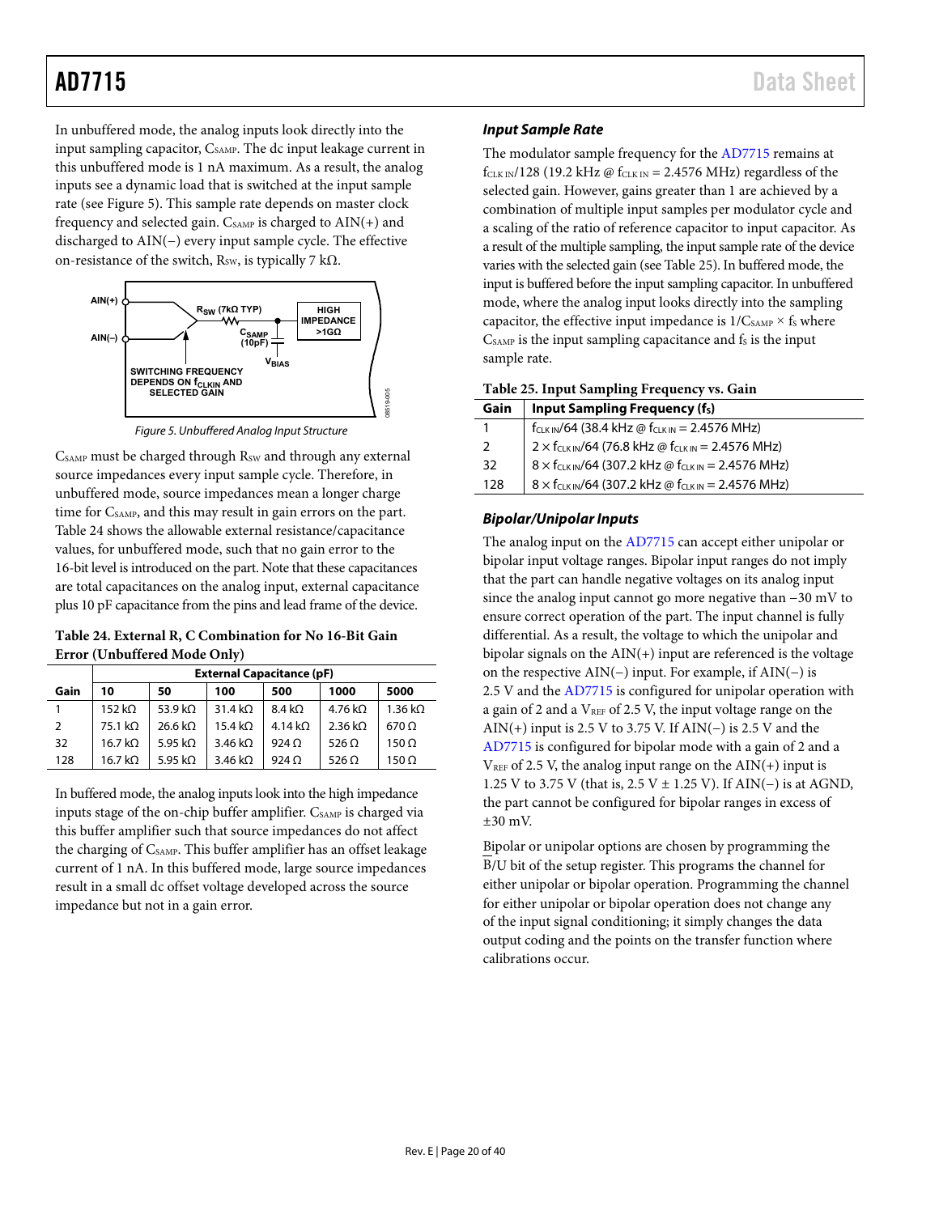In unbuffered mode, the analog inputs look directly into the input sampling capacitor, $C_{SAMP}$. The dc input leakage current in this unbuffered mode is 1 nA maximum. As a result, the analog inputs see a dynamic load that is switched at the input sample rate (see Figure 5). This sample rate depends on master clock frequency and selected gain. $C_{SAMP}$ is charged to AIN(+) and discharged to AIN(−) every input sample cycle. The effective on-resistance of the switch, $R_{SW}$, is typically 7 kΩ.

Figure 5. Unbuffered Analog Input Structure

$C_{SAMP}$ must be charged through $R_{SW}$ and through any external source impedances every input sample cycle. Therefore, in unbuffered mode, source impedances mean a longer charge time for $C_{SAMP}$, and this may result in gain errors on the part. Table 24 shows the allowable external resistance/capacitance values, for unbuffered mode, such that no gain error to the 16-bit level is introduced on the part. Note that these capacitances are total capacitances on the analog input, external capacitance plus 10 pF capacitance from the pins and lead frame of the device.

**Table 24. External R, C Combination for No 16-Bit Gain Error (Unbuffered Mode Only)**

| | External Capacitance (pF) | | | | | |
|---|---|---|---|---|---|---|
| **Gain** | **10** | **50** | **100** | **500** | **1000** | **5000** |
| 1 | 152 kΩ | 53.9 kΩ | 31.4 kΩ | 8.4 kΩ | 4.76 kΩ | 1.36 kΩ |
| 2 | 75.1 kΩ | 26.6 kΩ | 15.4 kΩ | 4.14 kΩ | 2.36 kΩ | 670 Ω |
| 32 | 16.7 kΩ | 5.95 kΩ | 3.46 kΩ | 924 Ω | 526 Ω | 150 Ω |
| 128 | 16.7 kΩ | 5.95 kΩ | 3.46 kΩ | 924 Ω | 526 Ω | 150 Ω |

In buffered mode, the analog inputs look into the high impedance inputs stage of the on-chip buffer amplifier. $C_{SAMP}$ is charged via this buffer amplifier such that source impedances do not affect the charging of $C_{SAMP}$. This buffer amplifier has an offset leakage current of 1 nA. In this buffered mode, large source impedances result in a small dc offset voltage developed across the source impedance but not in a gain error.

### *Input Sample Rate*

The modulator sample frequency for the AD7715 remains at $f_{CLK\,IN}/128$ (19.2 kHz @ $f_{CLK\,IN}$ = 2.4576 MHz) regardless of the selected gain. However, gains greater than 1 are achieved by a combination of multiple input samples per modulator cycle and a scaling of the ratio of reference capacitor to input capacitor. As a result of the multiple sampling, the input sample rate of the device varies with the selected gain (see Table 25). In buffered mode, the input is buffered before the input sampling capacitor. In unbuffered mode, where the analog input looks directly into the sampling capacitor, the effective input impedance is $1/C_{SAMP} \times f_S$ where $C_{SAMP}$ is the input sampling capacitance and $f_S$ is the input sample rate.

**Table 25. Input Sampling Frequency vs. Gain**

| Gain | Input Sampling Frequency ($f_S$) |
|---|---|
| 1 | $f_{CLK\,IN}/64$ (38.4 kHz @ $f_{CLK\,IN}$ = 2.4576 MHz) |
| 2 | $2 \times f_{CLK\,IN}/64$ (76.8 kHz @ $f_{CLK\,IN}$ = 2.4576 MHz) |
| 32 | $8 \times f_{CLK\,IN}/64$ (307.2 kHz @ $f_{CLK\,IN}$ = 2.4576 MHz) |
| 128 | $8 \times f_{CLK\,IN}/64$ (307.2 kHz @ $f_{CLK\,IN}$ = 2.4576 MHz) |

### *Bipolar/Unipolar Inputs*

The analog input on the AD7715 can accept either unipolar or bipolar input voltage ranges. Bipolar input ranges do not imply that the part can handle negative voltages on its analog input since the analog input cannot go more negative than −30 mV to ensure correct operation of the part. The input channel is fully differential. As a result, the voltage to which the unipolar and bipolar signals on the AIN(+) input are referenced is the voltage on the respective AIN(−) input. For example, if AIN(−) is 2.5 V and the AD7715 is configured for unipolar operation with a gain of 2 and a $V_{REF}$ of 2.5 V, the input voltage range on the AIN(+) input is 2.5 V to 3.75 V. If AIN(−) is 2.5 V and the AD7715 is configured for bipolar mode with a gain of 2 and a $V_{REF}$ of 2.5 V, the analog input range on the AIN(+) input is 1.25 V to 3.75 V (that is, 2.5 V ± 1.25 V). If AIN(−) is at AGND, the part cannot be configured for bipolar ranges in excess of ±30 mV.

Bipolar or unipolar options are chosen by programming the $\overline{B}$/U bit of the setup register. This programs the channel for either unipolar or bipolar operation. Programming the channel for either unipolar or bipolar operation does not change any of the input signal conditioning; it simply changes the data output coding and the points on the transfer function where calibrations occur.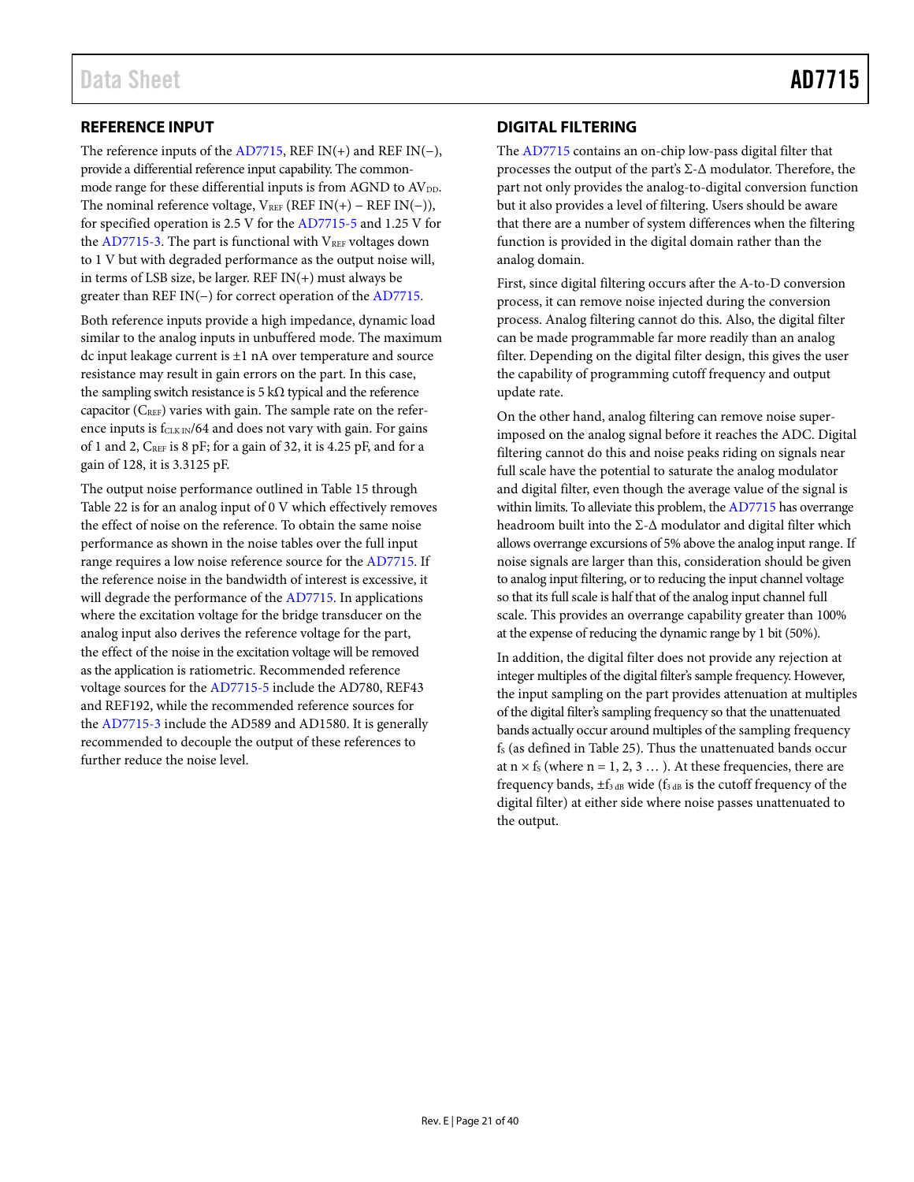## REFERENCE INPUT

The reference inputs of the AD7715, REF IN(+) and REF IN(−), provide a differential reference input capability. The common-mode range for these differential inputs is from AGND to $AV_{DD}$. The nominal reference voltage, $V_{REF}$ (REF IN(+) − REF IN(−)), for specified operation is 2.5 V for the AD7715-5 and 1.25 V for the AD7715-3. The part is functional with $V_{REF}$ voltages down to 1 V but with degraded performance as the output noise will, in terms of LSB size, be larger. REF IN(+) must always be greater than REF IN(−) for correct operation of the AD7715.

Both reference inputs provide a high impedance, dynamic load similar to the analog inputs in unbuffered mode. The maximum dc input leakage current is ±1 nA over temperature and source resistance may result in gain errors on the part. In this case, the sampling switch resistance is 5 kΩ typical and the reference capacitor ($C_{REF}$) varies with gain. The sample rate on the reference inputs is $f_{CLK\ IN}/64$ and does not vary with gain. For gains of 1 and 2, $C_{REF}$ is 8 pF; for a gain of 32, it is 4.25 pF, and for a gain of 128, it is 3.3125 pF.

The output noise performance outlined in Table 15 through Table 22 is for an analog input of 0 V which effectively removes the effect of noise on the reference. To obtain the same noise performance as shown in the noise tables over the full input range requires a low noise reference source for the AD7715. If the reference noise in the bandwidth of interest is excessive, it will degrade the performance of the AD7715. In applications where the excitation voltage for the bridge transducer on the analog input also derives the reference voltage for the part, the effect of the noise in the excitation voltage will be removed as the application is ratiometric. Recommended reference voltage sources for the AD7715-5 include the AD780, REF43 and REF192, while the recommended reference sources for the AD7715-3 include the AD589 and AD1580. It is generally recommended to decouple the output of these references to further reduce the noise level.

## DIGITAL FILTERING

The AD7715 contains an on-chip low-pass digital filter that processes the output of the part's Σ-Δ modulator. Therefore, the part not only provides the analog-to-digital conversion function but it also provides a level of filtering. Users should be aware that there are a number of system differences when the filtering function is provided in the digital domain rather than the analog domain.

First, since digital filtering occurs after the A-to-D conversion process, it can remove noise injected during the conversion process. Analog filtering cannot do this. Also, the digital filter can be made programmable far more readily than an analog filter. Depending on the digital filter design, this gives the user the capability of programming cutoff frequency and output update rate.

On the other hand, analog filtering can remove noise superimposed on the analog signal before it reaches the ADC. Digital filtering cannot do this and noise peaks riding on signals near full scale have the potential to saturate the analog modulator and digital filter, even though the average value of the signal is within limits. To alleviate this problem, the AD7715 has overrange headroom built into the Σ-Δ modulator and digital filter which allows overrange excursions of 5% above the analog input range. If noise signals are larger than this, consideration should be given to analog input filtering, or to reducing the input channel voltage so that its full scale is half that of the analog input channel full scale. This provides an overrange capability greater than 100% at the expense of reducing the dynamic range by 1 bit (50%).

In addition, the digital filter does not provide any rejection at integer multiples of the digital filter's sample frequency. However, the input sampling on the part provides attenuation at multiples of the digital filter's sampling frequency so that the unattenuated bands actually occur around multiples of the sampling frequency $f_S$ (as defined in Table 25). Thus the unattenuated bands occur at $n \times f_S$ (where n = 1, 2, 3 … ). At these frequencies, there are frequency bands, $\pm f_{3\ dB}$ wide ($f_{3\ dB}$ is the cutoff frequency of the digital filter) at either side where noise passes unattenuated to the output.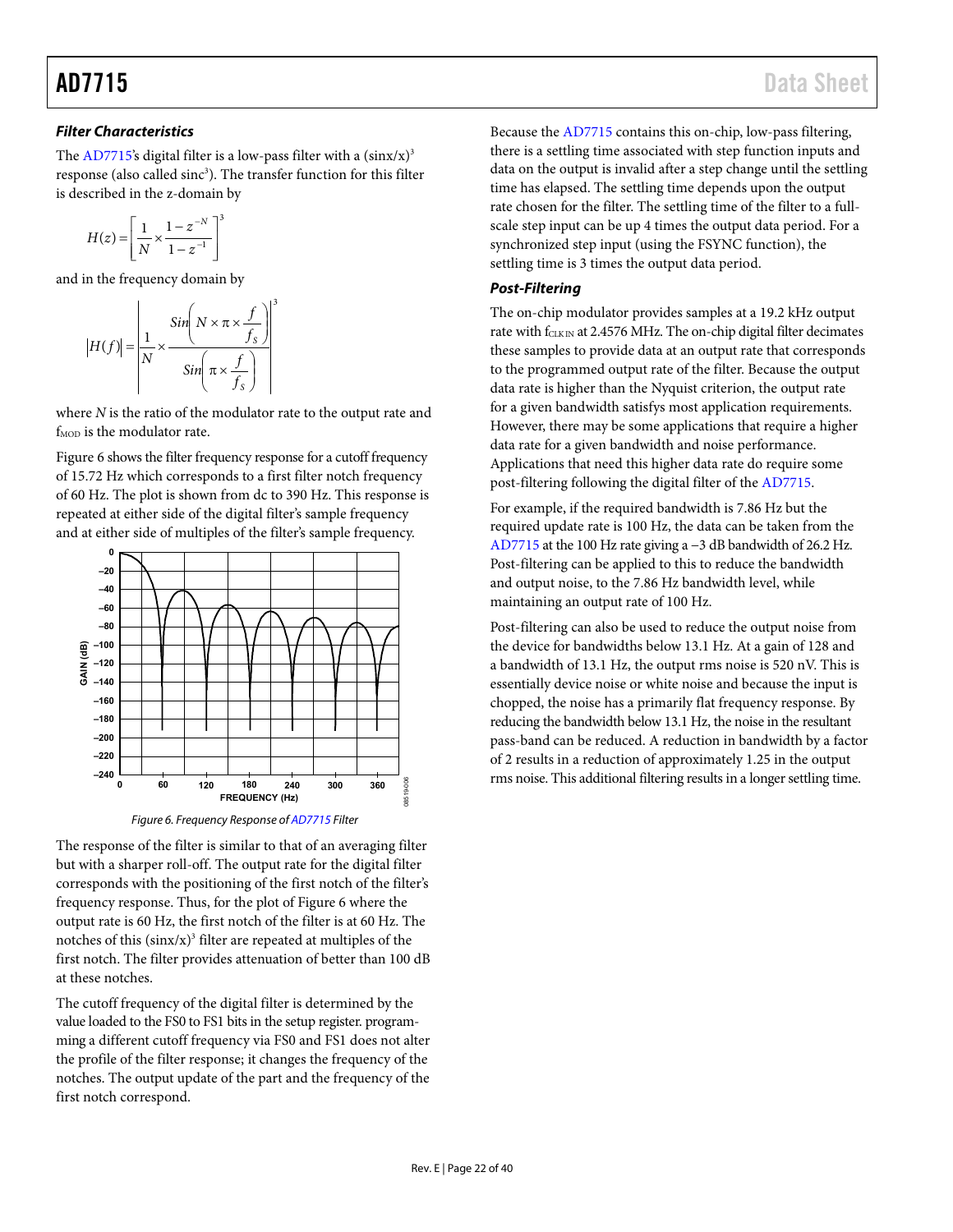### Filter Characteristics

The AD7715's digital filter is a low-pass filter with a $(\sin x/x)^3$ response (also called $\text{sinc}^3$). The transfer function for this filter is described in the z-domain by

$$H(z) = \left[\frac{1}{N} \times \frac{1 - z^{-N}}{1 - z^{-1}}\right]^3$$

and in the frequency domain by

$$|H(f)| = \left|\frac{1}{N} \times \frac{Sin\left(N \times \pi \times \frac{f}{f_S}\right)}{Sin\left(\pi \times \frac{f}{f_S}\right)}\right|^3$$

where $N$ is the ratio of the modulator rate to the output rate and $f_{MOD}$ is the modulator rate.

Figure 6 shows the filter frequency response for a cutoff frequency of 15.72 Hz which corresponds to a first filter notch frequency of 60 Hz. The plot is shown from dc to 390 Hz. This response is repeated at either side of the digital filter's sample frequency and at either side of multiples of the filter's sample frequency.

Figure 6. Frequency Response of AD7715 Filter

The response of the filter is similar to that of an averaging filter but with a sharper roll-off. The output rate for the digital filter corresponds with the positioning of the first notch of the filter's frequency response. Thus, for the plot of Figure 6 where the output rate is 60 Hz, the first notch of the filter is at 60 Hz. The notches of this $(\sin x/x)^3$ filter are repeated at multiples of the first notch. The filter provides attenuation of better than 100 dB at these notches.

The cutoff frequency of the digital filter is determined by the value loaded to the FS0 to FS1 bits in the setup register. programming a different cutoff frequency via FS0 and FS1 does not alter the profile of the filter response; it changes the frequency of the notches. The output update of the part and the frequency of the first notch correspond.

Because the AD7715 contains this on-chip, low-pass filtering, there is a settling time associated with step function inputs and data on the output is invalid after a step change until the settling time has elapsed. The settling time depends upon the output rate chosen for the filter. The settling time of the filter to a full-scale step input can be up 4 times the output data period. For a synchronized step input (using the FSYNC function), the settling time is 3 times the output data period.

### Post-Filtering

The on-chip modulator provides samples at a 19.2 kHz output rate with $f_{CLK IN}$ at 2.4576 MHz. The on-chip digital filter decimates these samples to provide data at an output rate that corresponds to the programmed output rate of the filter. Because the output data rate is higher than the Nyquist criterion, the output rate for a given bandwidth satisfys most application requirements. However, there may be some applications that require a higher data rate for a given bandwidth and noise performance. Applications that need this higher data rate do require some post-filtering following the digital filter of the AD7715.

For example, if the required bandwidth is 7.86 Hz but the required update rate is 100 Hz, the data can be taken from the AD7715 at the 100 Hz rate giving a −3 dB bandwidth of 26.2 Hz. Post-filtering can be applied to this to reduce the bandwidth and output noise, to the 7.86 Hz bandwidth level, while maintaining an output rate of 100 Hz.

Post-filtering can also be used to reduce the output noise from the device for bandwidths below 13.1 Hz. At a gain of 128 and a bandwidth of 13.1 Hz, the output rms noise is 520 nV. This is essentially device noise or white noise and because the input is chopped, the noise has a primarily flat frequency response. By reducing the bandwidth below 13.1 Hz, the noise in the resultant pass-band can be reduced. A reduction in bandwidth by a factor of 2 results in a reduction of approximately 1.25 in the output rms noise. This additional filtering results in a longer settling time.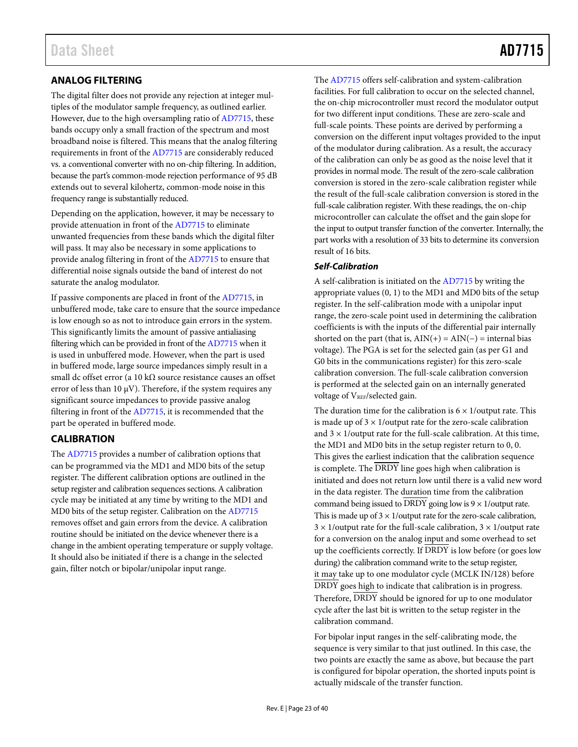## ANALOG FILTERING

The digital filter does not provide any rejection at integer multiples of the modulator sample frequency, as outlined earlier. However, due to the high oversampling ratio of AD7715, these bands occupy only a small fraction of the spectrum and most broadband noise is filtered. This means that the analog filtering requirements in front of the AD7715 are considerably reduced vs. a conventional converter with no on-chip filtering. In addition, because the part's common-mode rejection performance of 95 dB extends out to several kilohertz, common-mode noise in this frequency range is substantially reduced.

Depending on the application, however, it may be necessary to provide attenuation in front of the AD7715 to eliminate unwanted frequencies from these bands which the digital filter will pass. It may also be necessary in some applications to provide analog filtering in front of the AD7715 to ensure that differential noise signals outside the band of interest do not saturate the analog modulator.

If passive components are placed in front of the AD7715, in unbuffered mode, take care to ensure that the source impedance is low enough so as not to introduce gain errors in the system. This significantly limits the amount of passive antialiasing filtering which can be provided in front of the AD7715 when it is used in unbuffered mode. However, when the part is used in buffered mode, large source impedances simply result in a small dc offset error (a 10 kΩ source resistance causes an offset error of less than 10 μV). Therefore, if the system requires any significant source impedances to provide passive analog filtering in front of the AD7715, it is recommended that the part be operated in buffered mode.

## CALIBRATION

The AD7715 provides a number of calibration options that can be programmed via the MD1 and MD0 bits of the setup register. The different calibration options are outlined in the setup register and calibration sequences sections. A calibration cycle may be initiated at any time by writing to the MD1 and MD0 bits of the setup register. Calibration on the AD7715 removes offset and gain errors from the device. A calibration routine should be initiated on the device whenever there is a change in the ambient operating temperature or supply voltage. It should also be initiated if there is a change in the selected gain, filter notch or bipolar/unipolar input range.

The AD7715 offers self-calibration and system-calibration facilities. For full calibration to occur on the selected channel, the on-chip microcontroller must record the modulator output for two different input conditions. These are zero-scale and full-scale points. These points are derived by performing a conversion on the different input voltages provided to the input of the modulator during calibration. As a result, the accuracy of the calibration can only be as good as the noise level that it provides in normal mode. The result of the zero-scale calibration conversion is stored in the zero-scale calibration register while the result of the full-scale calibration conversion is stored in the full-scale calibration register. With these readings, the on-chip microcontroller can calculate the offset and the gain slope for the input to output transfer function of the converter. Internally, the part works with a resolution of 33 bits to determine its conversion result of 16 bits.

### *Self-Calibration*

A self-calibration is initiated on the AD7715 by writing the appropriate values (0, 1) to the MD1 and MD0 bits of the setup register. In the self-calibration mode with a unipolar input range, the zero-scale point used in determining the calibration coefficients is with the inputs of the differential pair internally shorted on the part (that is, AIN(+) = AIN(−) = internal bias voltage). The PGA is set for the selected gain (as per G1 and G0 bits in the communications register) for this zero-scale calibration conversion. The full-scale calibration conversion is performed at the selected gain on an internally generated voltage of $V_{REF}$/selected gain.

The duration time for the calibration is 6 × 1/output rate. This is made up of 3 × 1/output rate for the zero-scale calibration and 3 × 1/output rate for the full-scale calibration. At this time, the MD1 and MD0 bits in the setup register return to 0, 0. This gives the earliest indication that the calibration sequence is complete. The $\overline{\text{DRDY}}$ line goes high when calibration is initiated and does not return low until there is a valid new word in the data register. The duration time from the calibration command being issued to $\overline{\text{DRDY}}$ going low is 9 × 1/output rate. This is made up of 3 × 1/output rate for the zero-scale calibration, 3 × 1/output rate for the full-scale calibration, 3 × 1/output rate for a conversion on the analog input and some overhead to set up the coefficients correctly. If $\overline{\text{DRDY}}$ is low before (or goes low during) the calibration command write to the setup register, it may take up to one modulator cycle (MCLK IN/128) before $\overline{\text{DRDY}}$ goes high to indicate that calibration is in progress. Therefore, $\overline{\text{DRDY}}$ should be ignored for up to one modulator cycle after the last bit is written to the setup register in the calibration command.

For bipolar input ranges in the self-calibrating mode, the sequence is very similar to that just outlined. In this case, the two points are exactly the same as above, but because the part is configured for bipolar operation, the shorted inputs point is actually midscale of the transfer function.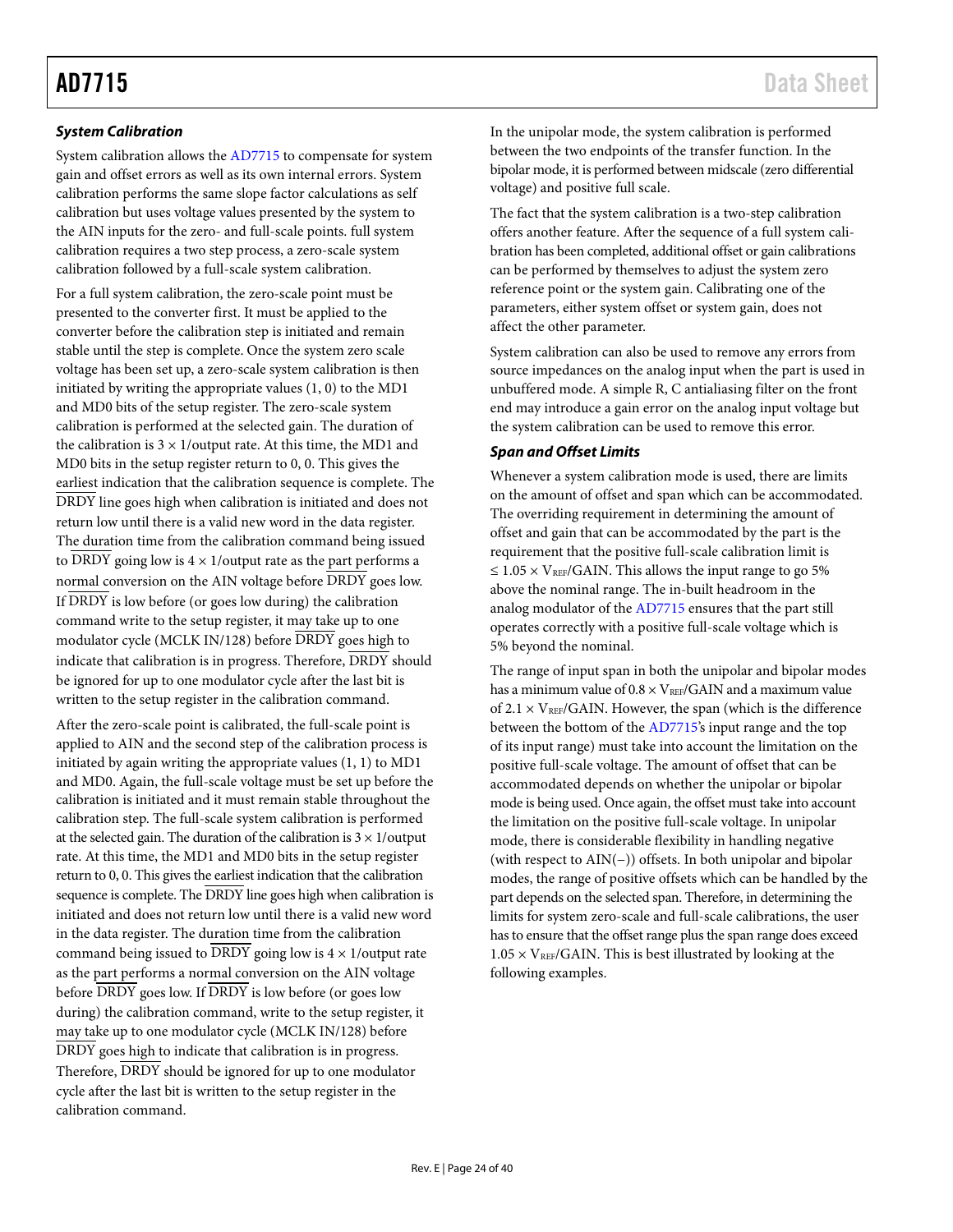### System Calibration

System calibration allows the AD7715 to compensate for system gain and offset errors as well as its own internal errors. System calibration performs the same slope factor calculations as self calibration but uses voltage values presented by the system to the AIN inputs for the zero- and full-scale points. full system calibration requires a two step process, a zero-scale system calibration followed by a full-scale system calibration.

For a full system calibration, the zero-scale point must be presented to the converter first. It must be applied to the converter before the calibration step is initiated and remain stable until the step is complete. Once the system zero scale voltage has been set up, a zero-scale system calibration is then initiated by writing the appropriate values (1, 0) to the MD1 and MD0 bits of the setup register. The zero-scale system calibration is performed at the selected gain. The duration of the calibration is $3 \times 1$/output rate. At this time, the MD1 and MD0 bits in the setup register return to 0, 0. This gives the earliest indication that the calibration sequence is complete. The $\overline{\text{DRDY}}$ line goes high when calibration is initiated and does not return low until there is a valid new word in the data register. The duration time from the calibration command being issued to $\overline{\text{DRDY}}$ going low is $4 \times 1$/output rate as the part performs a normal conversion on the AIN voltage before $\overline{\text{DRDY}}$ goes low. If $\overline{\text{DRDY}}$ is low before (or goes low during) the calibration command write to the setup register, it may take up to one modulator cycle (MCLK IN/128) before $\overline{\text{DRDY}}$ goes high to indicate that calibration is in progress. Therefore, $\overline{\text{DRDY}}$ should be ignored for up to one modulator cycle after the last bit is written to the setup register in the calibration command.

After the zero-scale point is calibrated, the full-scale point is applied to AIN and the second step of the calibration process is initiated by again writing the appropriate values (1, 1) to MD1 and MD0. Again, the full-scale voltage must be set up before the calibration is initiated and it must remain stable throughout the calibration step. The full-scale system calibration is performed at the selected gain. The duration of the calibration is $3 \times 1$/output rate. At this time, the MD1 and MD0 bits in the setup register return to 0, 0. This gives the earliest indication that the calibration sequence is complete. The $\overline{\text{DRDY}}$ line goes high when calibration is initiated and does not return low until there is a valid new word in the data register. The duration time from the calibration command being issued to $\overline{\text{DRDY}}$ going low is $4 \times 1$/output rate as the part performs a normal conversion on the AIN voltage before $\overline{\text{DRDY}}$ goes low. If $\overline{\text{DRDY}}$ is low before (or goes low during) the calibration command, write to the setup register, it may take up to one modulator cycle (MCLK IN/128) before $\overline{\text{DRDY}}$ goes high to indicate that calibration is in progress. Therefore, $\overline{\text{DRDY}}$ should be ignored for up to one modulator cycle after the last bit is written to the setup register in the calibration command.

In the unipolar mode, the system calibration is performed between the two endpoints of the transfer function. In the bipolar mode, it is performed between midscale (zero differential voltage) and positive full scale.

The fact that the system calibration is a two-step calibration offers another feature. After the sequence of a full system calibration has been completed, additional offset or gain calibrations can be performed by themselves to adjust the system zero reference point or the system gain. Calibrating one of the parameters, either system offset or system gain, does not affect the other parameter.

System calibration can also be used to remove any errors from source impedances on the analog input when the part is used in unbuffered mode. A simple R, C antialiasing filter on the front end may introduce a gain error on the analog input voltage but the system calibration can be used to remove this error.

### Span and Offset Limits

Whenever a system calibration mode is used, there are limits on the amount of offset and span which can be accommodated. The overriding requirement in determining the amount of offset and gain that can be accommodated by the part is the requirement that the positive full-scale calibration limit is $\leq 1.05 \times V_{REF}$/GAIN. This allows the input range to go 5% above the nominal range. The in-built headroom in the analog modulator of the AD7715 ensures that the part still operates correctly with a positive full-scale voltage which is 5% beyond the nominal.

The range of input span in both the unipolar and bipolar modes has a minimum value of $0.8 \times V_{REF}$/GAIN and a maximum value of $2.1 \times V_{REF}$/GAIN. However, the span (which is the difference between the bottom of the AD7715's input range and the top of its input range) must take into account the limitation on the positive full-scale voltage. The amount of offset that can be accommodated depends on whether the unipolar or bipolar mode is being used. Once again, the offset must take into account the limitation on the positive full-scale voltage. In unipolar mode, there is considerable flexibility in handling negative (with respect to AIN(−)) offsets. In both unipolar and bipolar modes, the range of positive offsets which can be handled by the part depends on the selected span. Therefore, in determining the limits for system zero-scale and full-scale calibrations, the user has to ensure that the offset range plus the span range does exceed $1.05 \times V_{REF}$/GAIN. This is best illustrated by looking at the following examples.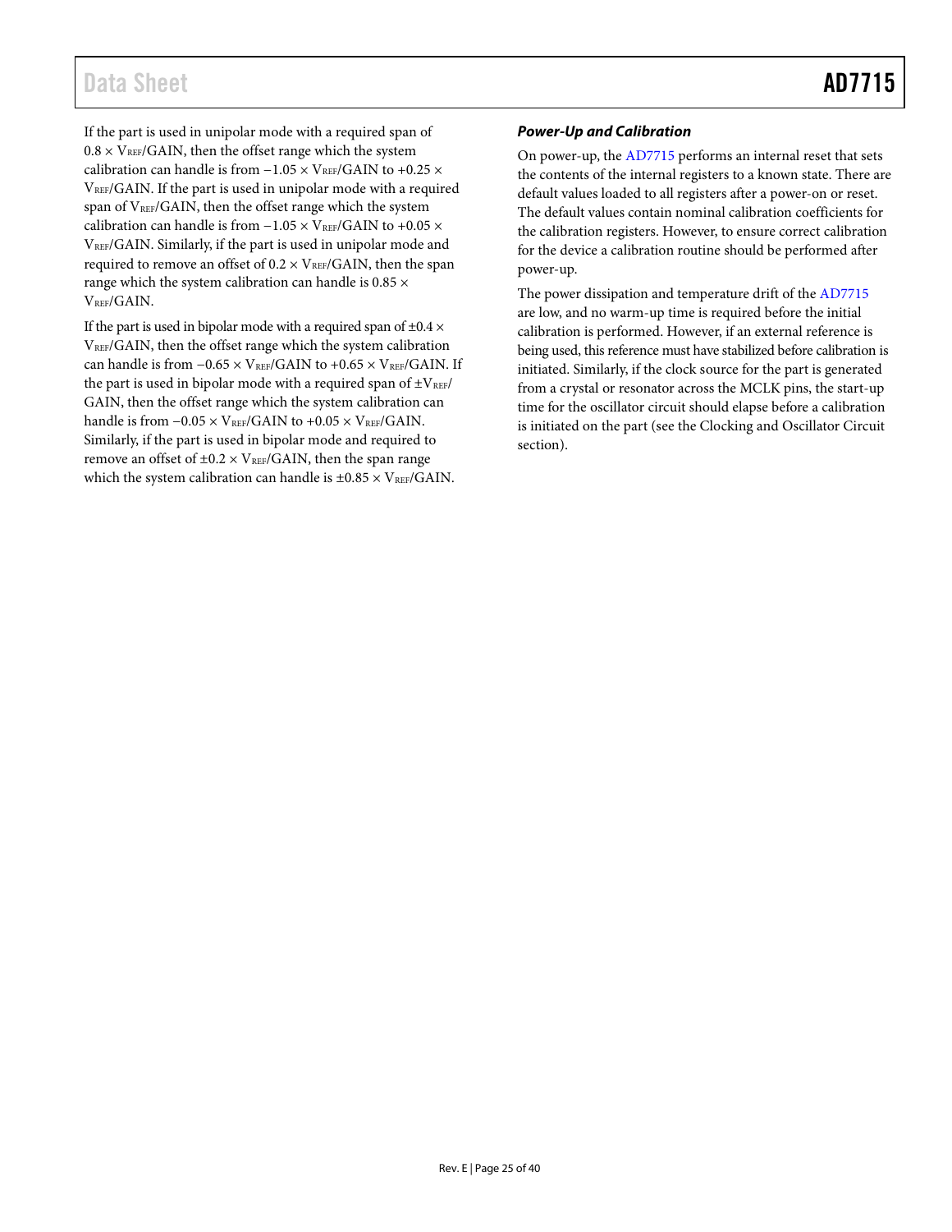If the part is used in unipolar mode with a required span of $0.8 \times V_{REF}/GAIN$, then the offset range which the system calibration can handle is from $-1.05 \times V_{REF}/GAIN$ to $+0.25 \times V_{REF}/GAIN$. If the part is used in unipolar mode with a required span of $V_{REF}/GAIN$, then the offset range which the system calibration can handle is from $-1.05 \times V_{REF}/GAIN$ to $+0.05 \times V_{REF}/GAIN$. Similarly, if the part is used in unipolar mode and required to remove an offset of $0.2 \times V_{REF}/GAIN$, then the span range which the system calibration can handle is $0.85 \times V_{REF}/GAIN$.

If the part is used in bipolar mode with a required span of $\pm 0.4 \times V_{REF}/GAIN$, then the offset range which the system calibration can handle is from $-0.65 \times V_{REF}/GAIN$ to $+0.65 \times V_{REF}/GAIN$. If the part is used in bipolar mode with a required span of $\pm V_{REF}/GAIN$, then the offset range which the system calibration can handle is from $-0.05 \times V_{REF}/GAIN$ to $+0.05 \times V_{REF}/GAIN$. Similarly, if the part is used in bipolar mode and required to remove an offset of $\pm 0.2 \times V_{REF}/GAIN$, then the span range which the system calibration can handle is $\pm 0.85 \times V_{REF}/GAIN$.

### *Power-Up and Calibration*

On power-up, the AD7715 performs an internal reset that sets the contents of the internal registers to a known state. There are default values loaded to all registers after a power-on or reset. The default values contain nominal calibration coefficients for the calibration registers. However, to ensure correct calibration for the device a calibration routine should be performed after power-up.

The power dissipation and temperature drift of the AD7715 are low, and no warm-up time is required before the initial calibration is performed. However, if an external reference is being used, this reference must have stabilized before calibration is initiated. Similarly, if the clock source for the part is generated from a crystal or resonator across the MCLK pins, the start-up time for the oscillator circuit should elapse before a calibration is initiated on the part (see the Clocking and Oscillator Circuit section).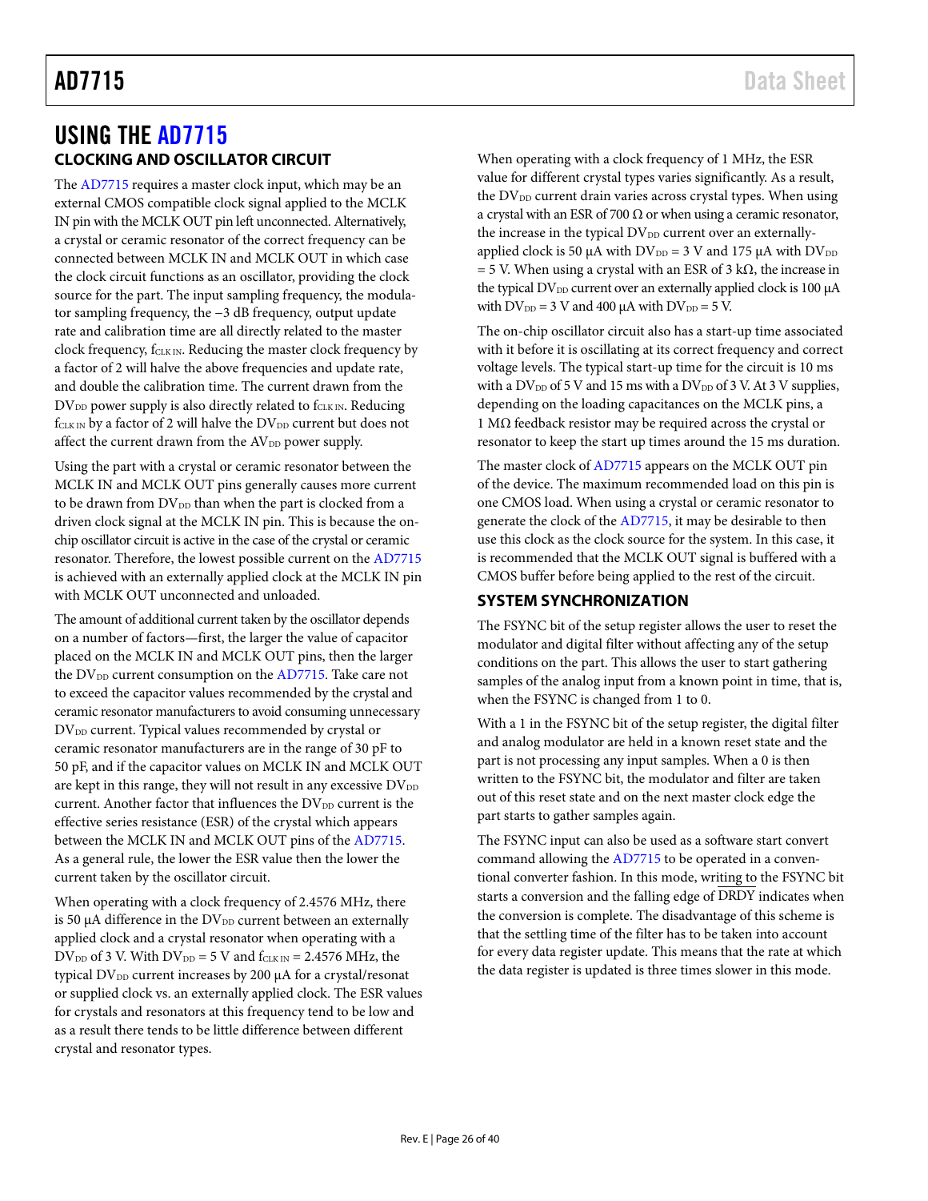# USING THE AD7715

## CLOCKING AND OSCILLATOR CIRCUIT

The AD7715 requires a master clock input, which may be an external CMOS compatible clock signal applied to the MCLK IN pin with the MCLK OUT pin left unconnected. Alternatively, a crystal or ceramic resonator of the correct frequency can be connected between MCLK IN and MCLK OUT in which case the clock circuit functions as an oscillator, providing the clock source for the part. The input sampling frequency, the modulator sampling frequency, the −3 dB frequency, output update rate and calibration time are all directly related to the master clock frequency, $f_{CLK IN}$. Reducing the master clock frequency by a factor of 2 will halve the above frequencies and update rate, and double the calibration time. The current drawn from the $DV_{DD}$ power supply is also directly related to $f_{CLK IN}$. Reducing $f_{CLK IN}$ by a factor of 2 will halve the $DV_{DD}$ current but does not affect the current drawn from the $AV_{DD}$ power supply.

Using the part with a crystal or ceramic resonator between the MCLK IN and MCLK OUT pins generally causes more current to be drawn from $DV_{DD}$ than when the part is clocked from a driven clock signal at the MCLK IN pin. This is because the on-chip oscillator circuit is active in the case of the crystal or ceramic resonator. Therefore, the lowest possible current on the AD7715 is achieved with an externally applied clock at the MCLK IN pin with MCLK OUT unconnected and unloaded.

The amount of additional current taken by the oscillator depends on a number of factors—first, the larger the value of capacitor placed on the MCLK IN and MCLK OUT pins, then the larger the $DV_{DD}$ current consumption on the AD7715. Take care not to exceed the capacitor values recommended by the crystal and ceramic resonator manufacturers to avoid consuming unnecessary $DV_{DD}$ current. Typical values recommended by crystal or ceramic resonator manufacturers are in the range of 30 pF to 50 pF, and if the capacitor values on MCLK IN and MCLK OUT are kept in this range, they will not result in any excessive $DV_{DD}$ current. Another factor that influences the $DV_{DD}$ current is the effective series resistance (ESR) of the crystal which appears between the MCLK IN and MCLK OUT pins of the AD7715. As a general rule, the lower the ESR value then the lower the current taken by the oscillator circuit.

When operating with a clock frequency of 2.4576 MHz, there is 50 µA difference in the $DV_{DD}$ current between an externally applied clock and a crystal resonator when operating with a $DV_{DD}$ of 3 V. With $DV_{DD}$ = 5 V and $f_{CLK IN}$ = 2.4576 MHz, the typical $DV_{DD}$ current increases by 200 µA for a crystal/resonat or supplied clock vs. an externally applied clock. The ESR values for crystals and resonators at this frequency tend to be low and as a result there tends to be little difference between different crystal and resonator types.

When operating with a clock frequency of 1 MHz, the ESR value for different crystal types varies significantly. As a result, the $DV_{DD}$ current drain varies across crystal types. When using a crystal with an ESR of 700 Ω or when using a ceramic resonator, the increase in the typical $DV_{DD}$ current over an externally-applied clock is 50 µA with $DV_{DD}$ = 3 V and 175 µA with $DV_{DD}$ = 5 V. When using a crystal with an ESR of 3 kΩ, the increase in the typical $DV_{DD}$ current over an externally applied clock is 100 µA with $DV_{DD}$ = 3 V and 400 µA with $DV_{DD}$ = 5 V.

The on-chip oscillator circuit also has a start-up time associated with it before it is oscillating at its correct frequency and correct voltage levels. The typical start-up time for the circuit is 10 ms with a $DV_{DD}$ of 5 V and 15 ms with a $DV_{DD}$ of 3 V. At 3 V supplies, depending on the loading capacitances on the MCLK pins, a 1 MΩ feedback resistor may be required across the crystal or resonator to keep the start up times around the 15 ms duration.

The master clock of AD7715 appears on the MCLK OUT pin of the device. The maximum recommended load on this pin is one CMOS load. When using a crystal or ceramic resonator to generate the clock of the AD7715, it may be desirable to then use this clock as the clock source for the system. In this case, it is recommended that the MCLK OUT signal is buffered with a CMOS buffer before being applied to the rest of the circuit.

## SYSTEM SYNCHRONIZATION

The FSYNC bit of the setup register allows the user to reset the modulator and digital filter without affecting any of the setup conditions on the part. This allows the user to start gathering samples of the analog input from a known point in time, that is, when the FSYNC is changed from 1 to 0.

With a 1 in the FSYNC bit of the setup register, the digital filter and analog modulator are held in a known reset state and the part is not processing any input samples. When a 0 is then written to the FSYNC bit, the modulator and filter are taken out of this reset state and on the next master clock edge the part starts to gather samples again.

The FSYNC input can also be used as a software start convert command allowing the AD7715 to be operated in a conventional converter fashion. In this mode, writing to the FSYNC bit starts a conversion and the falling edge of $\overline{DRDY}$ indicates when the conversion is complete. The disadvantage of this scheme is that the settling time of the filter has to be taken into account for every data register update. This means that the rate at which the data register is updated is three times slower in this mode.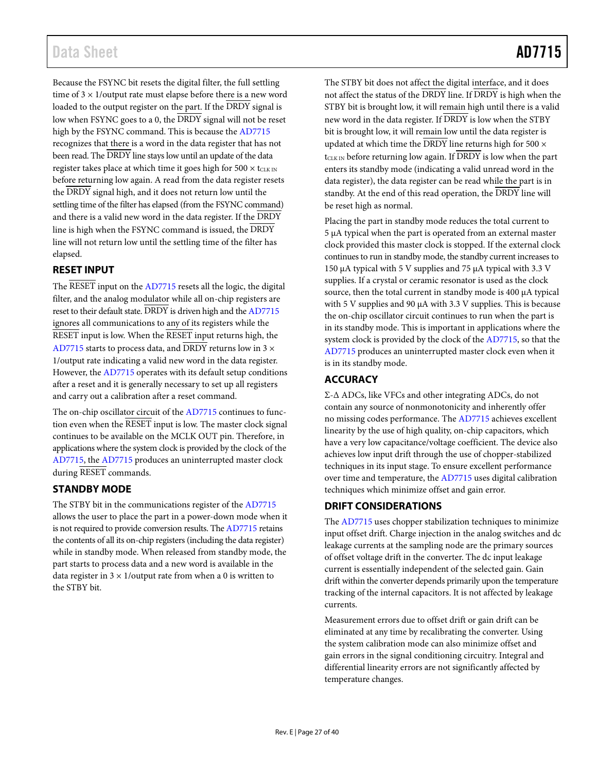Because the FSYNC bit resets the digital filter, the full settling time of 3 × 1/output rate must elapse before there is a new word loaded to the output register on the part. If the DRDY signal is low when FSYNC goes to a 0, the DRDY signal will not be reset high by the FSYNC command. This is because the AD7715 recognizes that there is a word in the data register that has not been read. The DRDY line stays low until an update of the data register takes place at which time it goes high for 500 × $t_{CLK\ IN}$ before returning low again. A read from the data register resets the DRDY signal high, and it does not return low until the settling time of the filter has elapsed (from the FSYNC command) and there is a valid new word in the data register. If the DRDY line is high when the FSYNC command is issued, the DRDY line will not return low until the settling time of the filter has elapsed.

## RESET INPUT

The RESET input on the AD7715 resets all the logic, the digital filter, and the analog modulator while all on-chip registers are reset to their default state. DRDY is driven high and the AD7715 ignores all communications to any of its registers while the RESET input is low. When the RESET input returns high, the AD7715 starts to process data, and DRDY returns low in 3 × 1/output rate indicating a valid new word in the data register. However, the AD7715 operates with its default setup conditions after a reset and it is generally necessary to set up all registers and carry out a calibration after a reset command.

The on-chip oscillator circuit of the AD7715 continues to function even when the RESET input is low. The master clock signal continues to be available on the MCLK OUT pin. Therefore, in applications where the system clock is provided by the clock of the AD7715, the AD7715 produces an uninterrupted master clock during RESET commands.

## STANDBY MODE

The STBY bit in the communications register of the AD7715 allows the user to place the part in a power-down mode when it is not required to provide conversion results. The AD7715 retains the contents of all its on-chip registers (including the data register) while in standby mode. When released from standby mode, the part starts to process data and a new word is available in the data register in 3 × 1/output rate from when a 0 is written to the STBY bit.

The STBY bit does not affect the digital interface, and it does not affect the status of the DRDY line. If DRDY is high when the STBY bit is brought low, it will remain high until there is a valid new word in the data register. If DRDY is low when the STBY bit is brought low, it will remain low until the data register is updated at which time the DRDY line returns high for 500 × $t_{CLK\ IN}$ before returning low again. If DRDY is low when the part enters its standby mode (indicating a valid unread word in the data register), the data register can be read while the part is in standby. At the end of this read operation, the DRDY line will be reset high as normal.

Placing the part in standby mode reduces the total current to 5 μA typical when the part is operated from an external master clock provided this master clock is stopped. If the external clock continues to run in standby mode, the standby current increases to 150 μA typical with 5 V supplies and 75 μA typical with 3.3 V supplies. If a crystal or ceramic resonator is used as the clock source, then the total current in standby mode is 400 μA typical with 5 V supplies and 90 μA with 3.3 V supplies. This is because the on-chip oscillator circuit continues to run when the part is in its standby mode. This is important in applications where the system clock is provided by the clock of the AD7715, so that the AD7715 produces an uninterrupted master clock even when it is in its standby mode.

## ACCURACY

Σ-Δ ADCs, like VFCs and other integrating ADCs, do not contain any source of nonmonotonicity and inherently offer no missing codes performance. The AD7715 achieves excellent linearity by the use of high quality, on-chip capacitors, which have a very low capacitance/voltage coefficient. The device also achieves low input drift through the use of chopper-stabilized techniques in its input stage. To ensure excellent performance over time and temperature, the AD7715 uses digital calibration techniques which minimize offset and gain error.

## DRIFT CONSIDERATIONS

The AD7715 uses chopper stabilization techniques to minimize input offset drift. Charge injection in the analog switches and dc leakage currents at the sampling node are the primary sources of offset voltage drift in the converter. The dc input leakage current is essentially independent of the selected gain. Gain drift within the converter depends primarily upon the temperature tracking of the internal capacitors. It is not affected by leakage currents.

Measurement errors due to offset drift or gain drift can be eliminated at any time by recalibrating the converter. Using the system calibration mode can also minimize offset and gain errors in the signal conditioning circuitry. Integral and differential linearity errors are not significantly affected by temperature changes.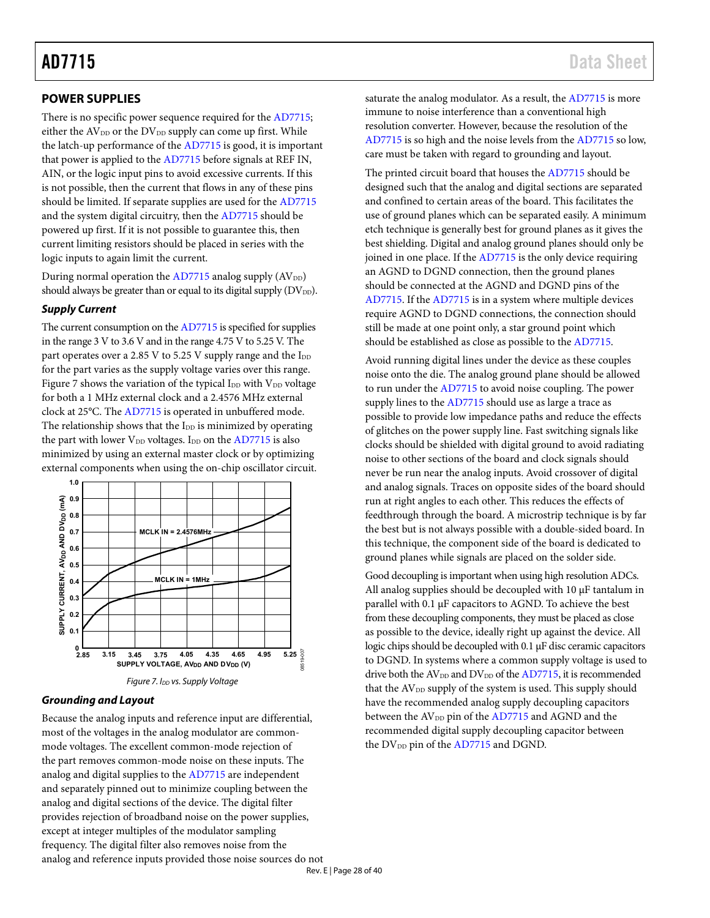## POWER SUPPLIES

There is no specific power sequence required for the AD7715; either the $AV_{DD}$ or the $DV_{DD}$ supply can come up first. While the latch-up performance of the AD7715 is good, it is important that power is applied to the AD7715 before signals at REF IN, AIN, or the logic input pins to avoid excessive currents. If this is not possible, then the current that flows in any of these pins should be limited. If separate supplies are used for the AD7715 and the system digital circuitry, then the AD7715 should be powered up first. If it is not possible to guarantee this, then current limiting resistors should be placed in series with the logic inputs to again limit the current.

During normal operation the AD7715 analog supply ($AV_{DD}$) should always be greater than or equal to its digital supply ($DV_{DD}$).

### *Supply Current*

The current consumption on the AD7715 is specified for supplies in the range 3 V to 3.6 V and in the range 4.75 V to 5.25 V. The part operates over a 2.85 V to 5.25 V supply range and the $I_{DD}$ for the part varies as the supply voltage varies over this range. Figure 7 shows the variation of the typical $I_{DD}$ with $V_{DD}$ voltage for both a 1 MHz external clock and a 2.4576 MHz external clock at 25°C. The AD7715 is operated in unbuffered mode. The relationship shows that the $I_{DD}$ is minimized by operating the part with lower $V_{DD}$ voltages. $I_{DD}$ on the AD7715 is also minimized by using an external master clock or by optimizing external components when using the on-chip oscillator circuit.

*Figure 7. $I_{DD}$ vs. Supply Voltage*

### *Grounding and Layout*

Because the analog inputs and reference input are differential, most of the voltages in the analog modulator are common-mode voltages. The excellent common-mode rejection of the part removes common-mode noise on these inputs. The analog and digital supplies to the AD7715 are independent and separately pinned out to minimize coupling between the analog and digital sections of the device. The digital filter provides rejection of broadband noise on the power supplies, except at integer multiples of the modulator sampling frequency. The digital filter also removes noise from the analog and reference inputs provided those noise sources do not saturate the analog modulator. As a result, the AD7715 is more immune to noise interference than a conventional high resolution converter. However, because the resolution of the AD7715 is so high and the noise levels from the AD7715 so low, care must be taken with regard to grounding and layout.

The printed circuit board that houses the AD7715 should be designed such that the analog and digital sections are separated and confined to certain areas of the board. This facilitates the use of ground planes which can be separated easily. A minimum etch technique is generally best for ground planes as it gives the best shielding. Digital and analog ground planes should only be joined in one place. If the AD7715 is the only device requiring an AGND to DGND connection, then the ground planes should be connected at the AGND and DGND pins of the AD7715. If the AD7715 is in a system where multiple devices require AGND to DGND connections, the connection should still be made at one point only, a star ground point which should be established as close as possible to the AD7715.

Avoid running digital lines under the device as these couples noise onto the die. The analog ground plane should be allowed to run under the AD7715 to avoid noise coupling. The power supply lines to the AD7715 should use as large a trace as possible to provide low impedance paths and reduce the effects of glitches on the power supply line. Fast switching signals like clocks should be shielded with digital ground to avoid radiating noise to other sections of the board and clock signals should never be run near the analog inputs. Avoid crossover of digital and analog signals. Traces on opposite sides of the board should run at right angles to each other. This reduces the effects of feedthrough through the board. A microstrip technique is by far the best but is not always possible with a double-sided board. In this technique, the component side of the board is dedicated to ground planes while signals are placed on the solder side.

Good decoupling is important when using high resolution ADCs. All analog supplies should be decoupled with 10 μF tantalum in parallel with 0.1 μF capacitors to AGND. To achieve the best from these decoupling components, they must be placed as close as possible to the device, ideally right up against the device. All logic chips should be decoupled with 0.1 μF disc ceramic capacitors to DGND. In systems where a common supply voltage is used to drive both the $AV_{DD}$ and $DV_{DD}$ of the AD7715, it is recommended that the $AV_{DD}$ supply of the system is used. This supply should have the recommended analog supply decoupling capacitors between the $AV_{DD}$ pin of the AD7715 and AGND and the recommended digital supply decoupling capacitor between the $DV_{DD}$ pin of the AD7715 and DGND.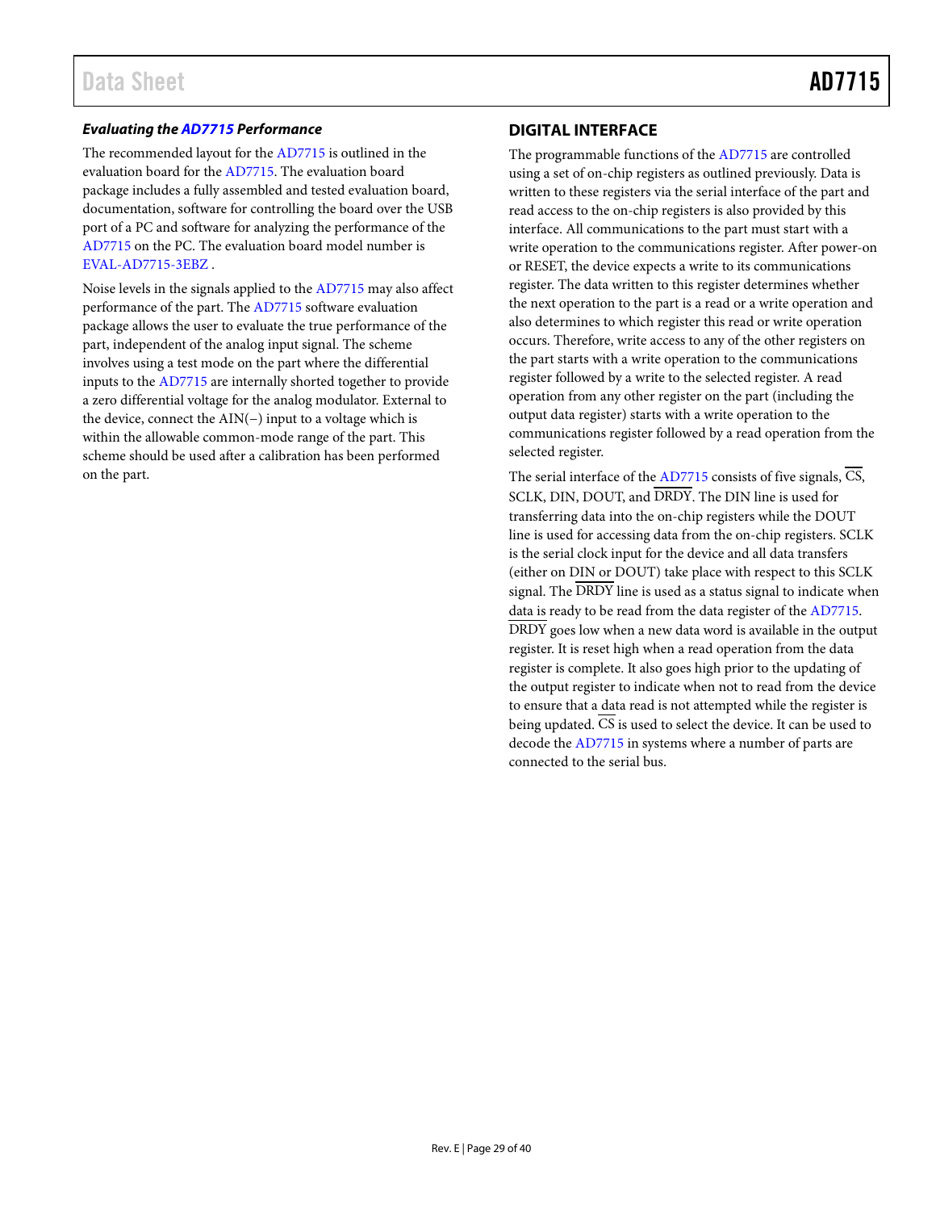### *Evaluating the AD7715 Performance*

The recommended layout for the AD7715 is outlined in the evaluation board for the AD7715. The evaluation board package includes a fully assembled and tested evaluation board, documentation, software for controlling the board over the USB port of a PC and software for analyzing the performance of the AD7715 on the PC. The evaluation board model number is EVAL-AD7715-3EBZ .

Noise levels in the signals applied to the AD7715 may also affect performance of the part. The AD7715 software evaluation package allows the user to evaluate the true performance of the part, independent of the analog input signal. The scheme involves using a test mode on the part where the differential inputs to the AD7715 are internally shorted together to provide a zero differential voltage for the analog modulator. External to the device, connect the AIN(−) input to a voltage which is within the allowable common-mode range of the part. This scheme should be used after a calibration has been performed on the part.

## DIGITAL INTERFACE

The programmable functions of the AD7715 are controlled using a set of on-chip registers as outlined previously. Data is written to these registers via the serial interface of the part and read access to the on-chip registers is also provided by this interface. All communications to the part must start with a write operation to the communications register. After power-on or RESET, the device expects a write to its communications register. The data written to this register determines whether the next operation to the part is a read or a write operation and also determines to which register this read or write operation occurs. Therefore, write access to any of the other registers on the part starts with a write operation to the communications register followed by a write to the selected register. A read operation from any other register on the part (including the output data register) starts with a write operation to the communications register followed by a read operation from the selected register.

The serial interface of the AD7715 consists of five signals, $\overline{\text{CS}}$, SCLK, DIN, DOUT, and $\overline{\text{DRDY}}$. The DIN line is used for transferring data into the on-chip registers while the DOUT line is used for accessing data from the on-chip registers. SCLK is the serial clock input for the device and all data transfers (either on DIN or DOUT) take place with respect to this SCLK signal. The $\overline{\text{DRDY}}$ line is used as a status signal to indicate when data is ready to be read from the data register of the AD7715. $\overline{\text{DRDY}}$ goes low when a new data word is available in the output register. It is reset high when a read operation from the data register is complete. It also goes high prior to the updating of the output register to indicate when not to read from the device to ensure that a data read is not attempted while the register is being updated. $\overline{\text{CS}}$ is used to select the device. It can be used to decode the AD7715 in systems where a number of parts are connected to the serial bus.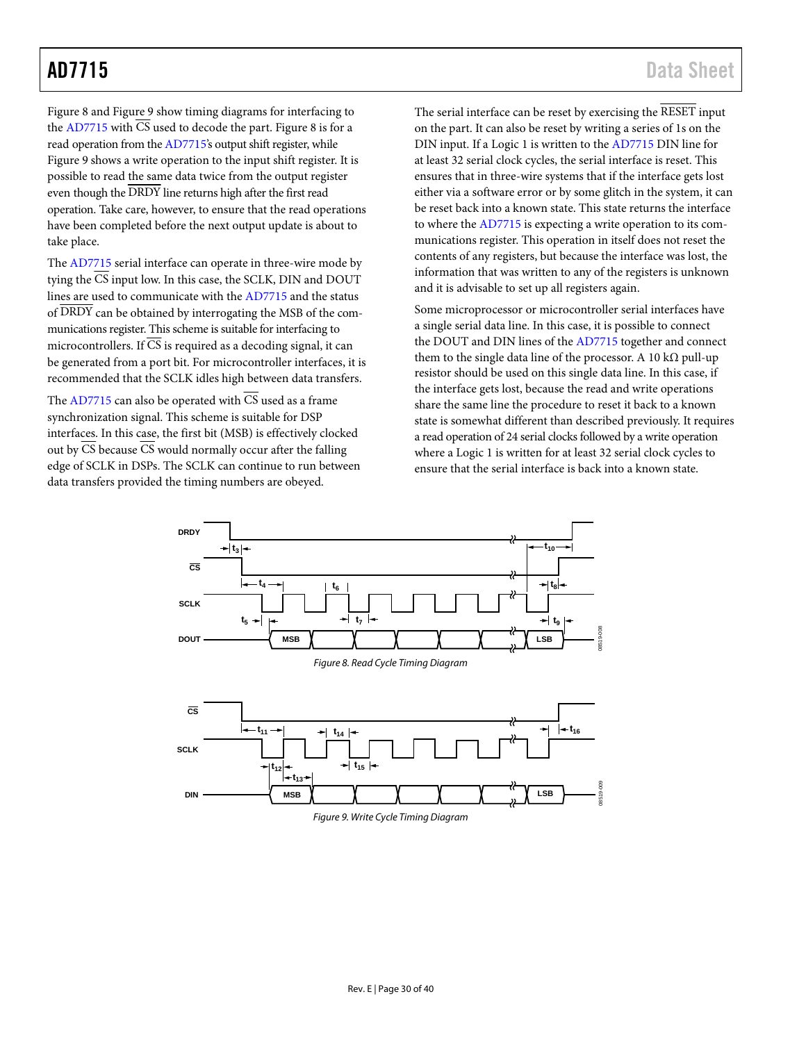Figure 8 and Figure 9 show timing diagrams for interfacing to the AD7715 with CS used to decode the part. Figure 8 is for a read operation from the AD7715's output shift register, while Figure 9 shows a write operation to the input shift register. It is possible to read the same data twice from the output register even though the DRDY line returns high after the first read operation. Take care, however, to ensure that the read operations have been completed before the next output update is about to take place.

The AD7715 serial interface can operate in three-wire mode by tying the CS input low. In this case, the SCLK, DIN and DOUT lines are used to communicate with the AD7715 and the status of DRDY can be obtained by interrogating the MSB of the communications register. This scheme is suitable for interfacing to microcontrollers. If CS is required as a decoding signal, it can be generated from a port bit. For microcontroller interfaces, it is recommended that the SCLK idles high between data transfers.

The AD7715 can also be operated with CS used as a frame synchronization signal. This scheme is suitable for DSP interfaces. In this case, the first bit (MSB) is effectively clocked out by CS because CS would normally occur after the falling edge of SCLK in DSPs. The SCLK can continue to run between data transfers provided the timing numbers are obeyed.

The serial interface can be reset by exercising the RESET input on the part. It can also be reset by writing a series of 1s on the DIN input. If a Logic 1 is written to the AD7715 DIN line for at least 32 serial clock cycles, the serial interface is reset. This ensures that in three-wire systems that if the interface gets lost either via a software error or by some glitch in the system, it can be reset back into a known state. This state returns the interface to where the AD7715 is expecting a write operation to its communications register. This operation in itself does not reset the contents of any registers, but because the interface was lost, the information that was written to any of the registers is unknown and it is advisable to set up all registers again.

Some microprocessor or microcontroller serial interfaces have a single serial data line. In this case, it is possible to connect the DOUT and DIN lines of the AD7715 together and connect them to the single data line of the processor. A 10 kΩ pull-up resistor should be used on this single data line. In this case, if the interface gets lost, because the read and write operations share the same line the procedure to reset it back to a known state is somewhat different than described previously. It requires a read operation of 24 serial clocks followed by a write operation where a Logic 1 is written for at least 32 serial clock cycles to ensure that the serial interface is back into a known state.

*Figure 8. Read Cycle Timing Diagram*

*Figure 9. Write Cycle Timing Diagram*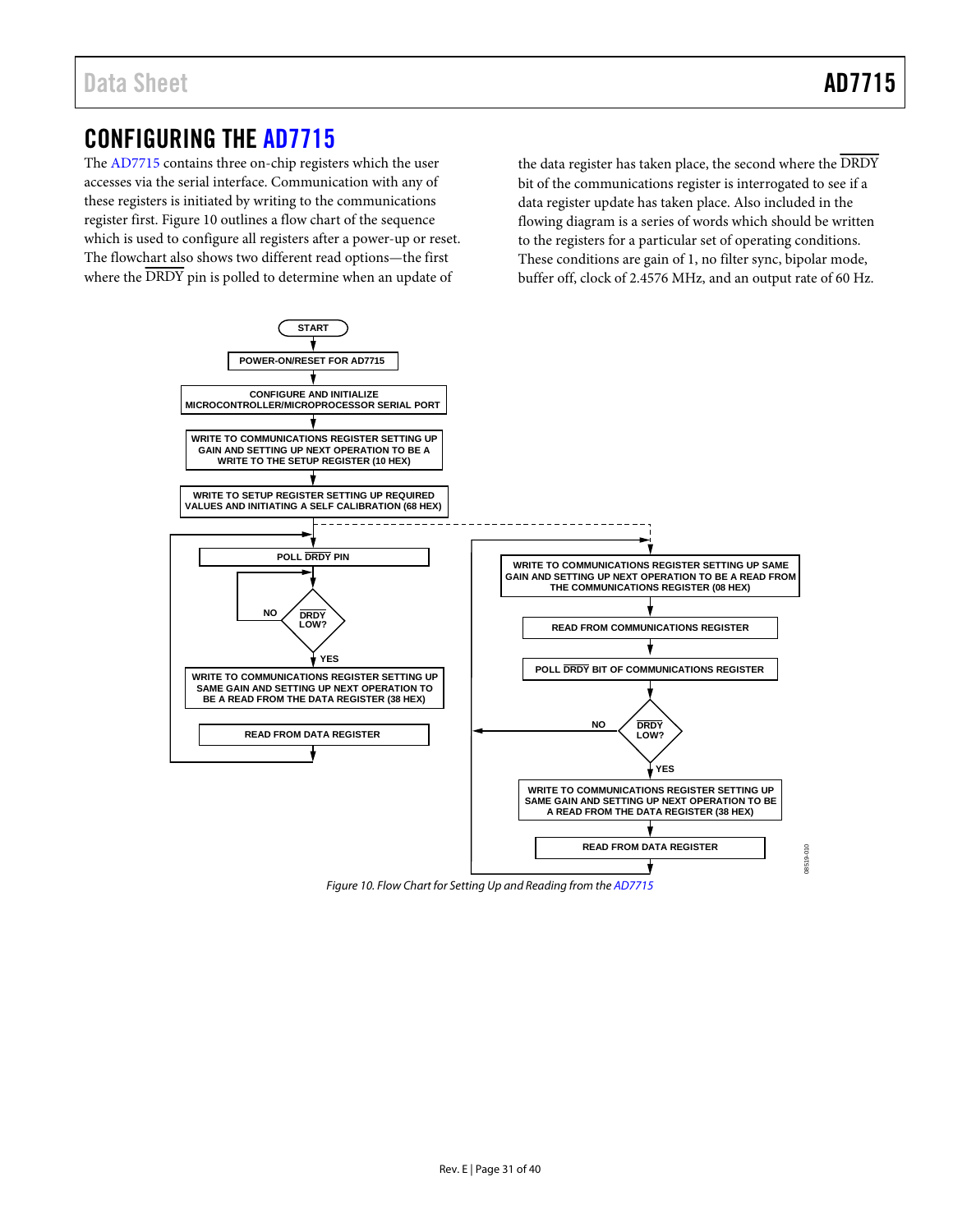## CONFIGURING THE AD7715

The AD7715 contains three on-chip registers which the user accesses via the serial interface. Communication with any of these registers is initiated by writing to the communications register first. Figure 10 outlines a flow chart of the sequence which is used to configure all registers after a power-up or reset. The flowchart also shows two different read options—the first where the DRDY pin is polled to determine when an update of the data register has taken place, the second where the DRDY bit of the communications register is interrogated to see if a data register update has taken place. Also included in the flowing diagram is a series of words which should be written to the registers for a particular set of operating conditions. These conditions are gain of 1, no filter sync, bipolar mode, buffer off, clock of 2.4576 MHz, and an output rate of 60 Hz.

START

POWER-ON/RESET FOR AD7715

CONFIGURE AND INITIALIZE MICROCONTROLLER/MICROPROCESSOR SERIAL PORT

WRITE TO COMMUNICATIONS REGISTER SETTING UP GAIN AND SETTING UP NEXT OPERATION TO BE A WRITE TO THE SETUP REGISTER (10 HEX)

WRITE TO SETUP REGISTER SETTING UP REQUIRED VALUES AND INITIATING A SELF CALIBRATION (68 HEX)

POLL DRDY PIN

DRDY LOW? NO / YES

WRITE TO COMMUNICATIONS REGISTER SETTING UP SAME GAIN AND SETTING UP NEXT OPERATION TO BE A READ FROM THE DATA REGISTER (38 HEX)

READ FROM DATA REGISTER

WRITE TO COMMUNICATIONS REGISTER SETTING UP SAME GAIN AND SETTING UP NEXT OPERATION TO BE A READ FROM THE COMMUNICATIONS REGISTER (08 HEX)

READ FROM COMMUNICATIONS REGISTER

POLL DRDY BIT OF COMMUNICATIONS REGISTER

DRDY LOW? NO / YES

WRITE TO COMMUNICATIONS REGISTER SETTING UP SAME GAIN AND SETTING UP NEXT OPERATION TO BE A READ FROM THE DATA REGISTER (38 HEX)

READ FROM DATA REGISTER

*Figure 10. Flow Chart for Setting Up and Reading from the AD7715*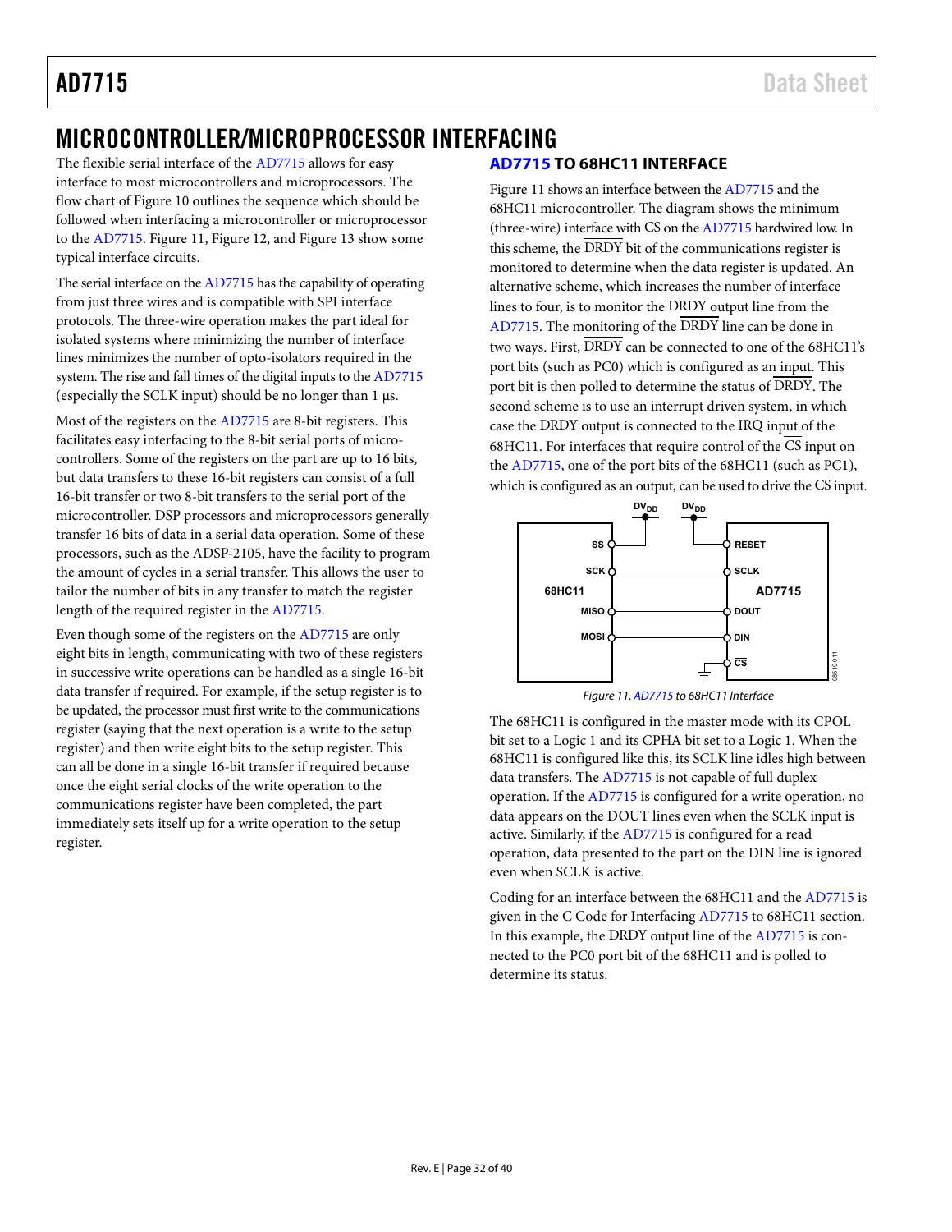# MICROCONTROLLER/MICROPROCESSOR INTERFACING

The flexible serial interface of the AD7715 allows for easy interface to most microcontrollers and microprocessors. The flow chart of Figure 10 outlines the sequence which should be followed when interfacing a microcontroller or microprocessor to the AD7715. Figure 11, Figure 12, and Figure 13 show some typical interface circuits.

The serial interface on the AD7715 has the capability of operating from just three wires and is compatible with SPI interface protocols. The three-wire operation makes the part ideal for isolated systems where minimizing the number of interface lines minimizes the number of opto-isolators required in the system. The rise and fall times of the digital inputs to the AD7715 (especially the SCLK input) should be no longer than 1 µs.

Most of the registers on the AD7715 are 8-bit registers. This facilitates easy interfacing to the 8-bit serial ports of microcontrollers. Some of the registers on the part are up to 16 bits, but data transfers to these 16-bit registers can consist of a full 16-bit transfer or two 8-bit transfers to the serial port of the microcontroller. DSP processors and microprocessors generally transfer 16 bits of data in a serial data operation. Some of these processors, such as the ADSP-2105, have the facility to program the amount of cycles in a serial transfer. This allows the user to tailor the number of bits in any transfer to match the register length of the required register in the AD7715.

Even though some of the registers on the AD7715 are only eight bits in length, communicating with two of these registers in successive write operations can be handled as a single 16-bit data transfer if required. For example, if the setup register is to be updated, the processor must first write to the communications register (saying that the next operation is a write to the setup register) and then write eight bits to the setup register. This can all be done in a single 16-bit transfer if required because once the eight serial clocks of the write operation to the communications register have been completed, the part immediately sets itself up for a write operation to the setup register.

## AD7715 TO 68HC11 INTERFACE

Figure 11 shows an interface between the AD7715 and the 68HC11 microcontroller. The diagram shows the minimum (three-wire) interface with CS on the AD7715 hardwired low. In this scheme, the DRDY bit of the communications register is monitored to determine when the data register is updated. An alternative scheme, which increases the number of interface lines to four, is to monitor the DRDY output line from the AD7715. The monitoring of the DRDY line can be done in two ways. First, DRDY can be connected to one of the 68HC11's port bits (such as PC0) which is configured as an input. This port bit is then polled to determine the status of DRDY. The second scheme is to use an interrupt driven system, in which case the DRDY output is connected to the IRQ input of the 68HC11. For interfaces that require control of the CS input on the AD7715, one of the port bits of the 68HC11 (such as PC1), which is configured as an output, can be used to drive the CS input.

Figure 11. AD7715 to 68HC11 Interface

The 68HC11 is configured in the master mode with its CPOL bit set to a Logic 1 and its CPHA bit set to a Logic 1. When the 68HC11 is configured like this, its SCLK line idles high between data transfers. The AD7715 is not capable of full duplex operation. If the AD7715 is configured for a write operation, no data appears on the DOUT lines even when the SCLK input is active. Similarly, if the AD7715 is configured for a read operation, data presented to the part on the DIN line is ignored even when SCLK is active.

Coding for an interface between the 68HC11 and the AD7715 is given in the C Code for Interfacing AD7715 to 68HC11 section. In this example, the DRDY output line of the AD7715 is connected to the PC0 port bit of the 68HC11 and is polled to determine its status.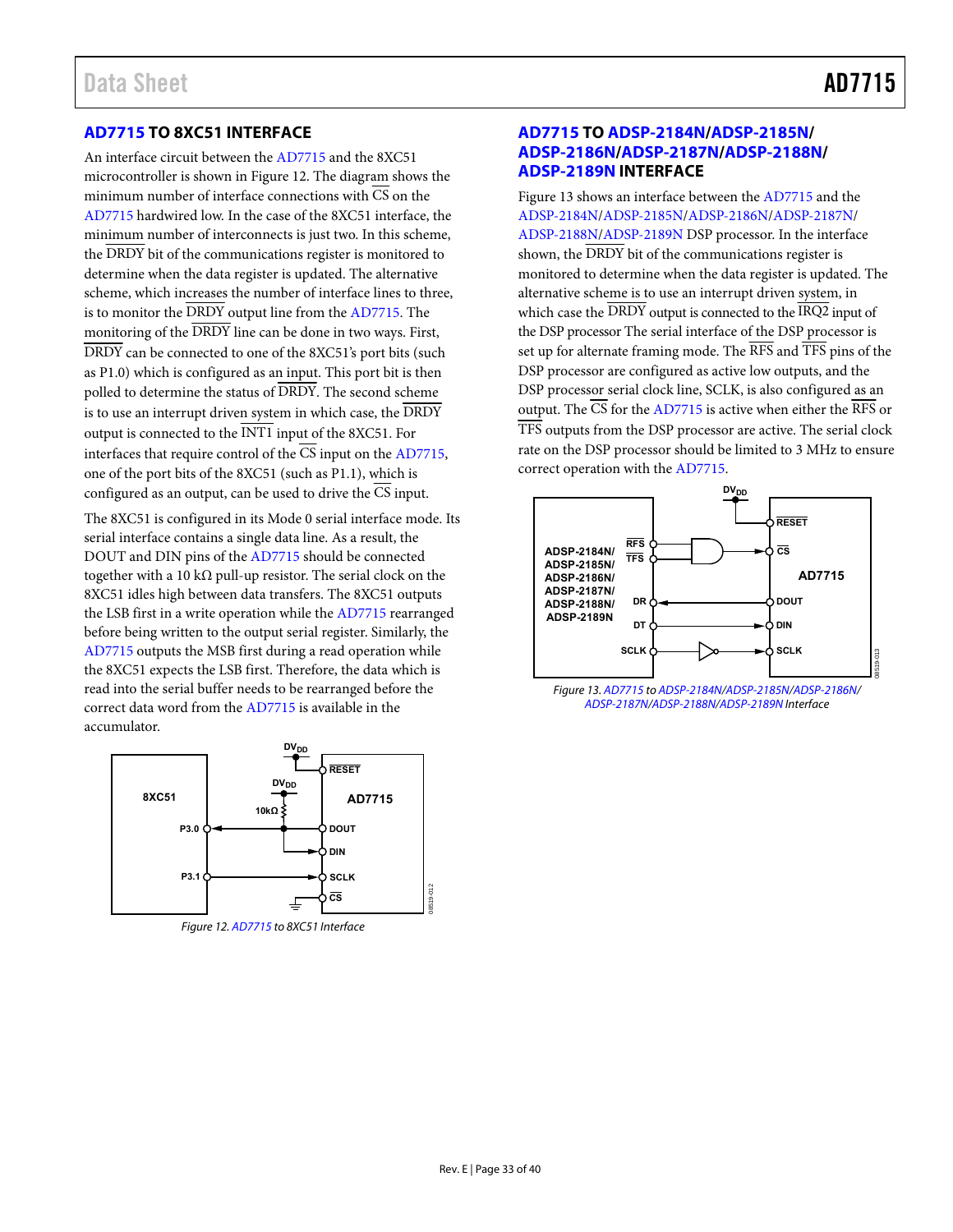## AD7715 TO 8XC51 INTERFACE

An interface circuit between the AD7715 and the 8XC51 microcontroller is shown in Figure 12. The diagram shows the minimum number of interface connections with CS on the AD7715 hardwired low. In the case of the 8XC51 interface, the minimum number of interconnects is just two. In this scheme, the DRDY bit of the communications register is monitored to determine when the data register is updated. The alternative scheme, which increases the number of interface lines to three, is to monitor the DRDY output line from the AD7715. The monitoring of the DRDY line can be done in two ways. First, DRDY can be connected to one of the 8XC51's port bits (such as P1.0) which is configured as an input. This port bit is then polled to determine the status of DRDY. The second scheme is to use an interrupt driven system in which case, the DRDY output is connected to the INT1 input of the 8XC51. For interfaces that require control of the CS input on the AD7715, one of the port bits of the 8XC51 (such as P1.1), which is configured as an output, can be used to drive the CS input.

The 8XC51 is configured in its Mode 0 serial interface mode. Its serial interface contains a single data line. As a result, the DOUT and DIN pins of the AD7715 should be connected together with a 10 kΩ pull-up resistor. The serial clock on the 8XC51 idles high between data transfers. The 8XC51 outputs the LSB first in a write operation while the AD7715 rearranged before being written to the output serial register. Similarly, the AD7715 outputs the MSB first during a read operation while the 8XC51 expects the LSB first. Therefore, the data which is read into the serial buffer needs to be rearranged before the correct data word from the AD7715 is available in the accumulator.

*Figure 12. AD7715 to 8XC51 Interface*

## AD7715 TO ADSP-2184N/ADSP-2185N/ ADSP-2186N/ADSP-2187N/ADSP-2188N/ ADSP-2189N INTERFACE

Figure 13 shows an interface between the AD7715 and the ADSP-2184N/ADSP-2185N/ADSP-2186N/ADSP-2187N/ ADSP-2188N/ADSP-2189N DSP processor. In the interface shown, the DRDY bit of the communications register is monitored to determine when the data register is updated. The alternative scheme is to use an interrupt driven system, in which case the DRDY output is connected to the IRQ2 input of the DSP processor The serial interface of the DSP processor is set up for alternate framing mode. The RFS and TFS pins of the DSP processor are configured as active low outputs, and the DSP processor serial clock line, SCLK, is also configured as an output. The CS for the AD7715 is active when either the RFS or TFS outputs from the DSP processor are active. The serial clock rate on the DSP processor should be limited to 3 MHz to ensure correct operation with the AD7715.

*Figure 13. AD7715 to ADSP-2184N/ADSP-2185N/ADSP-2186N/ ADSP-2187N/ADSP-2188N/ADSP-2189N Interface*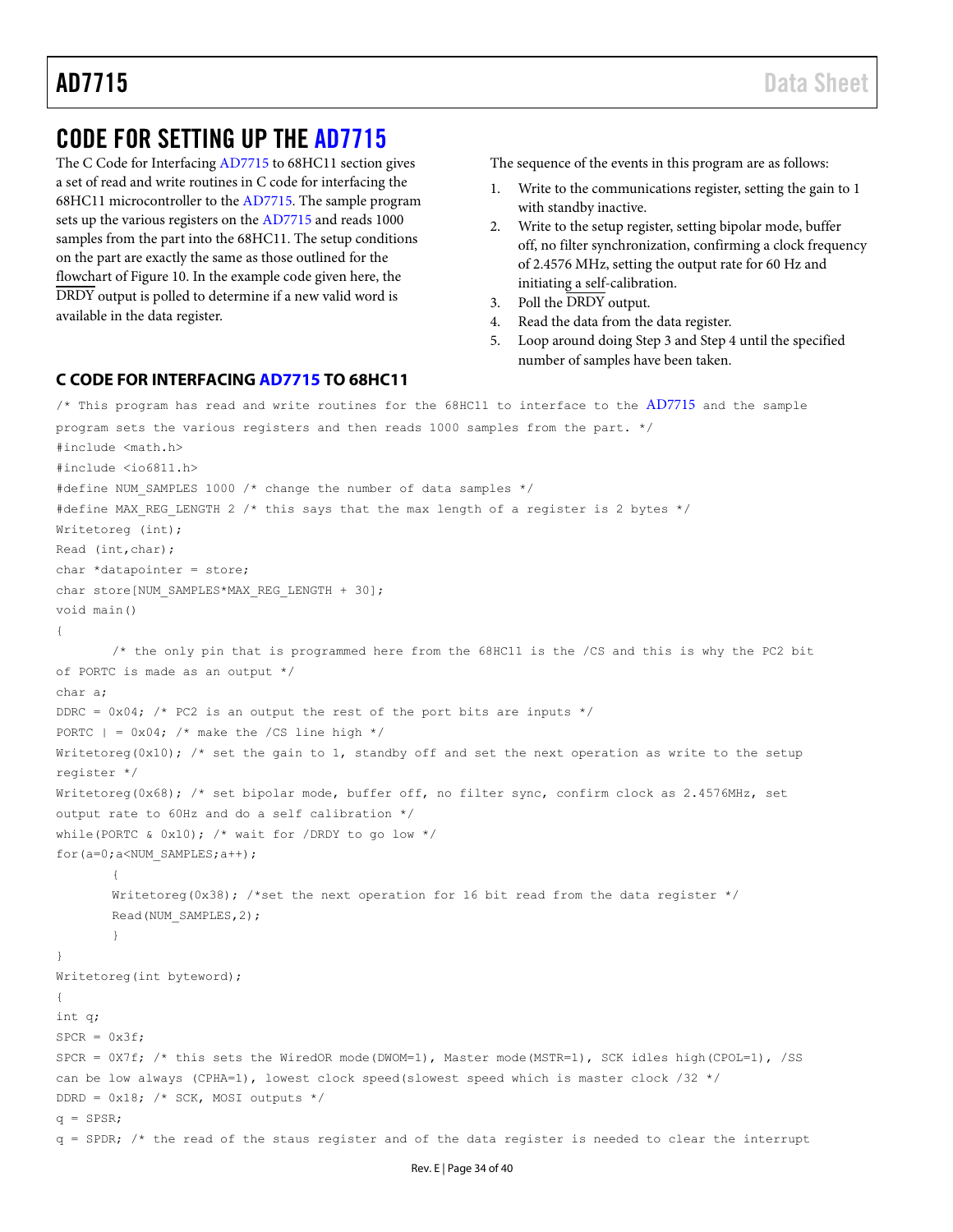# CODE FOR SETTING UP THE AD7715

The C Code for Interfacing AD7715 to 68HC11 section gives a set of read and write routines in C code for interfacing the 68HC11 microcontroller to the AD7715. The sample program sets up the various registers on the AD7715 and reads 1000 samples from the part into the 68HC11. The setup conditions on the part are exactly the same as those outlined for the flowchart of Figure 10. In the example code given here, the $\overline{\text{DRDY}}$ output is polled to determine if a new valid word is available in the data register.

The sequence of the events in this program are as follows:

1. Write to the communications register, setting the gain to 1 with standby inactive.
2. Write to the setup register, setting bipolar mode, buffer off, no filter synchronization, confirming a clock frequency of 2.4576 MHz, setting the output rate for 60 Hz and initiating a self-calibration.
3. Poll the $\overline{\text{DRDY}}$ output.
4. Read the data from the data register.
5. Loop around doing Step 3 and Step 4 until the specified number of samples have been taken.

## C CODE FOR INTERFACING AD7715 TO 68HC11

```
/* This program has read and write routines for the 68HC11 to interface to the AD7715 and the sample
program sets the various registers and then reads 1000 samples from the part. */
#include <math.h>
#include <io6811.h>
#define NUM_SAMPLES 1000 /* change the number of data samples */
#define MAX_REG_LENGTH 2 /* this says that the max length of a register is 2 bytes */
Writetoreg (int);
Read (int,char);
char *datapointer = store;
char store[NUM_SAMPLES*MAX_REG_LENGTH + 30];
void main()
{
        /* the only pin that is programmed here from the 68HC11 is the /CS and this is why the PC2 bit
of PORTC is made as an output */
char a;
DDRC = 0x04; /* PC2 is an output the rest of the port bits are inputs */
PORTC | = 0x04; /* make the /CS line high */
Writetoreg(0x10); /* set the gain to 1, standby off and set the next operation as write to the setup
register */
Writetoreg(0x68); /* set bipolar mode, buffer off, no filter sync, confirm clock as 2.4576MHz, set
output rate to 60Hz and do a self calibration */
while(PORTC & 0x10); /* wait for /DRDY to go low */
for(a=0;a<NUM_SAMPLES;a++);
        {
        Writetoreg(0x38); /*set the next operation for 16 bit read from the data register */
        Read(NUM_SAMPLES,2);
        }
}
Writetoreg(int byteword);
{
int q;
SPCR = 0x3f;
SPCR = 0X7f; /* this sets the WiredOR mode(DWOM=1), Master mode(MSTR=1), SCK idles high(CPOL=1), /SS
can be low always (CPHA=1), lowest clock speed(slowest speed which is master clock /32 */
DDRD = 0x18; /* SCK, MOSI outputs */
q = SPSR;
q = SPDR; /* the read of the staus register and of the data register is needed to clear the interrupt
```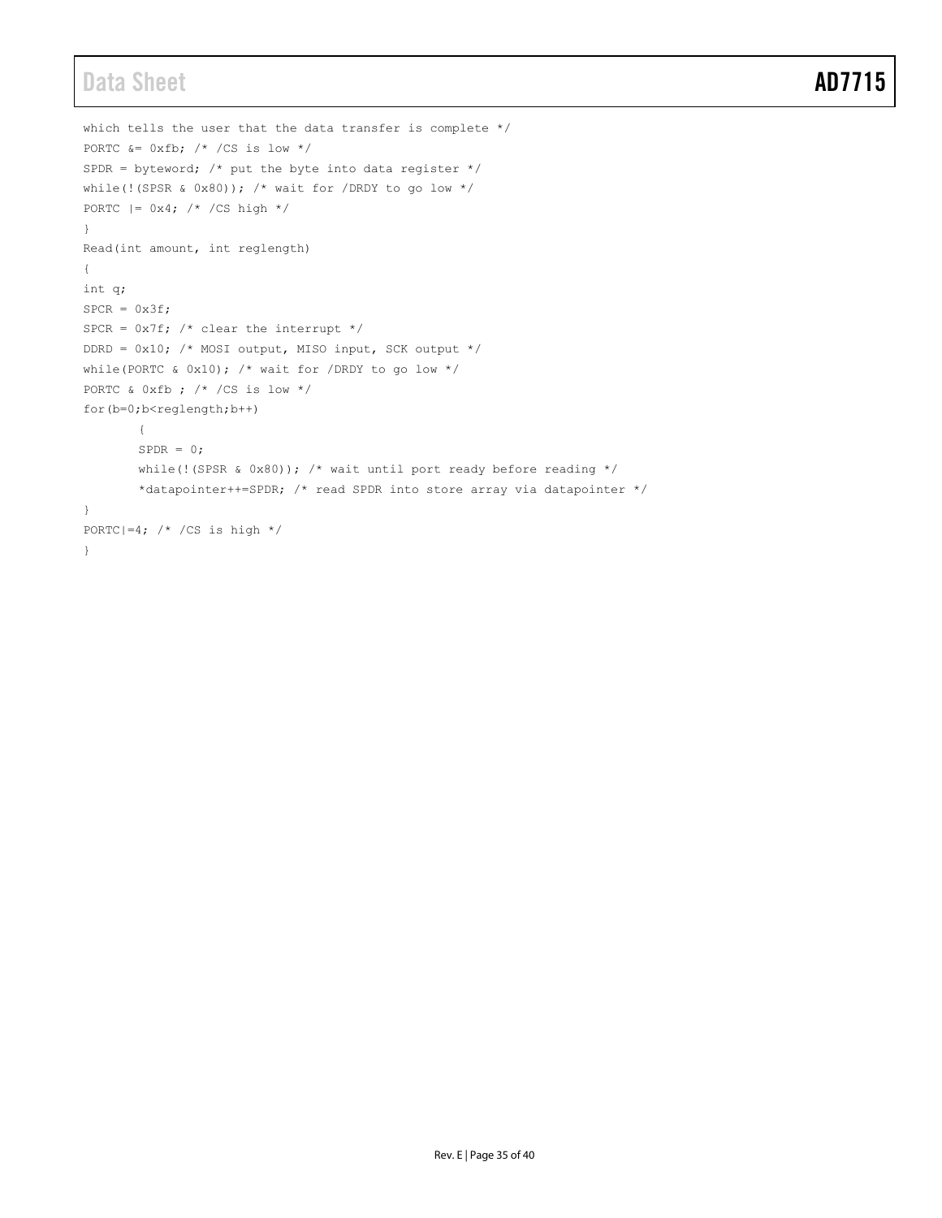```
which tells the user that the data transfer is complete */
PORTC &= 0xfb; /* /CS is low */
SPDR = byteword; /* put the byte into data register */
while(!(SPSR & 0x80)); /* wait for /DRDY to go low */
PORTC |= 0x4; /* /CS high */
}
Read(int amount, int reglength)
{
int q;
SPCR = 0x3f;
SPCR = 0x7f; /* clear the interrupt */
DDRD = 0x10; /* MOSI output, MISO input, SCK output */
while(PORTC & 0x10); /* wait for /DRDY to go low */
PORTC & 0xfb ; /* /CS is low */
for(b=0;b<reglength;b++)
        {
        SPDR = 0;
        while(!(SPSR & 0x80)); /* wait until port ready before reading */
        *datapointer++=SPDR; /* read SPDR into store array via datapointer */
}
PORTC|=4; /* /CS is high */
}
```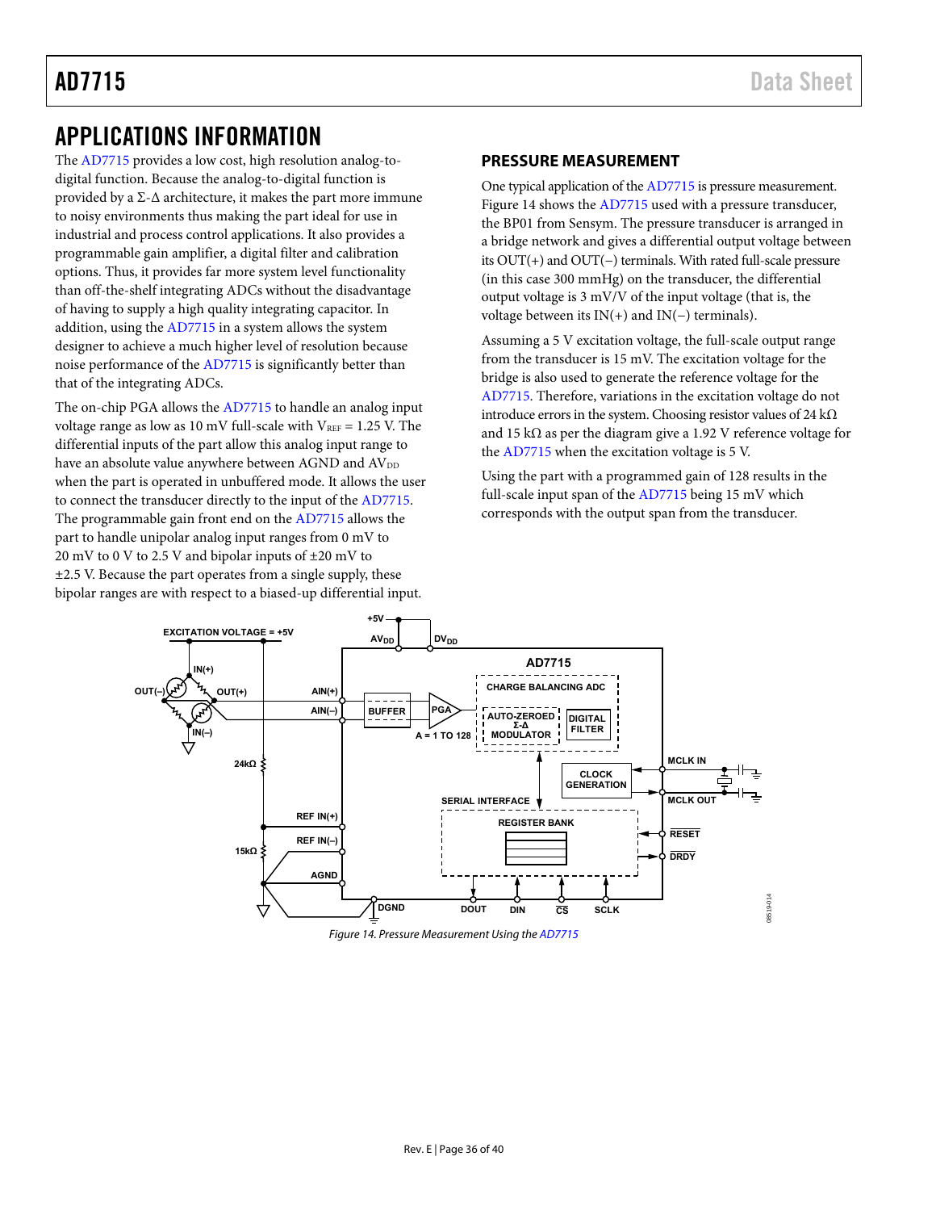# APPLICATIONS INFORMATION

The AD7715 provides a low cost, high resolution analog-to-digital function. Because the analog-to-digital function is provided by a Σ-Δ architecture, it makes the part more immune to noisy environments thus making the part ideal for use in industrial and process control applications. It also provides a programmable gain amplifier, a digital filter and calibration options. Thus, it provides far more system level functionality than off-the-shelf integrating ADCs without the disadvantage of having to supply a high quality integrating capacitor. In addition, using the AD7715 in a system allows the system designer to achieve a much higher level of resolution because noise performance of the AD7715 is significantly better than that of the integrating ADCs.

The on-chip PGA allows the AD7715 to handle an analog input voltage range as low as 10 mV full-scale with $V_{REF}$ = 1.25 V. The differential inputs of the part allow this analog input range to have an absolute value anywhere between AGND and $AV_{DD}$ when the part is operated in unbuffered mode. It allows the user to connect the transducer directly to the input of the AD7715. The programmable gain front end on the AD7715 allows the part to handle unipolar analog input ranges from 0 mV to 20 mV to 0 V to 2.5 V and bipolar inputs of ±20 mV to ±2.5 V. Because the part operates from a single supply, these bipolar ranges are with respect to a biased-up differential input.

## PRESSURE MEASUREMENT

One typical application of the AD7715 is pressure measurement. Figure 14 shows the AD7715 used with a pressure transducer, the BP01 from Sensym. The pressure transducer is arranged in a bridge network and gives a differential output voltage between its OUT(+) and OUT(−) terminals. With rated full-scale pressure (in this case 300 mmHg) on the transducer, the differential output voltage is 3 mV/V of the input voltage (that is, the voltage between its IN(+) and IN(−) terminals).

Assuming a 5 V excitation voltage, the full-scale output range from the transducer is 15 mV. The excitation voltage for the bridge is also used to generate the reference voltage for the AD7715. Therefore, variations in the excitation voltage do not introduce errors in the system. Choosing resistor values of 24 kΩ and 15 kΩ as per the diagram give a 1.92 V reference voltage for the AD7715 when the excitation voltage is 5 V.

Using the part with a programmed gain of 128 results in the full-scale input span of the AD7715 being 15 mV which corresponds with the output span from the transducer.

*Figure 14. Pressure Measurement Using the AD7715*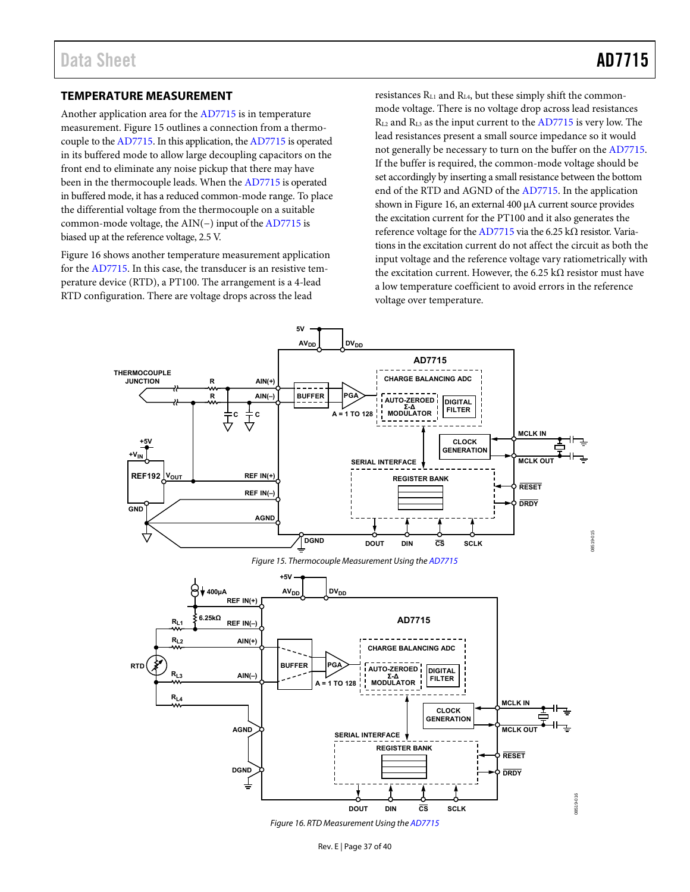## TEMPERATURE MEASUREMENT

Another application area for the AD7715 is in temperature measurement. Figure 15 outlines a connection from a thermocouple to the AD7715. In this application, the AD7715 is operated in its buffered mode to allow large decoupling capacitors on the front end to eliminate any noise pickup that there may have been in the thermocouple leads. When the AD7715 is operated in buffered mode, it has a reduced common-mode range. To place the differential voltage from the thermocouple on a suitable common-mode voltage, the AIN(−) input of the AD7715 is biased up at the reference voltage, 2.5 V.

Figure 16 shows another temperature measurement application for the AD7715. In this case, the transducer is an resistive temperature device (RTD), a PT100. The arrangement is a 4-lead RTD configuration. There are voltage drops across the lead resistances $R_{L1}$ and $R_{L4}$, but these simply shift the common-mode voltage. There is no voltage drop across lead resistances $R_{L2}$ and $R_{L3}$ as the input current to the AD7715 is very low. The lead resistances present a small source impedance so it would not generally be necessary to turn on the buffer on the AD7715. If the buffer is required, the common-mode voltage should be set accordingly by inserting a small resistance between the bottom end of the RTD and AGND of the AD7715. In the application shown in Figure 16, an external 400 µA current source provides the excitation current for the PT100 and it also generates the reference voltage for the AD7715 via the 6.25 kΩ resistor. Variations in the excitation current do not affect the circuit as both the input voltage and the reference voltage vary ratiometrically with the excitation current. However, the 6.25 kΩ resistor must have a low temperature coefficient to avoid errors in the reference voltage over temperature.

*Figure 15. Thermocouple Measurement Using the AD7715*

*Figure 16. RTD Measurement Using the AD7715*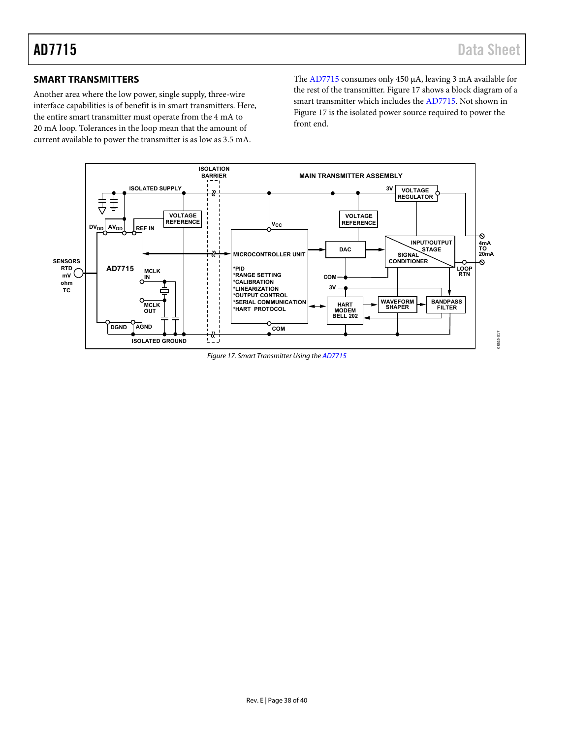## SMART TRANSMITTERS

Another area where the low power, single supply, three-wire interface capabilities is of benefit is in smart transmitters. Here, the entire smart transmitter must operate from the 4 mA to 20 mA loop. Tolerances in the loop mean that the amount of current available to power the transmitter is as low as 3.5 mA.

The AD7715 consumes only 450 µA, leaving 3 mA available for the rest of the transmitter. Figure 17 shows a block diagram of a smart transmitter which includes the AD7715. Not shown in Figure 17 is the isolated power source required to power the front end.

*Figure 17. Smart Transmitter Using the AD7715*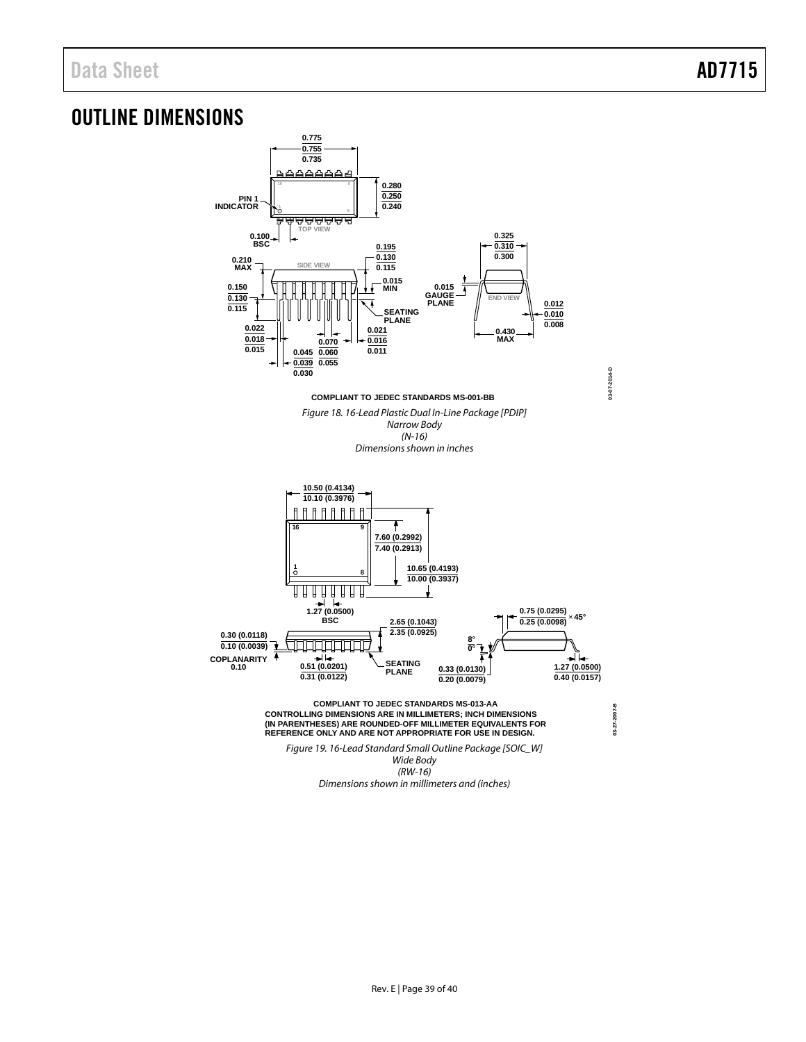# OUTLINE DIMENSIONS

COMPLIANT TO JEDEC STANDARDS MS-001-BB

*Figure 18. 16-Lead Plastic Dual In-Line Package [PDIP]*
*Narrow Body*
*(N-16)*
*Dimensions shown in inches*

COMPLIANT TO JEDEC STANDARDS MS-013-AA
CONTROLLING DIMENSIONS ARE IN MILLIMETERS; INCH DIMENSIONS (IN PARENTHESES) ARE ROUNDED-OFF MILLIMETER EQUIVALENTS FOR REFERENCE ONLY AND ARE NOT APPROPRIATE FOR USE IN DESIGN.

*Figure 19. 16-Lead Standard Small Outline Package [SOIC_W]*
*Wide Body*
*(RW-16)*
*Dimensions shown in millimeters and (inches)*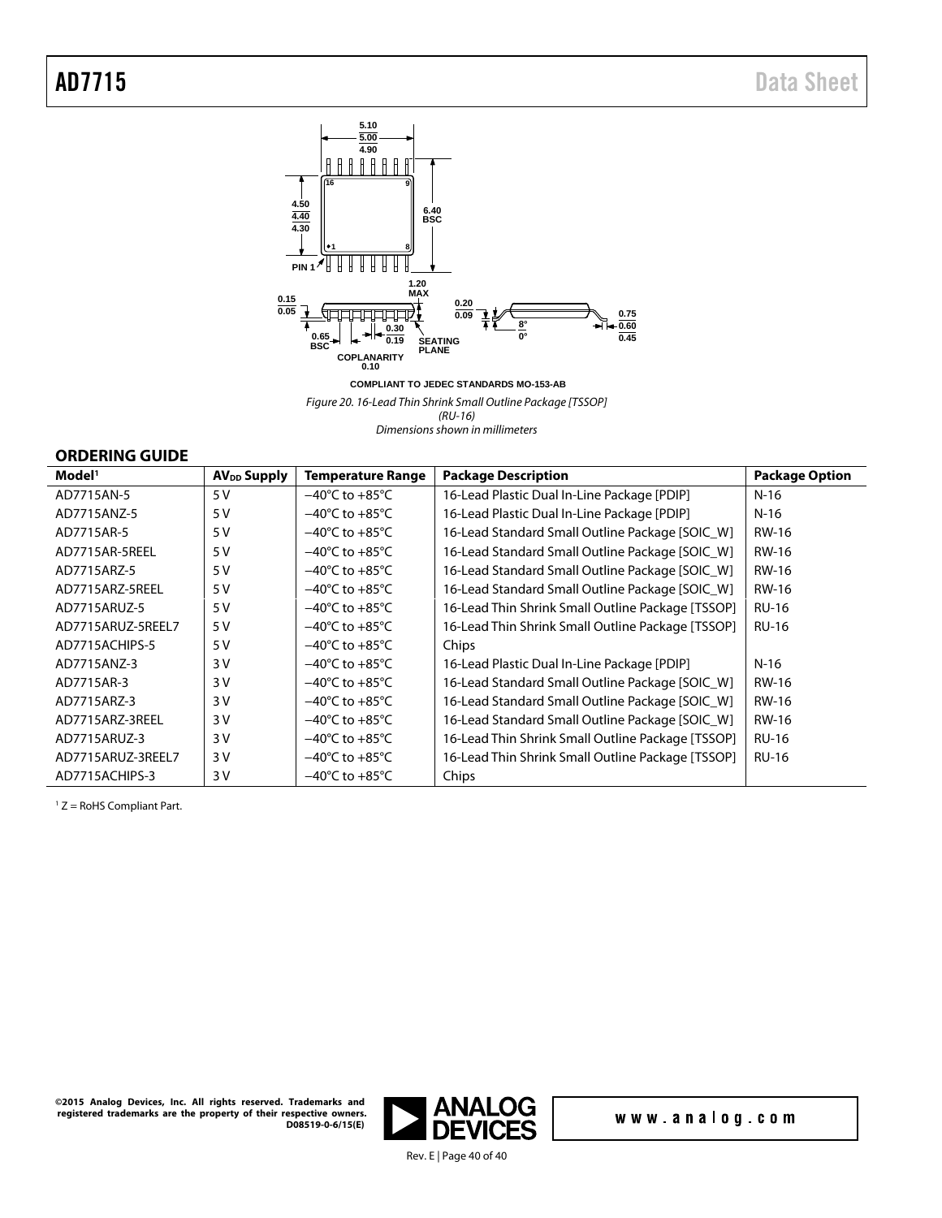5.10
5.00
4.90

16
9

4.50
4.40
4.30

6.40
BSC

1
8

PIN 1

1.20
MAX

0.15
0.05

0.20
0.09

0.75
0.60
0.45

8°
0°

0.30
0.19

0.65
BSC

SEATING
PLANE

COPLANARITY
0.10

COMPLIANT TO JEDEC STANDARDS MO-153-AB

*Figure 20. 16-Lead Thin Shrink Small Outline Package [TSSOP]*
*(RU-16)*
*Dimensions shown in millimeters*

## ORDERING GUIDE

| Model[1] | $AV_{DD}$ Supply | Temperature Range | Package Description | Package Option |
|---|---|---|---|---|
| AD7715AN-5 | 5 V | −40°C to +85°C | 16-Lead Plastic Dual In-Line Package [PDIP] | N-16 |
| AD7715ANZ-5 | 5 V | −40°C to +85°C | 16-Lead Plastic Dual In-Line Package [PDIP] | N-16 |
| AD7715AR-5 | 5 V | −40°C to +85°C | 16-Lead Standard Small Outline Package [SOIC_W] | RW-16 |
| AD7715AR-5REEL | 5 V | −40°C to +85°C | 16-Lead Standard Small Outline Package [SOIC_W] | RW-16 |
| AD7715ARZ-5 | 5 V | −40°C to +85°C | 16-Lead Standard Small Outline Package [SOIC_W] | RW-16 |
| AD7715ARZ-5REEL | 5 V | −40°C to +85°C | 16-Lead Standard Small Outline Package [SOIC_W] | RW-16 |
| AD7715ARUZ-5 | 5 V | −40°C to +85°C | 16-Lead Thin Shrink Small Outline Package [TSSOP] | RU-16 |
| AD7715ARUZ-5REEL7 | 5 V | −40°C to +85°C | 16-Lead Thin Shrink Small Outline Package [TSSOP] | RU-16 |
| AD7715ACHIPS-5 | 5 V | −40°C to +85°C | Chips | |
| AD7715ANZ-3 | 3 V | −40°C to +85°C | 16-Lead Plastic Dual In-Line Package [PDIP] | N-16 |
| AD7715AR-3 | 3 V | −40°C to +85°C | 16-Lead Standard Small Outline Package [SOIC_W] | RW-16 |
| AD7715ARZ-3 | 3 V | −40°C to +85°C | 16-Lead Standard Small Outline Package [SOIC_W] | RW-16 |
| AD7715ARZ-3REEL | 3 V | −40°C to +85°C | 16-Lead Standard Small Outline Package [SOIC_W] | RW-16 |
| AD7715ARUZ-3 | 3 V | −40°C to +85°C | 16-Lead Thin Shrink Small Outline Package [TSSOP] | RU-16 |
| AD7715ARUZ-3REEL7 | 3 V | −40°C to +85°C | 16-Lead Thin Shrink Small Outline Package [TSSOP] | RU-16 |
| AD7715ACHIPS-3 | 3 V | −40°C to +85°C | Chips | |

[1] Z = RoHS Compliant Part.

©2015 Analog Devices, Inc. All rights reserved. Trademarks and registered trademarks are the property of their respective owners.
D08519-0-6/15(E)